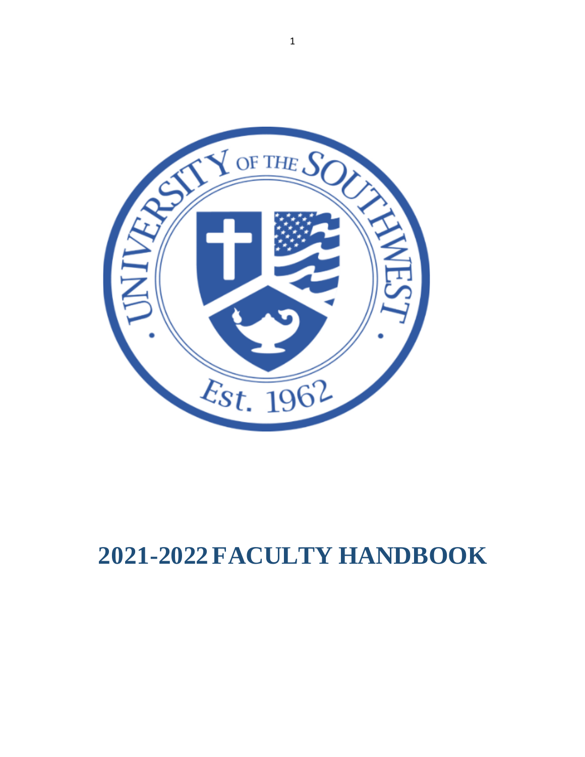# 2021-2022 FACULTY HANDBOOK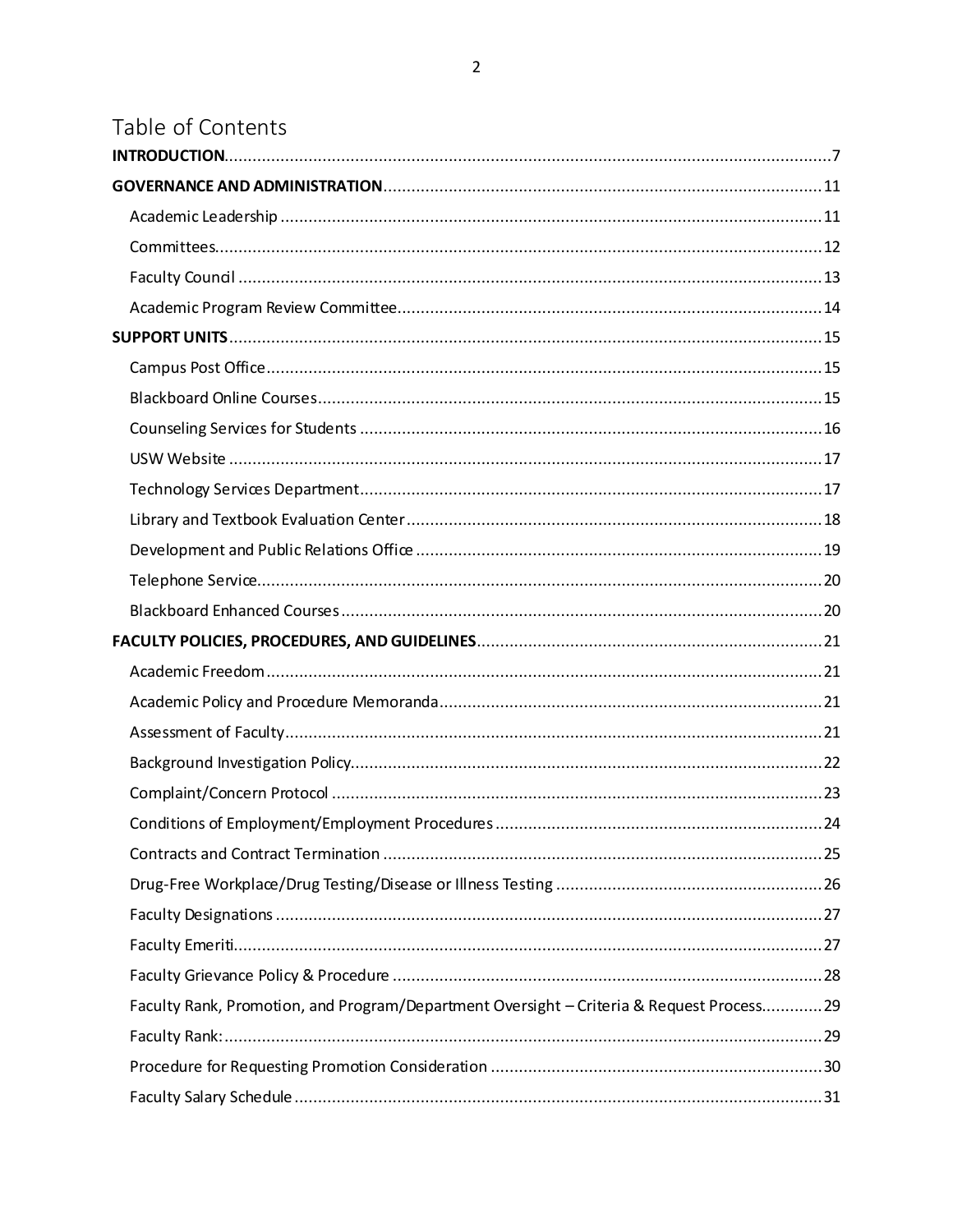# Table of Contents

**INTRODUCTION** .......... 7

**GOVERNANCE AND ADMINISTRATION** .......... 11

- Academic Leadership .......... 11
- Committees .......... 12
- Faculty Council .......... 13
- Academic Program Review Committee .......... 14

**SUPPORT UNITS** .......... 15

- Campus Post Office .......... 15
- Blackboard Online Courses .......... 15
- Counseling Services for Students .......... 16
- USW Website .......... 17
- Technology Services Department .......... 17
- Library and Textbook Evaluation Center .......... 18
- Development and Public Relations Office .......... 19
- Telephone Service .......... 20
- Blackboard Enhanced Courses .......... 20

**FACULTY POLICIES, PROCEDURES, AND GUIDELINES** .......... 21

- Academic Freedom .......... 21
- Academic Policy and Procedure Memoranda .......... 21
- Assessment of Faculty .......... 21
- Background Investigation Policy .......... 22
- Complaint/Concern Protocol .......... 23
- Conditions of Employment/Employment Procedures .......... 24
- Contracts and Contract Termination .......... 25
- Drug-Free Workplace/Drug Testing/Disease or Illness Testing .......... 26
- Faculty Designations .......... 27
- Faculty Emeriti .......... 27
- Faculty Grievance Policy & Procedure .......... 28
- Faculty Rank, Promotion, and Program/Department Oversight – Criteria & Request Process .......... 29
- Faculty Rank: .......... 29
- Procedure for Requesting Promotion Consideration .......... 30
- Faculty Salary Schedule .......... 31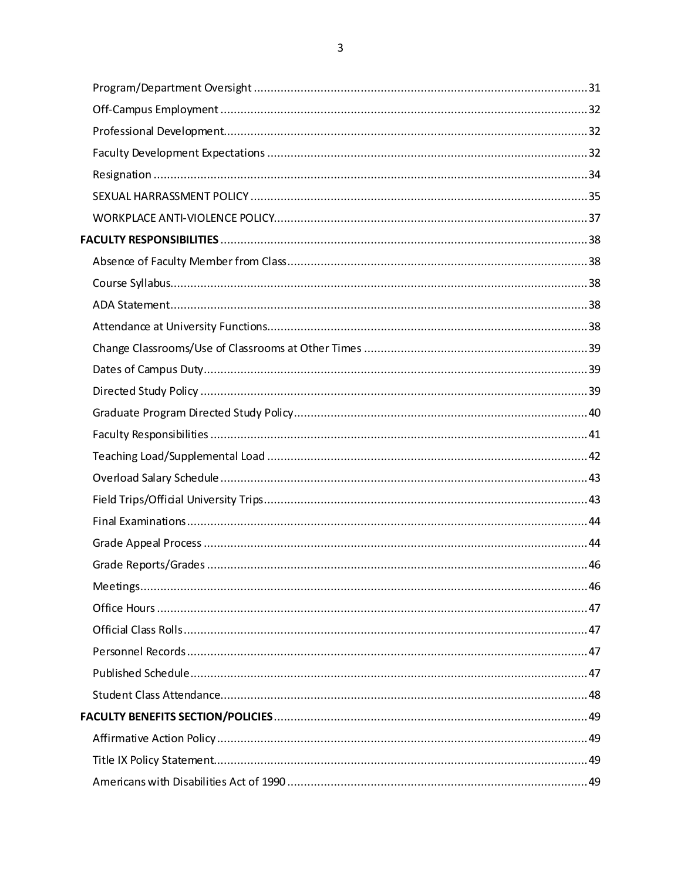Program/Department Oversight ........................................................................................................ 31

Off-Campus Employment .................................................................................................................. 32

Professional Development................................................................................................................. 32

Faculty Development Expectations .................................................................................................. 32

Resignation ........................................................................................................................................ 34

SEXUAL HARRASSMENT POLICY .................................................................................................... 35

WORKPLACE ANTI-VIOLENCE POLICY............................................................................................. 37

**FACULTY RESPONSIBILITIES** ..................................................................................................... 38

Absence of Faculty Member from Class........................................................................................... 38

Course Syllabus................................................................................................................................... 38

ADA Statement................................................................................................................................... 38

Attendance at University Functions.................................................................................................. 38

Change Classrooms/Use of Classrooms at Other Times ................................................................... 39

Dates of Campus Duty........................................................................................................................ 39

Directed Study Policy ......................................................................................................................... 39

Graduate Program Directed Study Policy.......................................................................................... 40

Faculty Responsibilities ..................................................................................................................... 41

Teaching Load/Supplemental Load ................................................................................................... 42

Overload Salary Schedule .................................................................................................................. 43

Field Trips/Official University Trips.................................................................................................... 43

Final Examinations............................................................................................................................. 44

Grade Appeal Process ........................................................................................................................ 44

Grade Reports/Grades ....................................................................................................................... 46

Meetings............................................................................................................................................. 46

Office Hours ....................................................................................................................................... 47

Official Class Rolls............................................................................................................................... 47

Personnel Records.............................................................................................................................. 47

Published Schedule............................................................................................................................ 47

Student Class Attendance.................................................................................................................. 48

**FACULTY BENEFITS SECTION/POLICIES**.................................................................................... 49

Affirmative Action Policy .................................................................................................................... 49

Title IX Policy Statement..................................................................................................................... 49

Americans with Disabilities Act of 1990 ............................................................................................ 49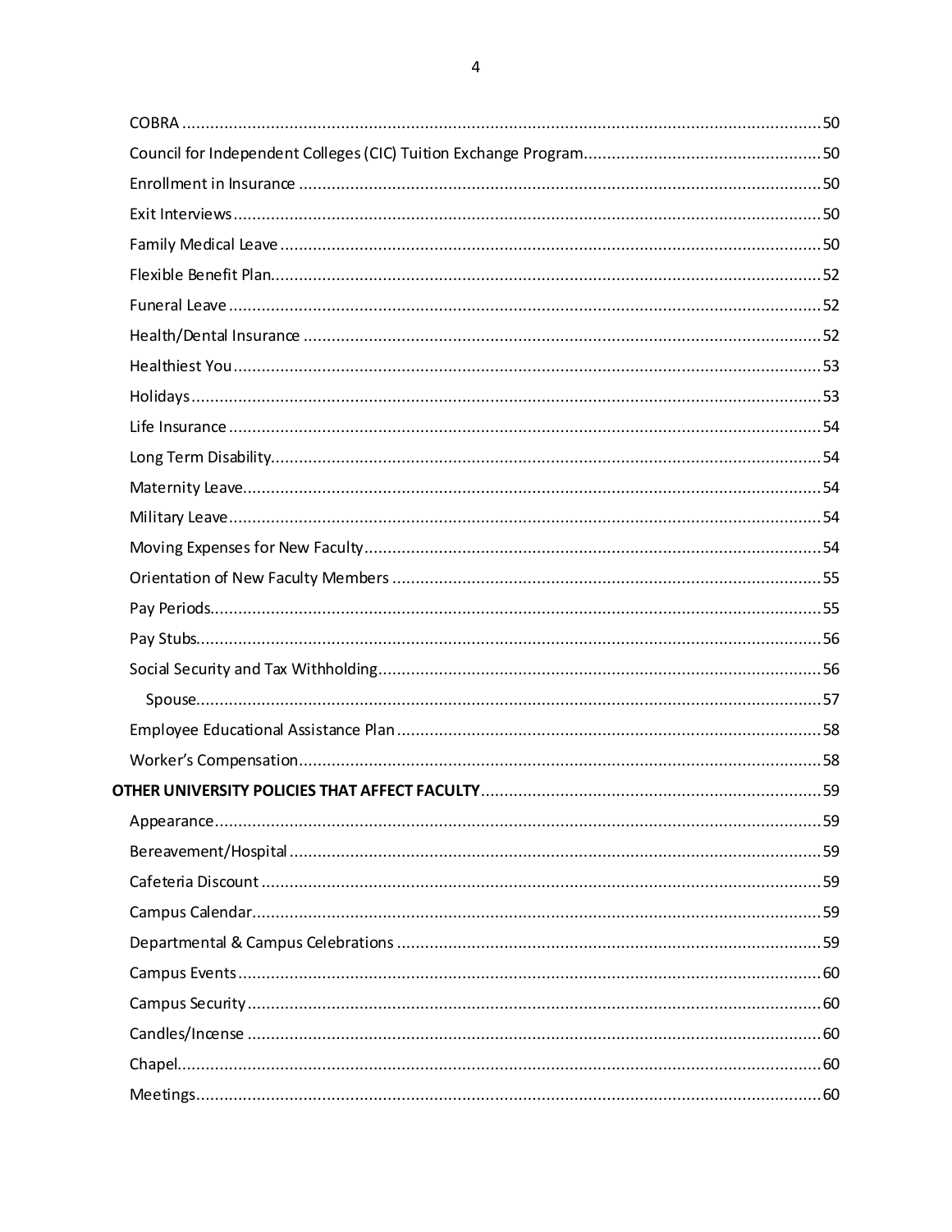COBRA ..................................................................................................................................50

Council for Independent Colleges (CIC) Tuition Exchange Program...................................................50

Enrollment in Insurance ...............................................................................................................50

Exit Interviews..............................................................................................................................50

Family Medical Leave ....................................................................................................................50

Flexible Benefit Plan.....................................................................................................................52

Funeral Leave ...............................................................................................................................52

Health/Dental Insurance ..............................................................................................................52

Healthiest You...............................................................................................................................53

Holidays........................................................................................................................................53

Life Insurance ...............................................................................................................................54

Long Term Disability......................................................................................................................54

Maternity Leave.............................................................................................................................54

Military Leave................................................................................................................................54

Moving Expenses for New Faculty..................................................................................................54

Orientation of New Faculty Members ............................................................................................55

Pay Periods....................................................................................................................................55

Pay Stubs.......................................................................................................................................56

Social Security and Tax Withholding...............................................................................................56

Spouse......................................................................................................................................57

Employee Educational Assistance Plan ...........................................................................................58

Worker's Compensation.................................................................................................................58

**OTHER UNIVERSITY POLICIES THAT AFFECT FACULTY**.........................................................................59

Appearance....................................................................................................................................59

Bereavement/Hospital ...................................................................................................................59

Cafeteria Discount .........................................................................................................................59

Campus Calendar............................................................................................................................59

Departmental & Campus Celebrations ............................................................................................59

Campus Events...............................................................................................................................60

Campus Security.............................................................................................................................60

Candles/Incense ............................................................................................................................60

Chapel...........................................................................................................................................60

Meetings........................................................................................................................................60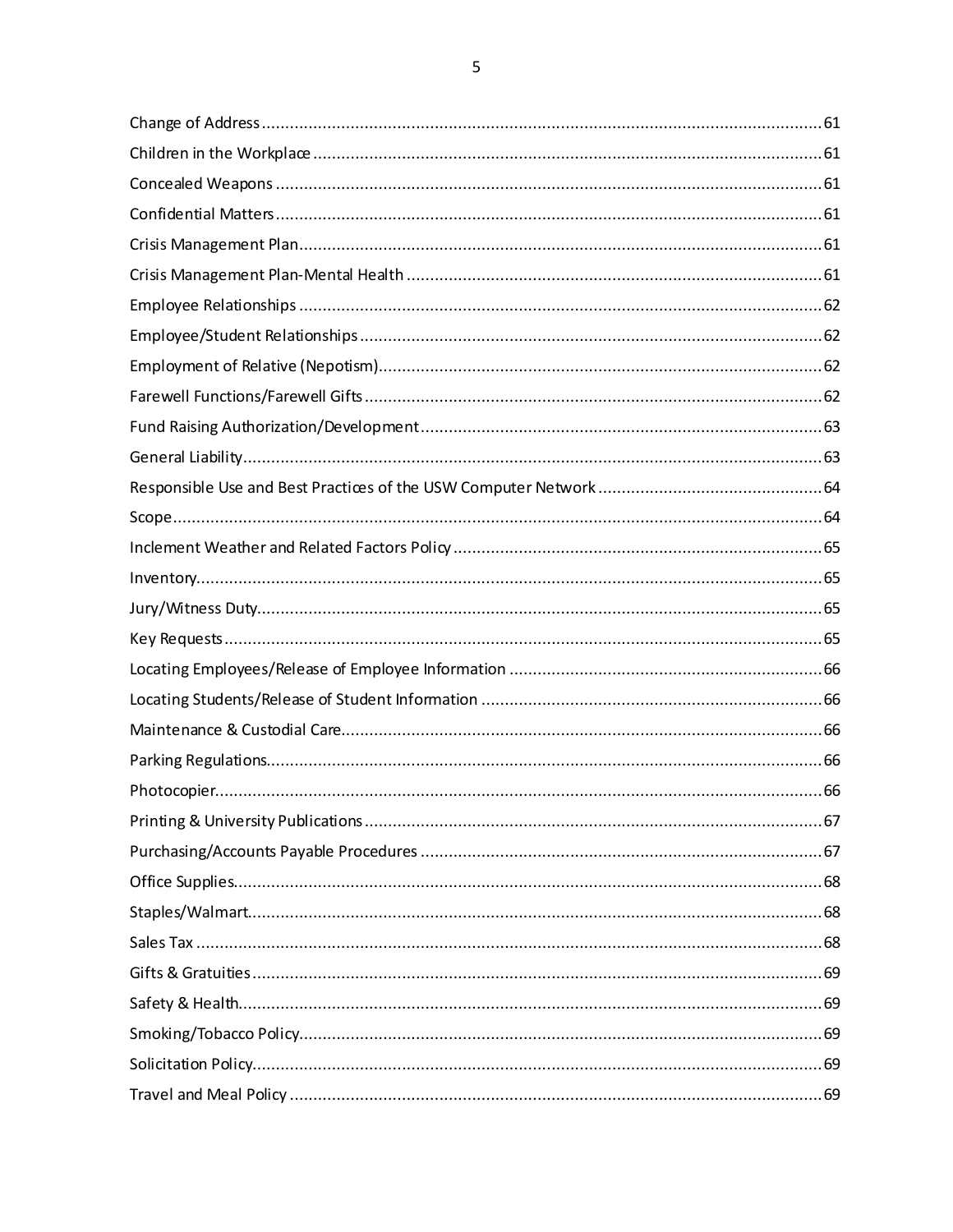Change of Address........................................................................................................................61
Children in the Workplace .............................................................................................................61
Concealed Weapons .....................................................................................................................61
Confidential Matters.....................................................................................................................61
Crisis Management Plan................................................................................................................61
Crisis Management Plan-Mental Health .........................................................................................61
Employee Relationships ................................................................................................................62
Employee/Student Relationships ..................................................................................................62
Employment of Relative (Nepotism)..............................................................................................62
Farewell Functions/Farewell Gifts..................................................................................................62
Fund Raising Authorization/Development .....................................................................................63
General Liability............................................................................................................................63
Responsible Use and Best Practices of the USW Computer Network ................................................64
Scope...........................................................................................................................................64
Inclement Weather and Related Factors Policy ...............................................................................65
Inventory......................................................................................................................................65
Jury/Witness Duty.........................................................................................................................65
Key Requests ................................................................................................................................65
Locating Employees/Release of Employee Information ..................................................................66
Locating Students/Release of Student Information ........................................................................66
Maintenance & Custodial Care.......................................................................................................66
Parking Regulations.......................................................................................................................66
Photocopier..................................................................................................................................66
Printing & University Publications..................................................................................................67
Purchasing/Accounts Payable Procedures ......................................................................................67
Office Supplies..............................................................................................................................68
Staples/Walmart...........................................................................................................................68
Sales Tax ......................................................................................................................................68
Gifts & Gratuities..........................................................................................................................69
Safety & Health.............................................................................................................................69
Smoking/Tobacco Policy................................................................................................................69
Solicitation Policy..........................................................................................................................69
Travel and Meal Policy ..................................................................................................................69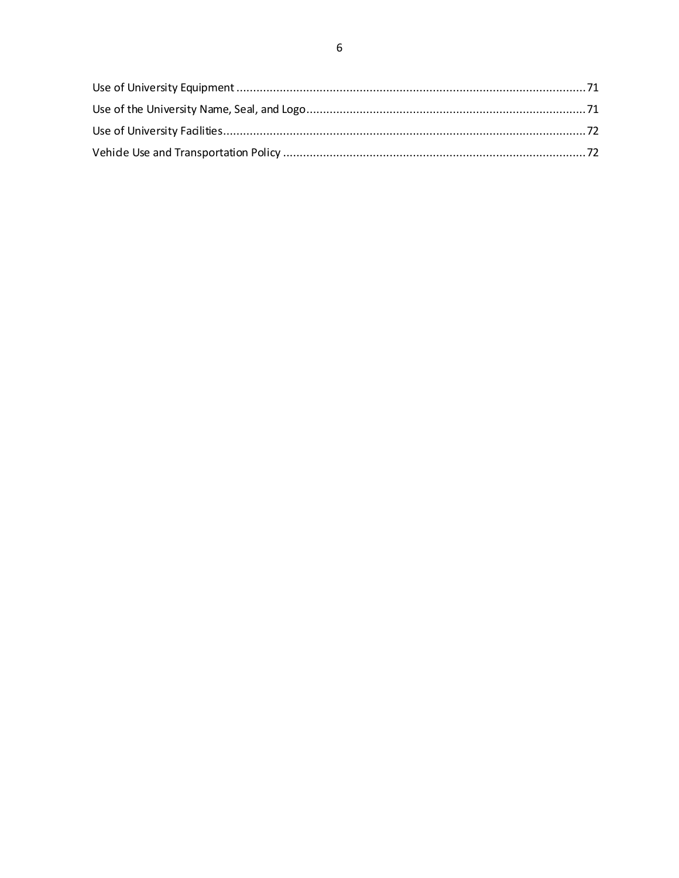Use of University Equipment .......................................................................................................... 71
Use of the University Name, Seal, and Logo .................................................................................... 71
Use of University Facilities ............................................................................................................. 72
Vehicle Use and Transportation Policy ........................................................................................... 72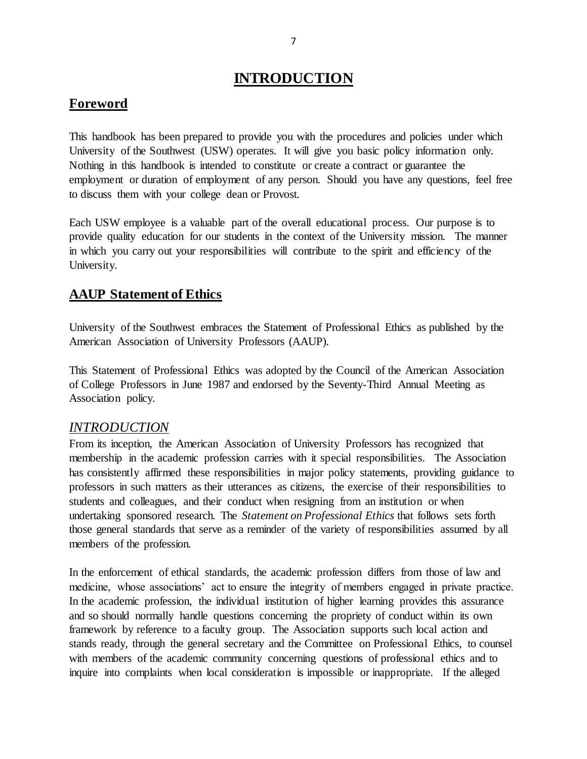# INTRODUCTION

## Foreword

This handbook has been prepared to provide you with the procedures and policies under which University of the Southwest (USW) operates. It will give you basic policy information only. Nothing in this handbook is intended to constitute or create a contract or guarantee the employment or duration of employment of any person. Should you have any questions, feel free to discuss them with your college dean or Provost.

Each USW employee is a valuable part of the overall educational process. Our purpose is to provide quality education for our students in the context of the University mission. The manner in which you carry out your responsibilities will contribute to the spirit and efficiency of the University.

## AAUP Statement of Ethics

University of the Southwest embraces the Statement of Professional Ethics as published by the American Association of University Professors (AAUP).

This Statement of Professional Ethics was adopted by the Council of the American Association of College Professors in June 1987 and endorsed by the Seventy-Third Annual Meeting as Association policy.

### *INTRODUCTION*

From its inception, the American Association of University Professors has recognized that membership in the academic profession carries with it special responsibilities. The Association has consistently affirmed these responsibilities in major policy statements, providing guidance to professors in such matters as their utterances as citizens, the exercise of their responsibilities to students and colleagues, and their conduct when resigning from an institution or when undertaking sponsored research. The *Statement on Professional Ethics* that follows sets forth those general standards that serve as a reminder of the variety of responsibilities assumed by all members of the profession.

In the enforcement of ethical standards, the academic profession differs from those of law and medicine, whose associations' act to ensure the integrity of members engaged in private practice. In the academic profession, the individual institution of higher learning provides this assurance and so should normally handle questions concerning the propriety of conduct within its own framework by reference to a faculty group. The Association supports such local action and stands ready, through the general secretary and the Committee on Professional Ethics, to counsel with members of the academic community concerning questions of professional ethics and to inquire into complaints when local consideration is impossible or inappropriate. If the alleged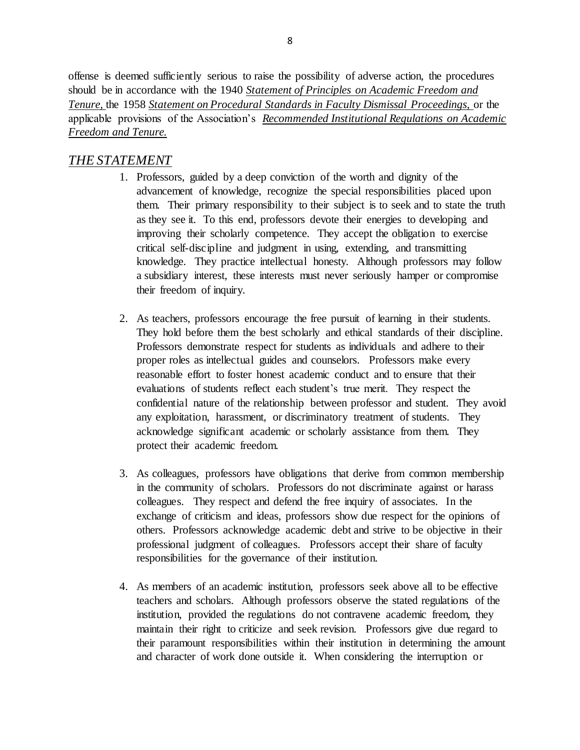offense is deemed sufficiently serious to raise the possibility of adverse action, the procedures should be in accordance with the 1940 ***Statement of Principles on Academic Freedom and Tenure,*** the 1958 ***Statement on Procedural Standards in Faculty Dismissal Proceedings,*** or the applicable provisions of the Association's ***Recommended Institutional Regulations on Academic Freedom and Tenure.***

## *THE STATEMENT*

1. Professors, guided by a deep conviction of the worth and dignity of the advancement of knowledge, recognize the special responsibilities placed upon them. Their primary responsibility to their subject is to seek and to state the truth as they see it. To this end, professors devote their energies to developing and improving their scholarly competence. They accept the obligation to exercise critical self-discipline and judgment in using, extending, and transmitting knowledge. They practice intellectual honesty. Although professors may follow a subsidiary interest, these interests must never seriously hamper or compromise their freedom of inquiry.

2. As teachers, professors encourage the free pursuit of learning in their students. They hold before them the best scholarly and ethical standards of their discipline. Professors demonstrate respect for students as individuals and adhere to their proper roles as intellectual guides and counselors. Professors make every reasonable effort to foster honest academic conduct and to ensure that their evaluations of students reflect each student's true merit. They respect the confidential nature of the relationship between professor and student. They avoid any exploitation, harassment, or discriminatory treatment of students. They acknowledge significant academic or scholarly assistance from them. They protect their academic freedom.

3. As colleagues, professors have obligations that derive from common membership in the community of scholars. Professors do not discriminate against or harass colleagues. They respect and defend the free inquiry of associates. In the exchange of criticism and ideas, professors show due respect for the opinions of others. Professors acknowledge academic debt and strive to be objective in their professional judgment of colleagues. Professors accept their share of faculty responsibilities for the governance of their institution.

4. As members of an academic institution, professors seek above all to be effective teachers and scholars. Although professors observe the stated regulations of the institution, provided the regulations do not contravene academic freedom, they maintain their right to criticize and seek revision. Professors give due regard to their paramount responsibilities within their institution in determining the amount and character of work done outside it. When considering the interruption or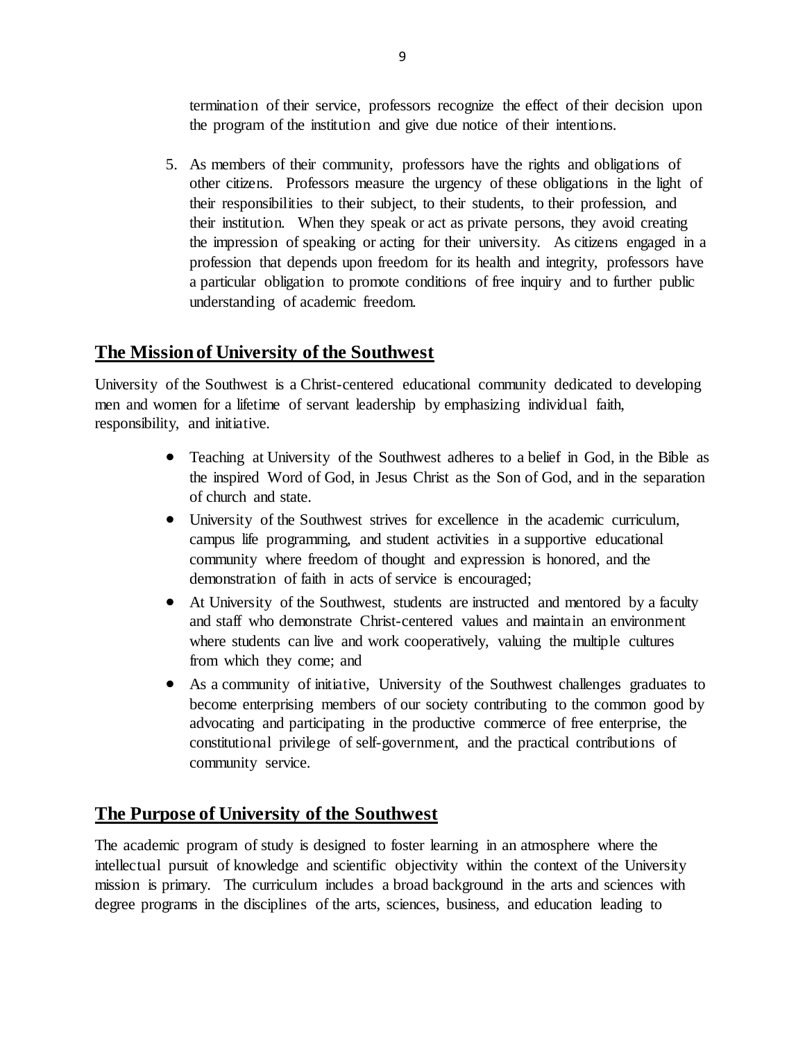termination of their service, professors recognize the effect of their decision upon the program of the institution and give due notice of their intentions.

5. As members of their community, professors have the rights and obligations of other citizens. Professors measure the urgency of these obligations in the light of their responsibilities to their subject, to their students, to their profession, and their institution. When they speak or act as private persons, they avoid creating the impression of speaking or acting for their university. As citizens engaged in a profession that depends upon freedom for its health and integrity, professors have a particular obligation to promote conditions of free inquiry and to further public understanding of academic freedom.

## The Mission of University of the Southwest

University of the Southwest is a Christ-centered educational community dedicated to developing men and women for a lifetime of servant leadership by emphasizing individual faith, responsibility, and initiative.

- Teaching at University of the Southwest adheres to a belief in God, in the Bible as the inspired Word of God, in Jesus Christ as the Son of God, and in the separation of church and state.
- University of the Southwest strives for excellence in the academic curriculum, campus life programming, and student activities in a supportive educational community where freedom of thought and expression is honored, and the demonstration of faith in acts of service is encouraged;
- At University of the Southwest, students are instructed and mentored by a faculty and staff who demonstrate Christ-centered values and maintain an environment where students can live and work cooperatively, valuing the multiple cultures from which they come; and
- As a community of initiative, University of the Southwest challenges graduates to become enterprising members of our society contributing to the common good by advocating and participating in the productive commerce of free enterprise, the constitutional privilege of self-government, and the practical contributions of community service.

## The Purpose of University of the Southwest

The academic program of study is designed to foster learning in an atmosphere where the intellectual pursuit of knowledge and scientific objectivity within the context of the University mission is primary. The curriculum includes a broad background in the arts and sciences with degree programs in the disciplines of the arts, sciences, business, and education leading to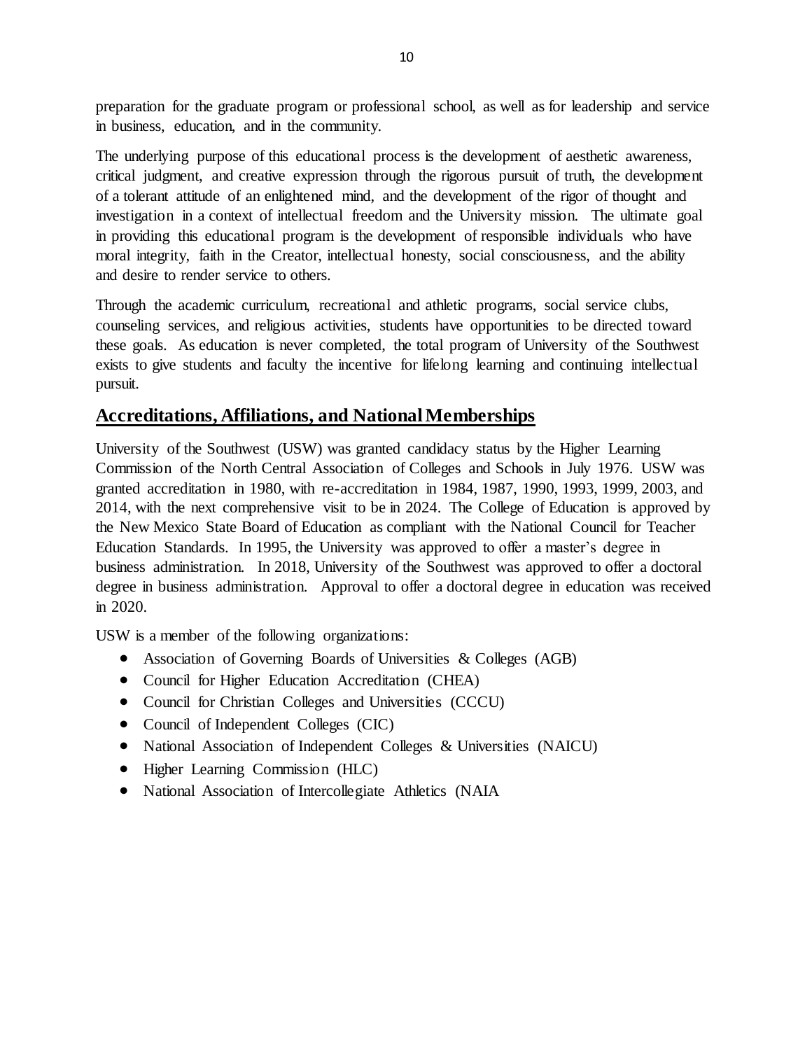preparation for the graduate program or professional school, as well as for leadership and service in business, education, and in the community.

The underlying purpose of this educational process is the development of aesthetic awareness, critical judgment, and creative expression through the rigorous pursuit of truth, the development of a tolerant attitude of an enlightened mind, and the development of the rigor of thought and investigation in a context of intellectual freedom and the University mission. The ultimate goal in providing this educational program is the development of responsible individuals who have moral integrity, faith in the Creator, intellectual honesty, social consciousness, and the ability and desire to render service to others.

Through the academic curriculum, recreational and athletic programs, social service clubs, counseling services, and religious activities, students have opportunities to be directed toward these goals. As education is never completed, the total program of University of the Southwest exists to give students and faculty the incentive for lifelong learning and continuing intellectual pursuit.

## Accreditations, Affiliations, and National Memberships

University of the Southwest (USW) was granted candidacy status by the Higher Learning Commission of the North Central Association of Colleges and Schools in July 1976. USW was granted accreditation in 1980, with re-accreditation in 1984, 1987, 1990, 1993, 1999, 2003, and 2014, with the next comprehensive visit to be in 2024. The College of Education is approved by the New Mexico State Board of Education as compliant with the National Council for Teacher Education Standards. In 1995, the University was approved to offer a master's degree in business administration. In 2018, University of the Southwest was approved to offer a doctoral degree in business administration. Approval to offer a doctoral degree in education was received in 2020.

USW is a member of the following organizations:

- Association of Governing Boards of Universities & Colleges (AGB)
- Council for Higher Education Accreditation (CHEA)
- Council for Christian Colleges and Universities (CCCU)
- Council of Independent Colleges (CIC)
- National Association of Independent Colleges & Universities (NAICU)
- Higher Learning Commission (HLC)
- National Association of Intercollegiate Athletics (NAIA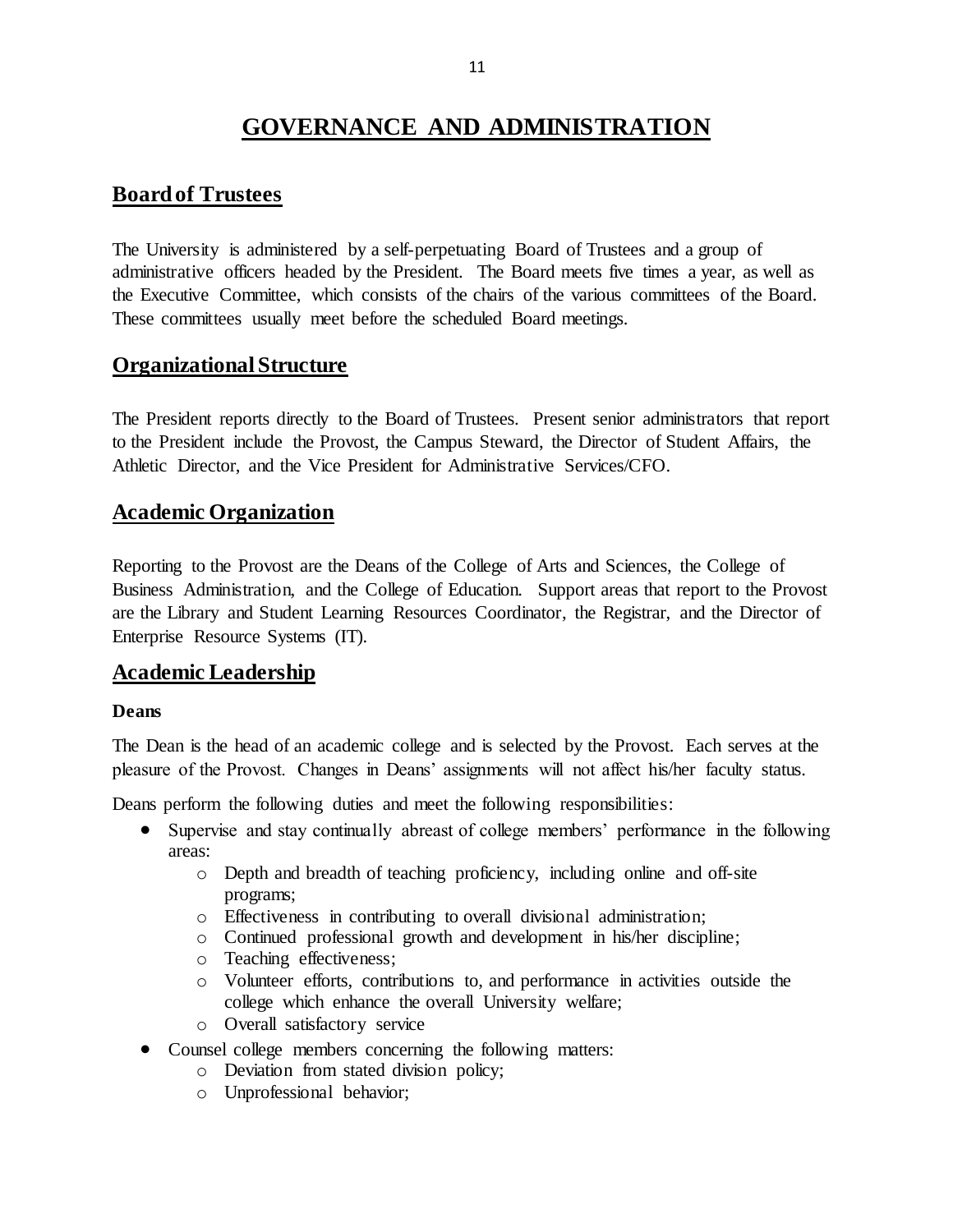# GOVERNANCE AND ADMINISTRATION

## Board of Trustees

The University is administered by a self-perpetuating Board of Trustees and a group of administrative officers headed by the President. The Board meets five times a year, as well as the Executive Committee, which consists of the chairs of the various committees of the Board. These committees usually meet before the scheduled Board meetings.

## Organizational Structure

The President reports directly to the Board of Trustees. Present senior administrators that report to the President include the Provost, the Campus Steward, the Director of Student Affairs, the Athletic Director, and the Vice President for Administrative Services/CFO.

## Academic Organization

Reporting to the Provost are the Deans of the College of Arts and Sciences, the College of Business Administration, and the College of Education. Support areas that report to the Provost are the Library and Student Learning Resources Coordinator, the Registrar, and the Director of Enterprise Resource Systems (IT).

## Academic Leadership

**Deans**

The Dean is the head of an academic college and is selected by the Provost. Each serves at the pleasure of the Provost. Changes in Deans' assignments will not affect his/her faculty status.

Deans perform the following duties and meet the following responsibilities:

- Supervise and stay continually abreast of college members' performance in the following areas:
  - Depth and breadth of teaching proficiency, including online and off-site programs;
  - Effectiveness in contributing to overall divisional administration;
  - Continued professional growth and development in his/her discipline;
  - Teaching effectiveness;
  - Volunteer efforts, contributions to, and performance in activities outside the college which enhance the overall University welfare;
  - Overall satisfactory service
- Counsel college members concerning the following matters:
  - Deviation from stated division policy;
  - Unprofessional behavior;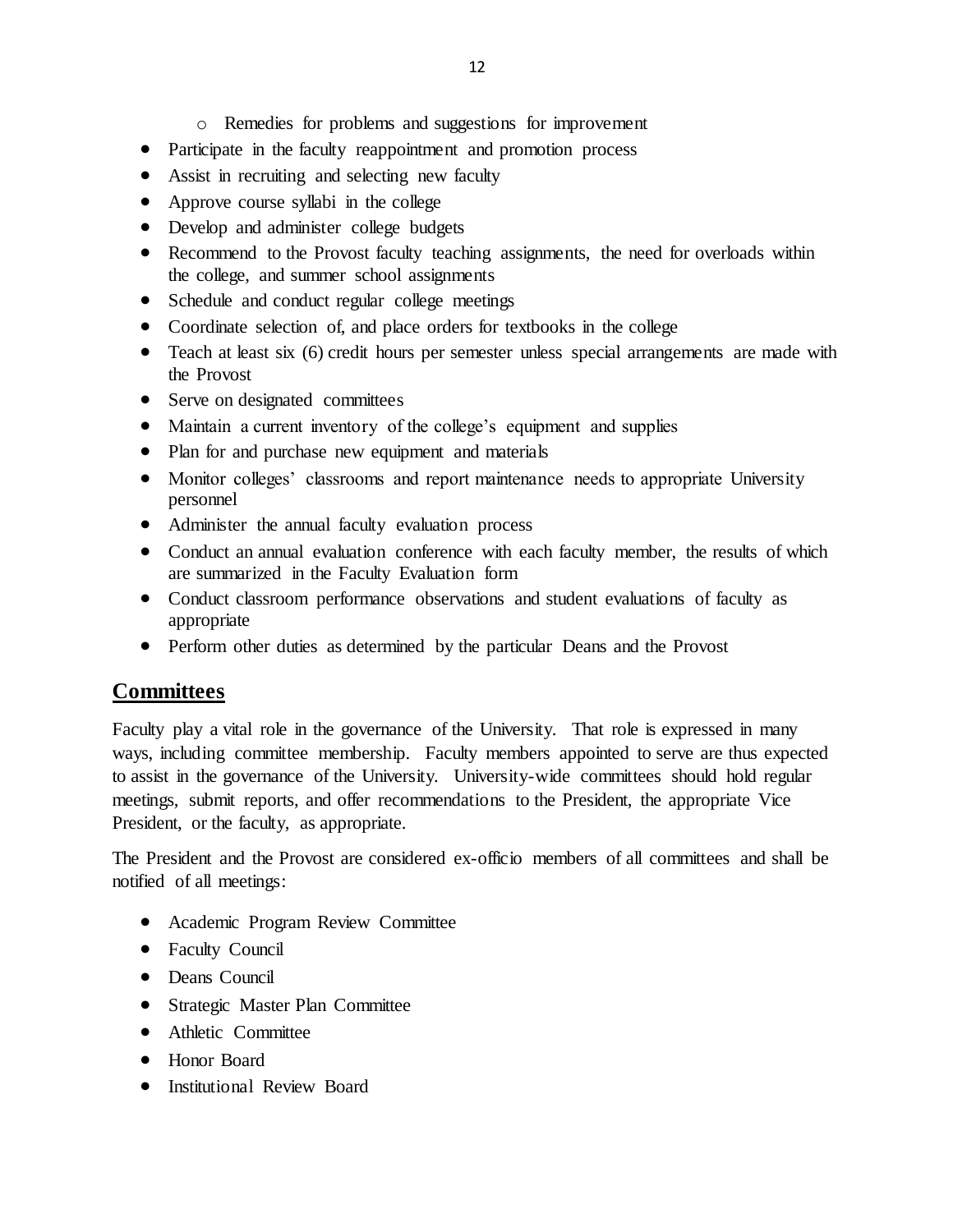- Remedies for problems and suggestions for improvement
- Participate in the faculty reappointment and promotion process
- Assist in recruiting and selecting new faculty
- Approve course syllabi in the college
- Develop and administer college budgets
- Recommend to the Provost faculty teaching assignments, the need for overloads within the college, and summer school assignments
- Schedule and conduct regular college meetings
- Coordinate selection of, and place orders for textbooks in the college
- Teach at least six (6) credit hours per semester unless special arrangements are made with the Provost
- Serve on designated committees
- Maintain a current inventory of the college's equipment and supplies
- Plan for and purchase new equipment and materials
- Monitor colleges' classrooms and report maintenance needs to appropriate University personnel
- Administer the annual faculty evaluation process
- Conduct an annual evaluation conference with each faculty member, the results of which are summarized in the Faculty Evaluation form
- Conduct classroom performance observations and student evaluations of faculty as appropriate
- Perform other duties as determined by the particular Deans and the Provost

## Committees

Faculty play a vital role in the governance of the University. That role is expressed in many ways, including committee membership. Faculty members appointed to serve are thus expected to assist in the governance of the University. University-wide committees should hold regular meetings, submit reports, and offer recommendations to the President, the appropriate Vice President, or the faculty, as appropriate.

The President and the Provost are considered ex-officio members of all committees and shall be notified of all meetings:

- Academic Program Review Committee
- Faculty Council
- Deans Council
- Strategic Master Plan Committee
- Athletic Committee
- Honor Board
- Institutional Review Board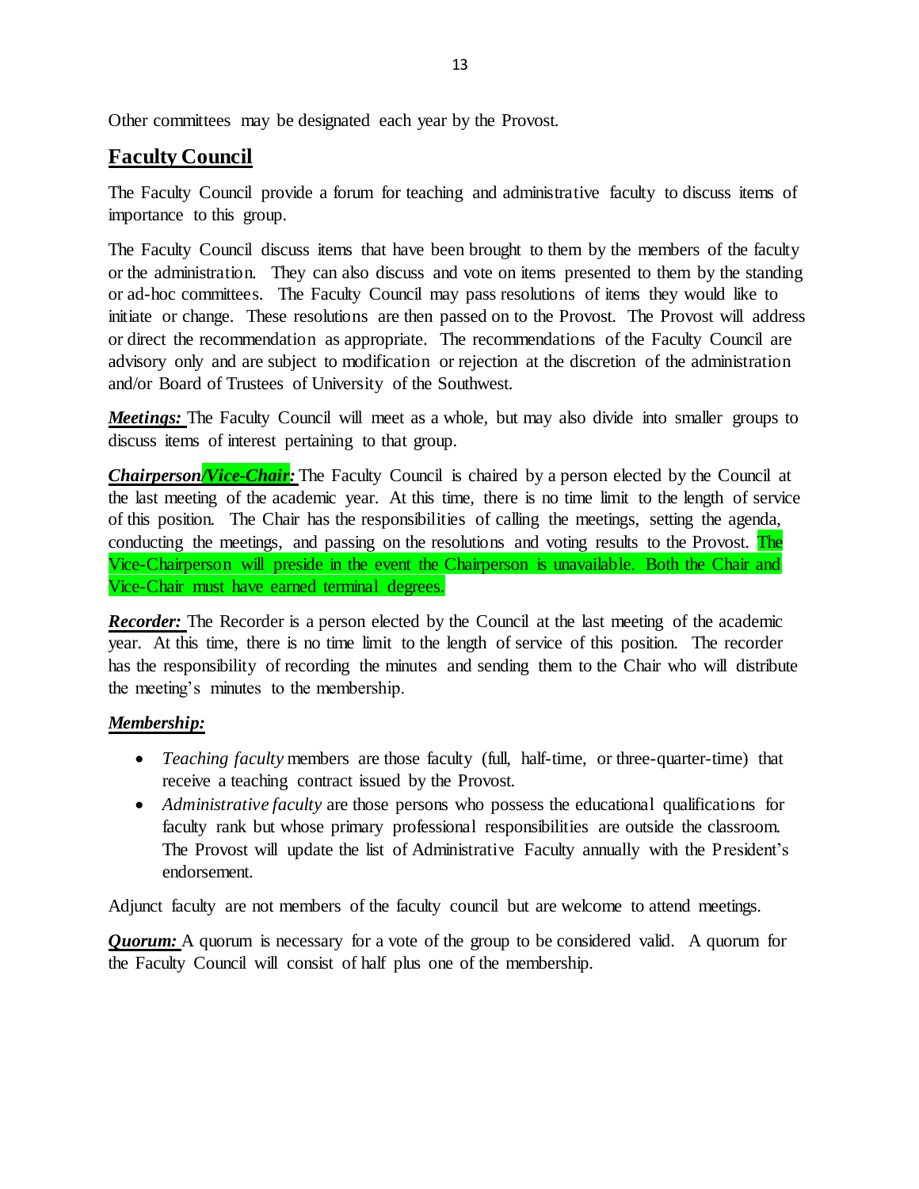Other committees may be designated each year by the Provost.

## Faculty Council

The Faculty Council provide a forum for teaching and administrative faculty to discuss items of importance to this group.

The Faculty Council discuss items that have been brought to them by the members of the faculty or the administration. They can also discuss and vote on items presented to them by the standing or ad-hoc committees. The Faculty Council may pass resolutions of items they would like to initiate or change. These resolutions are then passed on to the Provost. The Provost will address or direct the recommendation as appropriate. The recommendations of the Faculty Council are advisory only and are subject to modification or rejection at the discretion of the administration and/or Board of Trustees of University of the Southwest.

***Meetings:*** The Faculty Council will meet as a whole, but may also divide into smaller groups to discuss items of interest pertaining to that group.

***Chairperson/Vice-Chair:*** The Faculty Council is chaired by a person elected by the Council at the last meeting of the academic year. At this time, there is no time limit to the length of service of this position. The Chair has the responsibilities of calling the meetings, setting the agenda, conducting the meetings, and passing on the resolutions and voting results to the Provost. The Vice-Chairperson will preside in the event the Chairperson is unavailable. Both the Chair and Vice-Chair must have earned terminal degrees.

***Recorder:*** The Recorder is a person elected by the Council at the last meeting of the academic year. At this time, there is no time limit to the length of service of this position. The recorder has the responsibility of recording the minutes and sending them to the Chair who will distribute the meeting's minutes to the membership.

***Membership:***

- *Teaching faculty* members are those faculty (full, half-time, or three-quarter-time) that receive a teaching contract issued by the Provost.
- *Administrative faculty* are those persons who possess the educational qualifications for faculty rank but whose primary professional responsibilities are outside the classroom. The Provost will update the list of Administrative Faculty annually with the President's endorsement.

Adjunct faculty are not members of the faculty council but are welcome to attend meetings.

***Quorum:*** A quorum is necessary for a vote of the group to be considered valid. A quorum for the Faculty Council will consist of half plus one of the membership.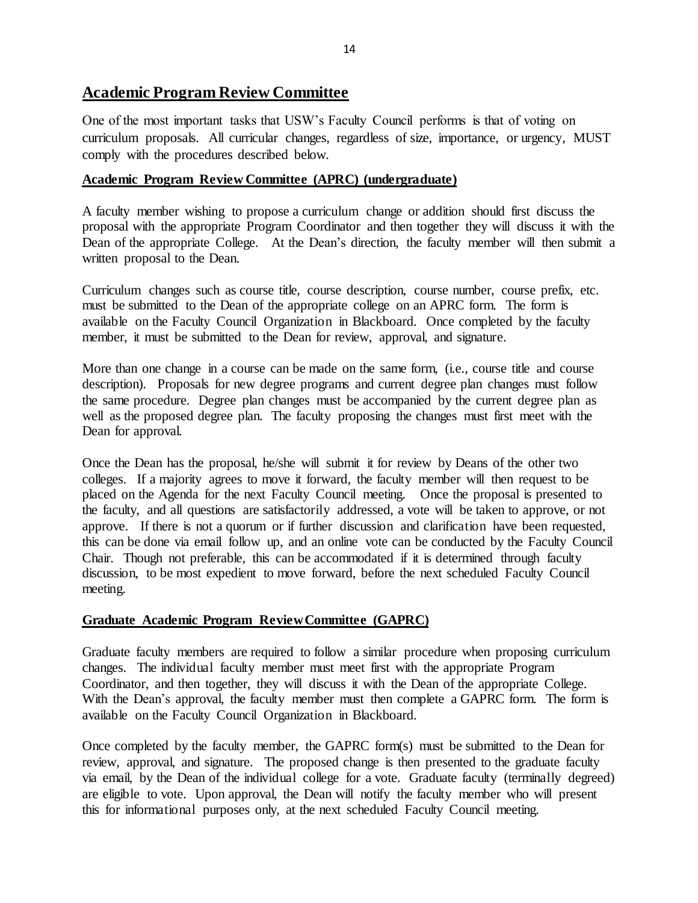## Academic Program Review Committee

One of the most important tasks that USW's Faculty Council performs is that of voting on curriculum proposals. All curricular changes, regardless of size, importance, or urgency, MUST comply with the procedures described below.

### Academic Program Review Committee (APRC) (undergraduate)

A faculty member wishing to propose a curriculum change or addition should first discuss the proposal with the appropriate Program Coordinator and then together they will discuss it with the Dean of the appropriate College. At the Dean's direction, the faculty member will then submit a written proposal to the Dean.

Curriculum changes such as course title, course description, course number, course prefix, etc. must be submitted to the Dean of the appropriate college on an APRC form. The form is available on the Faculty Council Organization in Blackboard. Once completed by the faculty member, it must be submitted to the Dean for review, approval, and signature.

More than one change in a course can be made on the same form, (i.e., course title and course description). Proposals for new degree programs and current degree plan changes must follow the same procedure. Degree plan changes must be accompanied by the current degree plan as well as the proposed degree plan. The faculty proposing the changes must first meet with the Dean for approval.

Once the Dean has the proposal, he/she will submit it for review by Deans of the other two colleges. If a majority agrees to move it forward, the faculty member will then request to be placed on the Agenda for the next Faculty Council meeting. Once the proposal is presented to the faculty, and all questions are satisfactorily addressed, a vote will be taken to approve, or not approve. If there is not a quorum or if further discussion and clarification have been requested, this can be done via email follow up, and an online vote can be conducted by the Faculty Council Chair. Though not preferable, this can be accommodated if it is determined through faculty discussion, to be most expedient to move forward, before the next scheduled Faculty Council meeting.

### Graduate Academic Program Review Committee (GAPRC)

Graduate faculty members are required to follow a similar procedure when proposing curriculum changes. The individual faculty member must meet first with the appropriate Program Coordinator, and then together, they will discuss it with the Dean of the appropriate College. With the Dean's approval, the faculty member must then complete a GAPRC form. The form is available on the Faculty Council Organization in Blackboard.

Once completed by the faculty member, the GAPRC form(s) must be submitted to the Dean for review, approval, and signature. The proposed change is then presented to the graduate faculty via email, by the Dean of the individual college for a vote. Graduate faculty (terminally degreed) are eligible to vote. Upon approval, the Dean will notify the faculty member who will present this for informational purposes only, at the next scheduled Faculty Council meeting.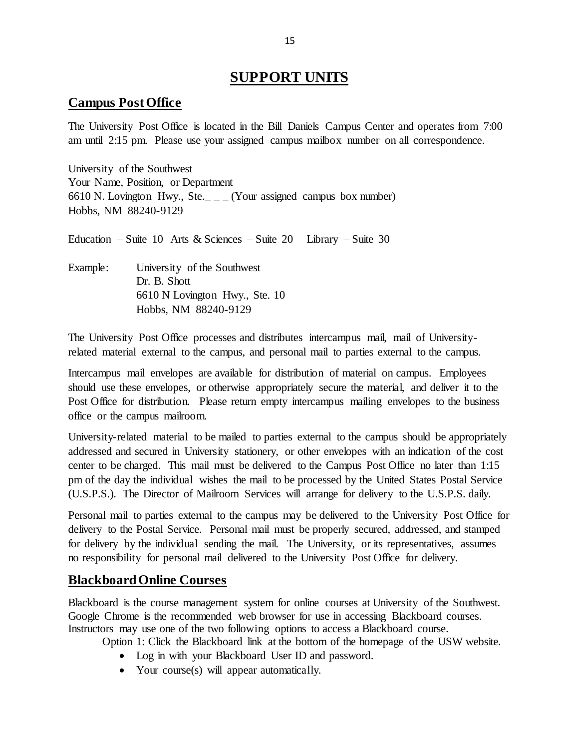# SUPPORT UNITS

## Campus Post Office

The University Post Office is located in the Bill Daniels Campus Center and operates from 7:00 am until 2:15 pm. Please use your assigned campus mailbox number on all correspondence.

University of the Southwest
Your Name, Position, or Department
6610 N. Lovington Hwy., Ste._ _ _ (Your assigned campus box number)
Hobbs, NM 88240-9129

Education – Suite 10 Arts & Sciences – Suite 20 Library – Suite 30

Example: University of the Southwest
Dr. B. Shott
6610 N Lovington Hwy., Ste. 10
Hobbs, NM 88240-9129

The University Post Office processes and distributes intercampus mail, mail of University-related material external to the campus, and personal mail to parties external to the campus.

Intercampus mail envelopes are available for distribution of material on campus. Employees should use these envelopes, or otherwise appropriately secure the material, and deliver it to the Post Office for distribution. Please return empty intercampus mailing envelopes to the business office or the campus mailroom.

University-related material to be mailed to parties external to the campus should be appropriately addressed and secured in University stationery, or other envelopes with an indication of the cost center to be charged. This mail must be delivered to the Campus Post Office no later than 1:15 pm of the day the individual wishes the mail to be processed by the United States Postal Service (U.S.P.S.). The Director of Mailroom Services will arrange for delivery to the U.S.P.S. daily.

Personal mail to parties external to the campus may be delivered to the University Post Office for delivery to the Postal Service. Personal mail must be properly secured, addressed, and stamped for delivery by the individual sending the mail. The University, or its representatives, assumes no responsibility for personal mail delivered to the University Post Office for delivery.

## Blackboard Online Courses

Blackboard is the course management system for online courses at University of the Southwest. Google Chrome is the recommended web browser for use in accessing Blackboard courses. Instructors may use one of the two following options to access a Blackboard course.

Option 1: Click the Blackboard link at the bottom of the homepage of the USW website.

- Log in with your Blackboard User ID and password.
- Your course(s) will appear automatically.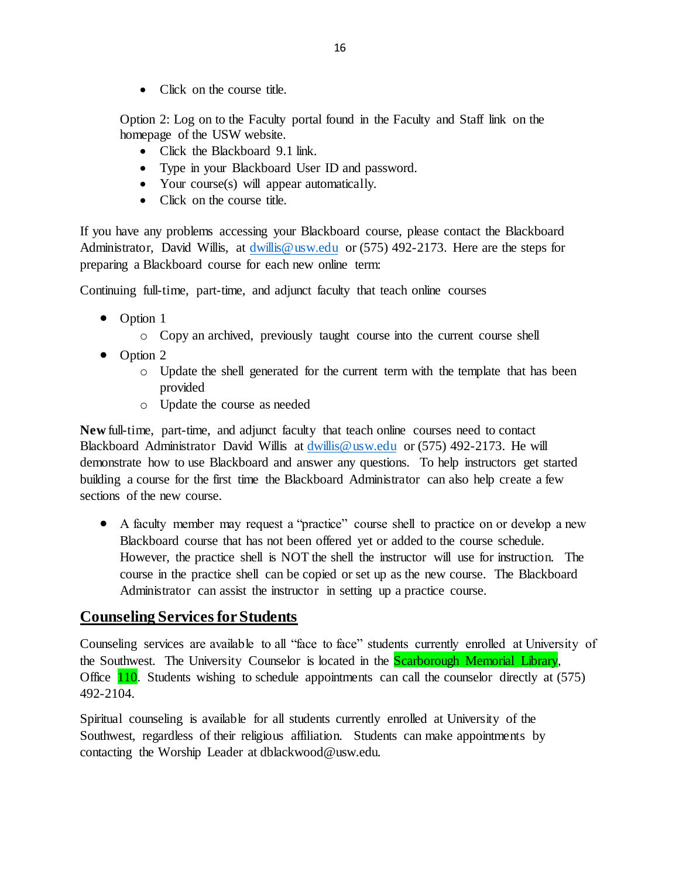- Click on the course title.

Option 2: Log on to the Faculty portal found in the Faculty and Staff link on the homepage of the USW website.

- Click the Blackboard 9.1 link.
- Type in your Blackboard User ID and password.
- Your course(s) will appear automatically.
- Click on the course title.

If you have any problems accessing your Blackboard course, please contact the Blackboard Administrator, David Willis, at dwillis@usw.edu or (575) 492-2173. Here are the steps for preparing a Blackboard course for each new online term:

Continuing full-time, part-time, and adjunct faculty that teach online courses

- Option 1
  - Copy an archived, previously taught course into the current course shell
- Option 2
  - Update the shell generated for the current term with the template that has been provided
  - Update the course as needed

**New** full-time, part-time, and adjunct faculty that teach online courses need to contact Blackboard Administrator David Willis at dwillis@usw.edu or (575) 492-2173. He will demonstrate how to use Blackboard and answer any questions. To help instructors get started building a course for the first time the Blackboard Administrator can also help create a few sections of the new course.

- A faculty member may request a "practice" course shell to practice on or develop a new Blackboard course that has not been offered yet or added to the course schedule. However, the practice shell is NOT the shell the instructor will use for instruction. The course in the practice shell can be copied or set up as the new course. The Blackboard Administrator can assist the instructor in setting up a practice course.

## Counseling Services for Students

Counseling services are available to all "face to face" students currently enrolled at University of the Southwest. The University Counselor is located in the Scarborough Memorial Library, Office 110. Students wishing to schedule appointments can call the counselor directly at (575) 492-2104.

Spiritual counseling is available for all students currently enrolled at University of the Southwest, regardless of their religious affiliation. Students can make appointments by contacting the Worship Leader at dblackwood@usw.edu.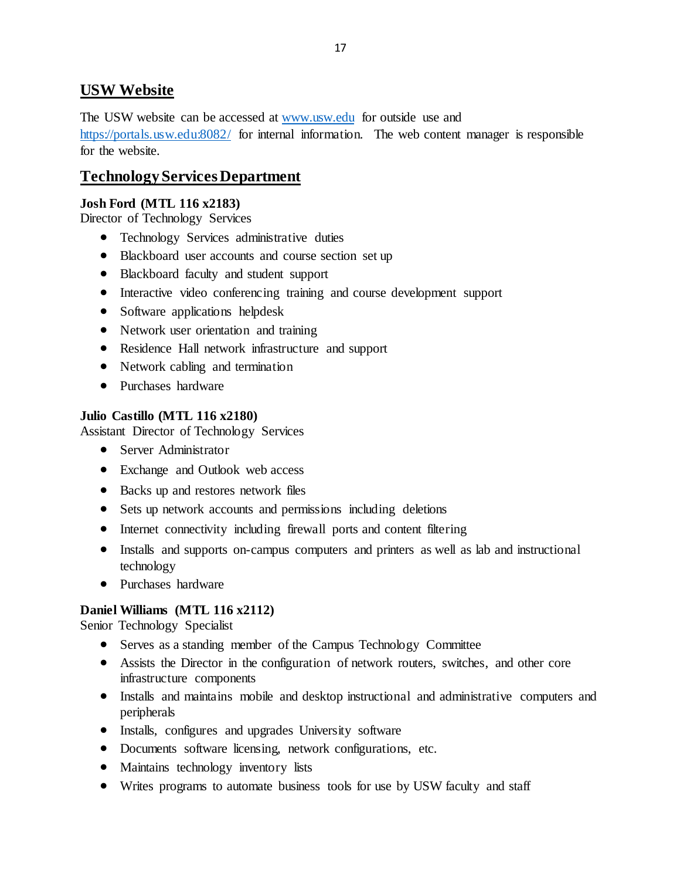## USW Website

The USW website can be accessed at [www.usw.edu](www.usw.edu) for outside use and [https://portals.usw.edu:8082/](https://portals.usw.edu:8082/) for internal information. The web content manager is responsible for the website.

## Technology Services Department

**Josh Ford (MTL 116 x2183)**
Director of Technology Services

- Technology Services administrative duties
- Blackboard user accounts and course section set up
- Blackboard faculty and student support
- Interactive video conferencing training and course development support
- Software applications helpdesk
- Network user orientation and training
- Residence Hall network infrastructure and support
- Network cabling and termination
- Purchases hardware

**Julio Castillo (MTL 116 x2180)**
Assistant Director of Technology Services

- Server Administrator
- Exchange and Outlook web access
- Backs up and restores network files
- Sets up network accounts and permissions including deletions
- Internet connectivity including firewall ports and content filtering
- Installs and supports on-campus computers and printers as well as lab and instructional technology
- Purchases hardware

**Daniel Williams (MTL 116 x2112)**
Senior Technology Specialist

- Serves as a standing member of the Campus Technology Committee
- Assists the Director in the configuration of network routers, switches, and other core infrastructure components
- Installs and maintains mobile and desktop instructional and administrative computers and peripherals
- Installs, configures and upgrades University software
- Documents software licensing, network configurations, etc.
- Maintains technology inventory lists
- Writes programs to automate business tools for use by USW faculty and staff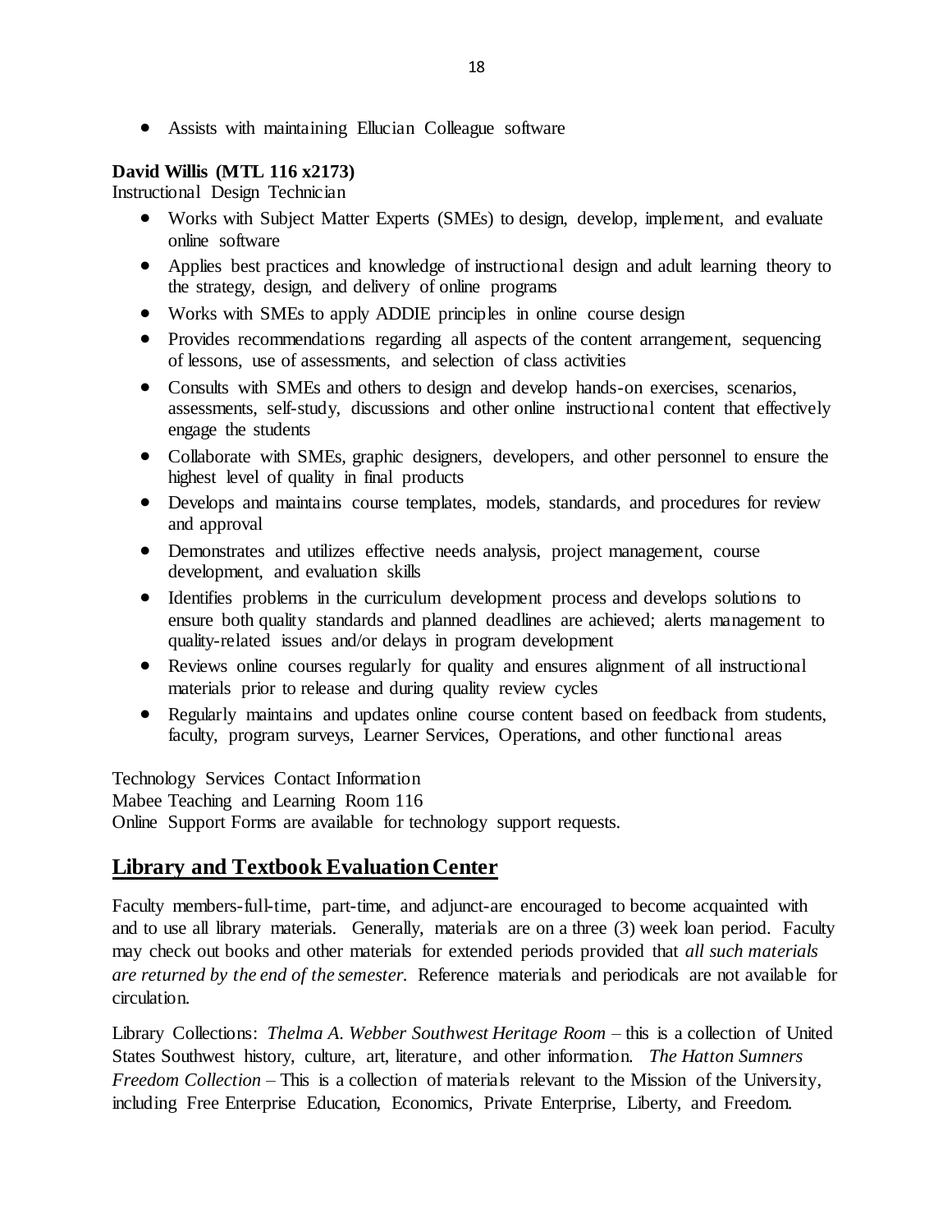- Assists with maintaining Ellucian Colleague software

**David Willis (MTL 116 x2173)**
Instructional Design Technician

- Works with Subject Matter Experts (SMEs) to design, develop, implement, and evaluate online software
- Applies best practices and knowledge of instructional design and adult learning theory to the strategy, design, and delivery of online programs
- Works with SMEs to apply ADDIE principles in online course design
- Provides recommendations regarding all aspects of the content arrangement, sequencing of lessons, use of assessments, and selection of class activities
- Consults with SMEs and others to design and develop hands-on exercises, scenarios, assessments, self-study, discussions and other online instructional content that effectively engage the students
- Collaborate with SMEs, graphic designers, developers, and other personnel to ensure the highest level of quality in final products
- Develops and maintains course templates, models, standards, and procedures for review and approval
- Demonstrates and utilizes effective needs analysis, project management, course development, and evaluation skills
- Identifies problems in the curriculum development process and develops solutions to ensure both quality standards and planned deadlines are achieved; alerts management to quality-related issues and/or delays in program development
- Reviews online courses regularly for quality and ensures alignment of all instructional materials prior to release and during quality review cycles
- Regularly maintains and updates online course content based on feedback from students, faculty, program surveys, Learner Services, Operations, and other functional areas

Technology Services Contact Information
Mabee Teaching and Learning Room 116
Online Support Forms are available for technology support requests.

## Library and Textbook Evaluation Center

Faculty members-full-time, part-time, and adjunct-are encouraged to become acquainted with and to use all library materials. Generally, materials are on a three (3) week loan period. Faculty may check out books and other materials for extended periods provided that *all such materials are returned by the end of the semester.* Reference materials and periodicals are not available for circulation.

Library Collections: *Thelma A. Webber Southwest Heritage Room* – this is a collection of United States Southwest history, culture, art, literature, and other information. *The Hatton Sumners Freedom Collection* – This is a collection of materials relevant to the Mission of the University, including Free Enterprise Education, Economics, Private Enterprise, Liberty, and Freedom.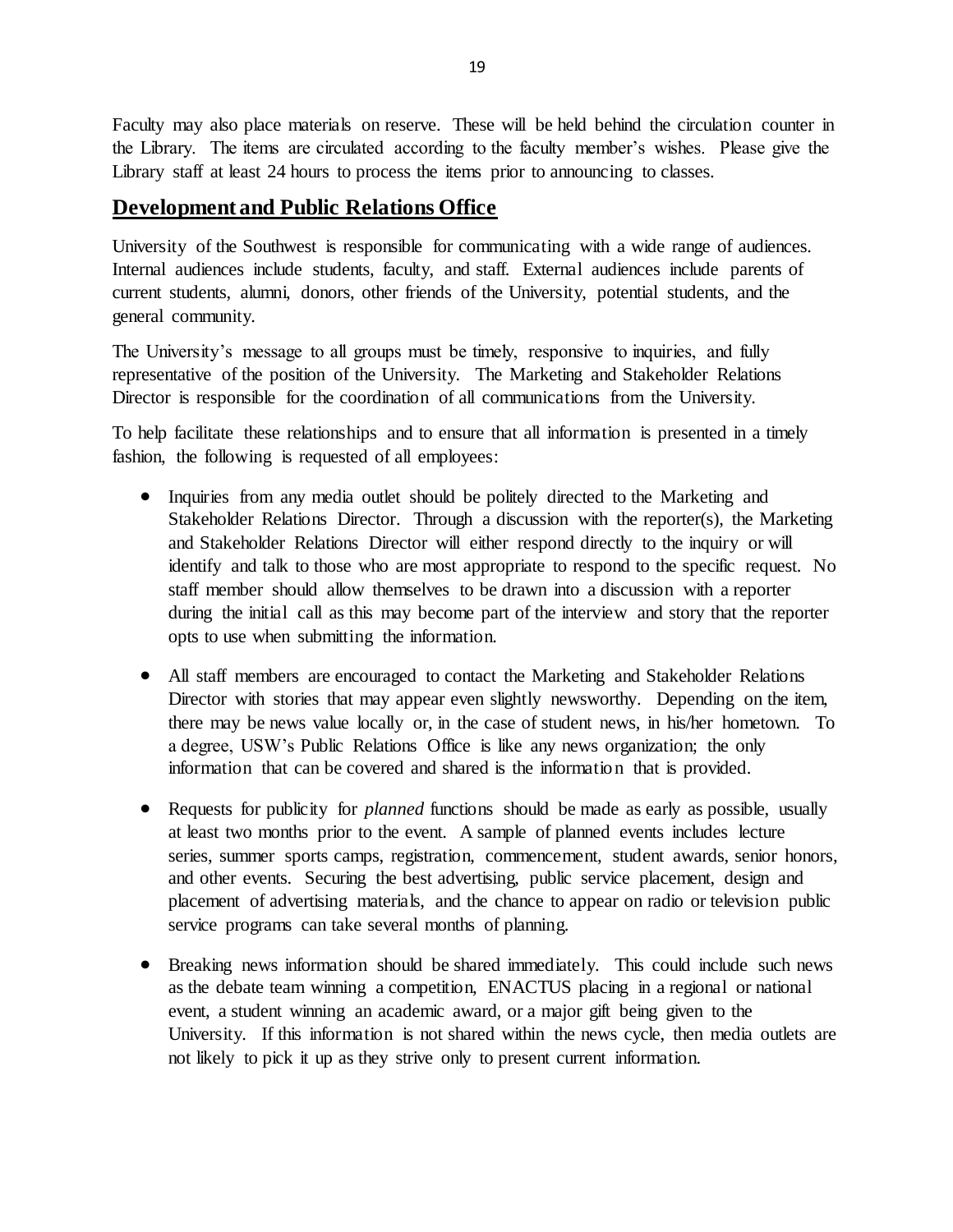Faculty may also place materials on reserve. These will be held behind the circulation counter in the Library. The items are circulated according to the faculty member's wishes. Please give the Library staff at least 24 hours to process the items prior to announcing to classes.

## Development and Public Relations Office

University of the Southwest is responsible for communicating with a wide range of audiences. Internal audiences include students, faculty, and staff. External audiences include parents of current students, alumni, donors, other friends of the University, potential students, and the general community.

The University's message to all groups must be timely, responsive to inquiries, and fully representative of the position of the University. The Marketing and Stakeholder Relations Director is responsible for the coordination of all communications from the University.

To help facilitate these relationships and to ensure that all information is presented in a timely fashion, the following is requested of all employees:

- Inquiries from any media outlet should be politely directed to the Marketing and Stakeholder Relations Director. Through a discussion with the reporter(s), the Marketing and Stakeholder Relations Director will either respond directly to the inquiry or will identify and talk to those who are most appropriate to respond to the specific request. No staff member should allow themselves to be drawn into a discussion with a reporter during the initial call as this may become part of the interview and story that the reporter opts to use when submitting the information.

- All staff members are encouraged to contact the Marketing and Stakeholder Relations Director with stories that may appear even slightly newsworthy. Depending on the item, there may be news value locally or, in the case of student news, in his/her hometown. To a degree, USW's Public Relations Office is like any news organization; the only information that can be covered and shared is the information that is provided.

- Requests for publicity for *planned* functions should be made as early as possible, usually at least two months prior to the event. A sample of planned events includes lecture series, summer sports camps, registration, commencement, student awards, senior honors, and other events. Securing the best advertising, public service placement, design and placement of advertising materials, and the chance to appear on radio or television public service programs can take several months of planning.

- Breaking news information should be shared immediately. This could include such news as the debate team winning a competition, ENACTUS placing in a regional or national event, a student winning an academic award, or a major gift being given to the University. If this information is not shared within the news cycle, then media outlets are not likely to pick it up as they strive only to present current information.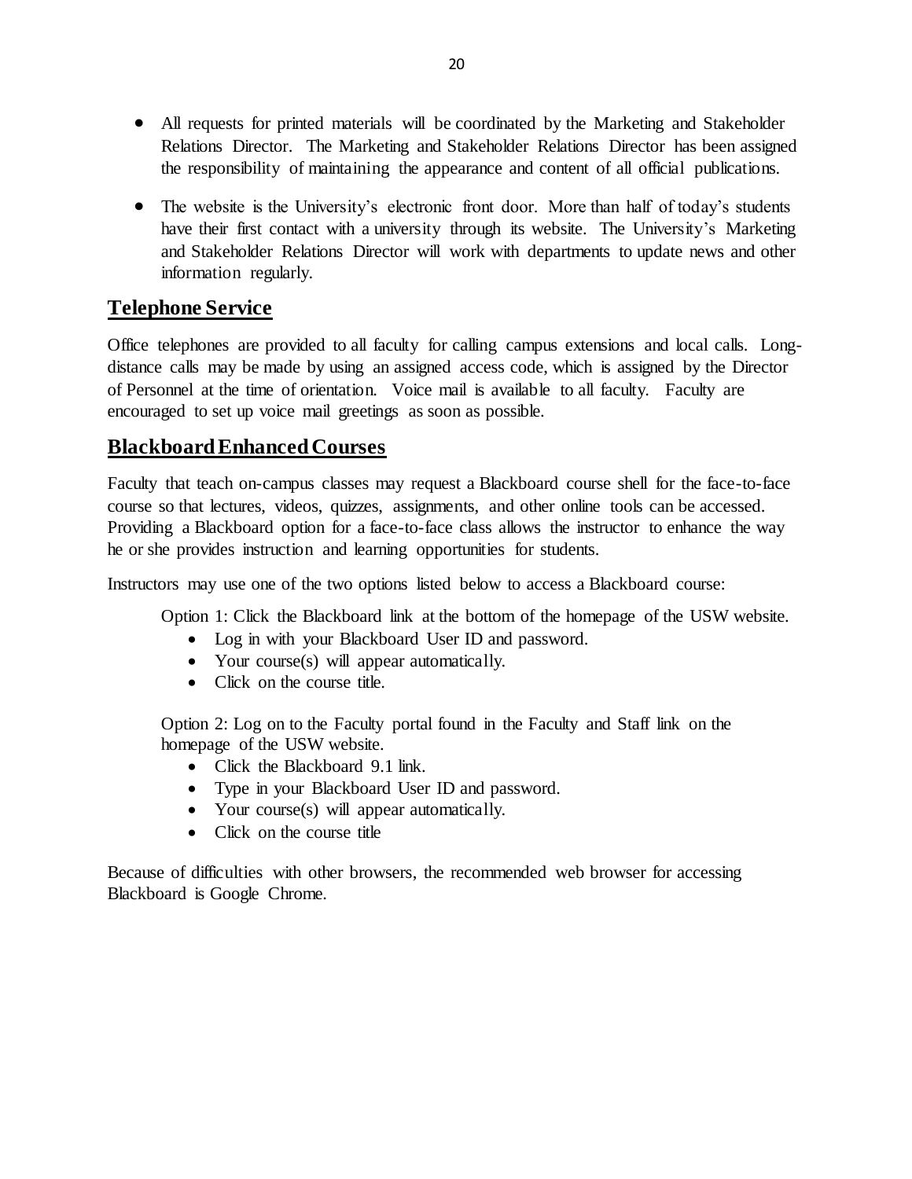- All requests for printed materials will be coordinated by the Marketing and Stakeholder Relations Director. The Marketing and Stakeholder Relations Director has been assigned the responsibility of maintaining the appearance and content of all official publications.

- The website is the University's electronic front door. More than half of today's students have their first contact with a university through its website. The University's Marketing and Stakeholder Relations Director will work with departments to update news and other information regularly.

## Telephone Service

Office telephones are provided to all faculty for calling campus extensions and local calls. Long-distance calls may be made by using an assigned access code, which is assigned by the Director of Personnel at the time of orientation. Voice mail is available to all faculty. Faculty are encouraged to set up voice mail greetings as soon as possible.

## Blackboard Enhanced Courses

Faculty that teach on-campus classes may request a Blackboard course shell for the face-to-face course so that lectures, videos, quizzes, assignments, and other online tools can be accessed. Providing a Blackboard option for a face-to-face class allows the instructor to enhance the way he or she provides instruction and learning opportunities for students.

Instructors may use one of the two options listed below to access a Blackboard course:

Option 1: Click the Blackboard link at the bottom of the homepage of the USW website.

- Log in with your Blackboard User ID and password.
- Your course(s) will appear automatically.
- Click on the course title.

Option 2: Log on to the Faculty portal found in the Faculty and Staff link on the homepage of the USW website.

- Click the Blackboard 9.1 link.
- Type in your Blackboard User ID and password.
- Your course(s) will appear automatically.
- Click on the course title

Because of difficulties with other browsers, the recommended web browser for accessing Blackboard is Google Chrome.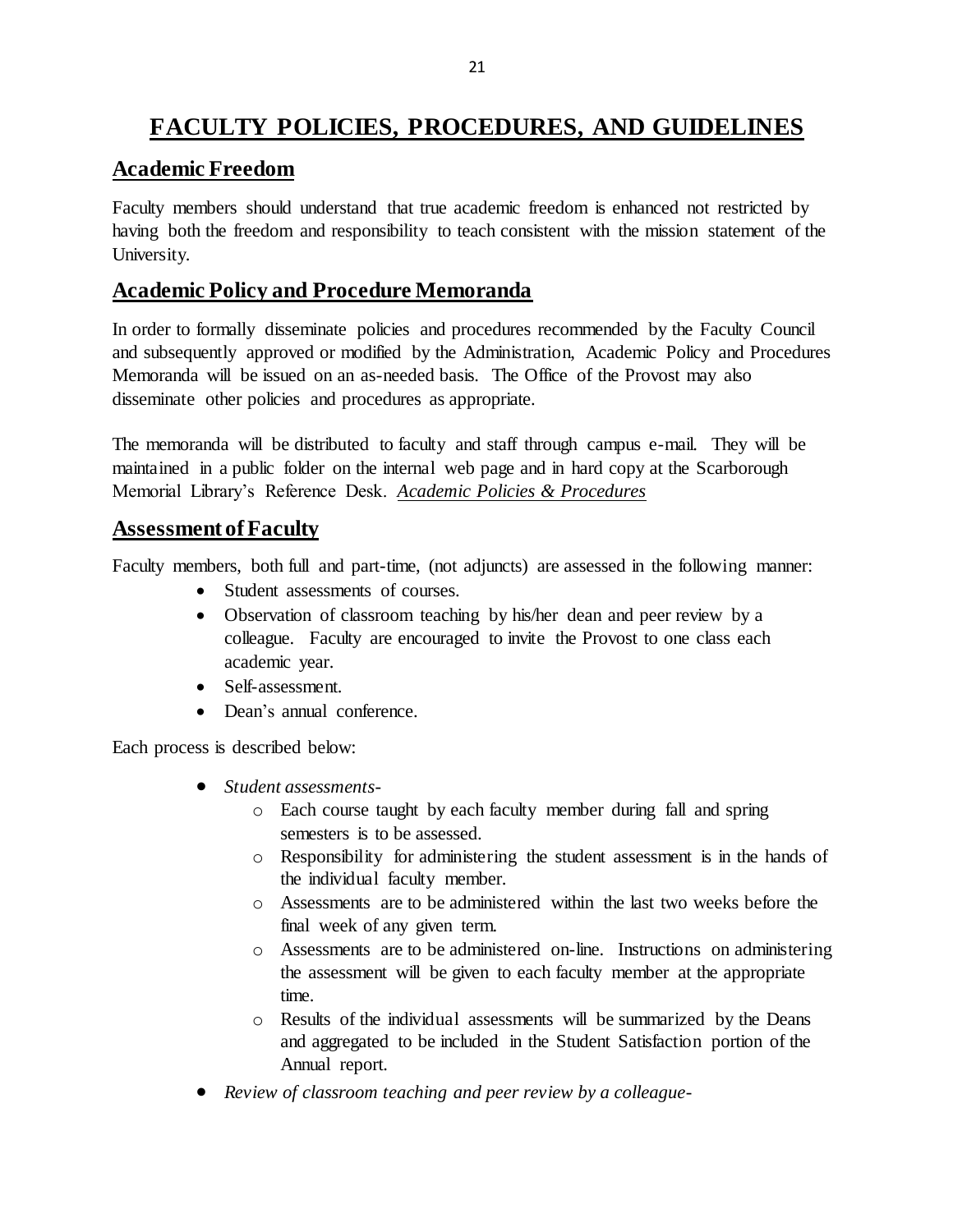# FACULTY POLICIES, PROCEDURES, AND GUIDELINES

## Academic Freedom

Faculty members should understand that true academic freedom is enhanced not restricted by having both the freedom and responsibility to teach consistent with the mission statement of the University.

## Academic Policy and Procedure Memoranda

In order to formally disseminate policies and procedures recommended by the Faculty Council and subsequently approved or modified by the Administration, Academic Policy and Procedures Memoranda will be issued on an as-needed basis. The Office of the Provost may also disseminate other policies and procedures as appropriate.

The memoranda will be distributed to faculty and staff through campus e-mail. They will be maintained in a public folder on the internal web page and in hard copy at the Scarborough Memorial Library's Reference Desk. *Academic Policies & Procedures*

## Assessment of Faculty

Faculty members, both full and part-time, (not adjuncts) are assessed in the following manner:

- Student assessments of courses.
- Observation of classroom teaching by his/her dean and peer review by a colleague. Faculty are encouraged to invite the Provost to one class each academic year.
- Self-assessment.
- Dean's annual conference.

Each process is described below:

- *Student assessments-*
    - Each course taught by each faculty member during fall and spring semesters is to be assessed.
    - Responsibility for administering the student assessment is in the hands of the individual faculty member.
    - Assessments are to be administered within the last two weeks before the final week of any given term.
    - Assessments are to be administered on-line. Instructions on administering the assessment will be given to each faculty member at the appropriate time.
    - Results of the individual assessments will be summarized by the Deans and aggregated to be included in the Student Satisfaction portion of the Annual report.
- *Review of classroom teaching and peer review by a colleague-*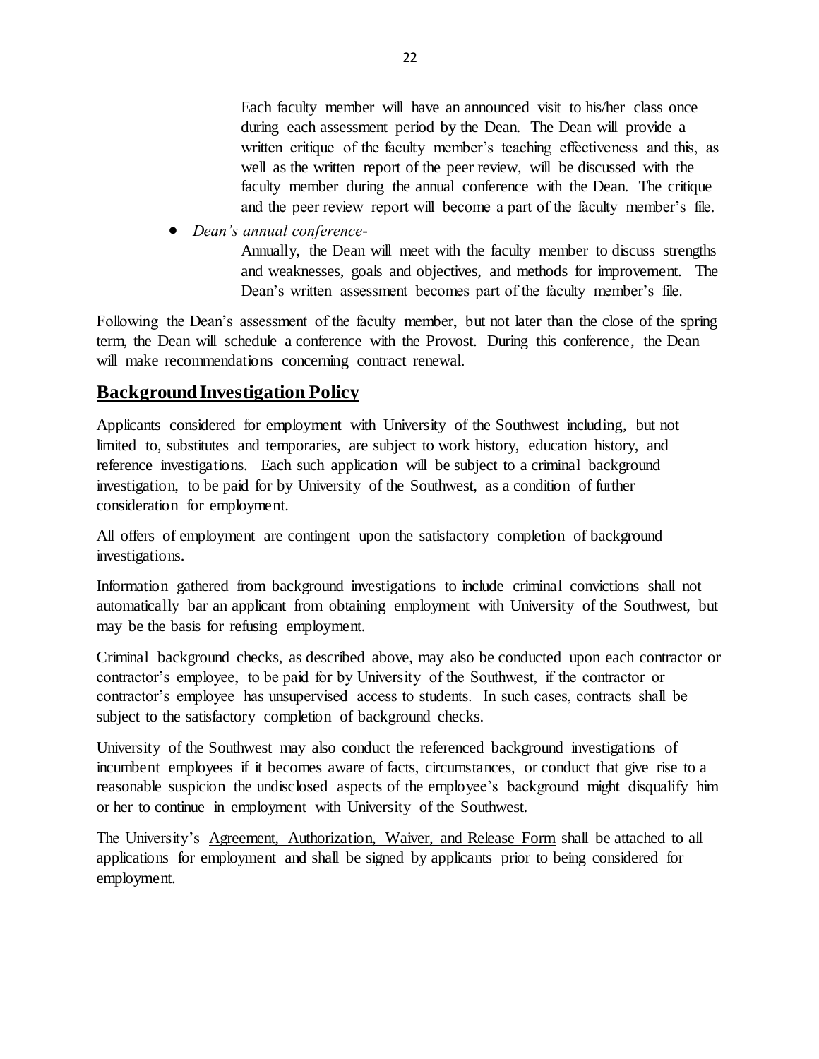Each faculty member will have an announced visit to his/her class once during each assessment period by the Dean. The Dean will provide a written critique of the faculty member's teaching effectiveness and this, as well as the written report of the peer review, will be discussed with the faculty member during the annual conference with the Dean. The critique and the peer review report will become a part of the faculty member's file.

- *Dean's annual conference-*

  Annually, the Dean will meet with the faculty member to discuss strengths and weaknesses, goals and objectives, and methods for improvement. The Dean's written assessment becomes part of the faculty member's file.

Following the Dean's assessment of the faculty member, but not later than the close of the spring term, the Dean will schedule a conference with the Provost. During this conference, the Dean will make recommendations concerning contract renewal.

## Background Investigation Policy

Applicants considered for employment with University of the Southwest including, but not limited to, substitutes and temporaries, are subject to work history, education history, and reference investigations. Each such application will be subject to a criminal background investigation, to be paid for by University of the Southwest, as a condition of further consideration for employment.

All offers of employment are contingent upon the satisfactory completion of background investigations.

Information gathered from background investigations to include criminal convictions shall not automatically bar an applicant from obtaining employment with University of the Southwest, but may be the basis for refusing employment.

Criminal background checks, as described above, may also be conducted upon each contractor or contractor's employee, to be paid for by University of the Southwest, if the contractor or contractor's employee has unsupervised access to students. In such cases, contracts shall be subject to the satisfactory completion of background checks.

University of the Southwest may also conduct the referenced background investigations of incumbent employees if it becomes aware of facts, circumstances, or conduct that give rise to a reasonable suspicion the undisclosed aspects of the employee's background might disqualify him or her to continue in employment with University of the Southwest.

The University's Agreement, Authorization, Waiver, and Release Form shall be attached to all applications for employment and shall be signed by applicants prior to being considered for employment.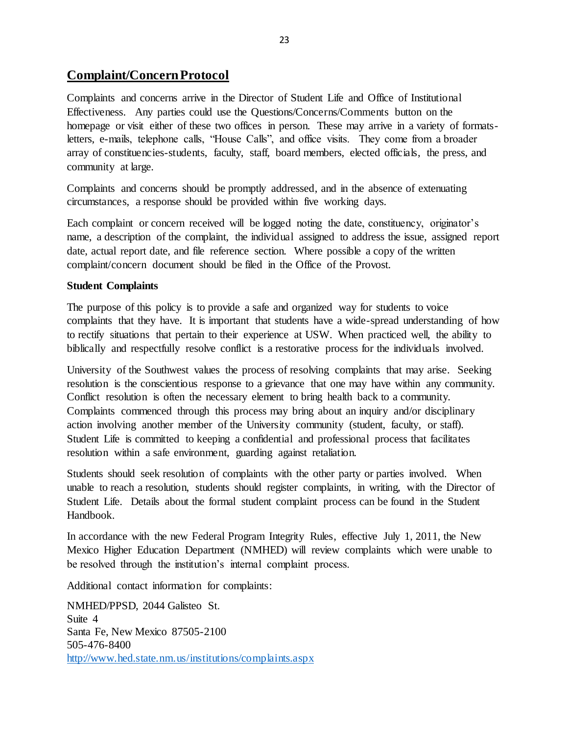## Complaint/Concern Protocol

Complaints and concerns arrive in the Director of Student Life and Office of Institutional Effectiveness. Any parties could use the Questions/Concerns/Comments button on the homepage or visit either of these two offices in person. These may arrive in a variety of formats-letters, e-mails, telephone calls, "House Calls", and office visits. They come from a broader array of constituencies-students, faculty, staff, board members, elected officials, the press, and community at large.

Complaints and concerns should be promptly addressed, and in the absence of extenuating circumstances, a response should be provided within five working days.

Each complaint or concern received will be logged noting the date, constituency, originator's name, a description of the complaint, the individual assigned to address the issue, assigned report date, actual report date, and file reference section. Where possible a copy of the written complaint/concern document should be filed in the Office of the Provost.

**Student Complaints**

The purpose of this policy is to provide a safe and organized way for students to voice complaints that they have. It is important that students have a wide-spread understanding of how to rectify situations that pertain to their experience at USW. When practiced well, the ability to biblically and respectfully resolve conflict is a restorative process for the individuals involved.

University of the Southwest values the process of resolving complaints that may arise. Seeking resolution is the conscientious response to a grievance that one may have within any community. Conflict resolution is often the necessary element to bring health back to a community. Complaints commenced through this process may bring about an inquiry and/or disciplinary action involving another member of the University community (student, faculty, or staff). Student Life is committed to keeping a confidential and professional process that facilitates resolution within a safe environment, guarding against retaliation.

Students should seek resolution of complaints with the other party or parties involved. When unable to reach a resolution, students should register complaints, in writing, with the Director of Student Life. Details about the formal student complaint process can be found in the Student Handbook.

In accordance with the new Federal Program Integrity Rules, effective July 1, 2011, the New Mexico Higher Education Department (NMHED) will review complaints which were unable to be resolved through the institution's internal complaint process.

Additional contact information for complaints:

NMHED/PPSD, 2044 Galisteo St.
Suite 4
Santa Fe, New Mexico 87505-2100
505-476-8400
http://www.hed.state.nm.us/institutions/complaints.aspx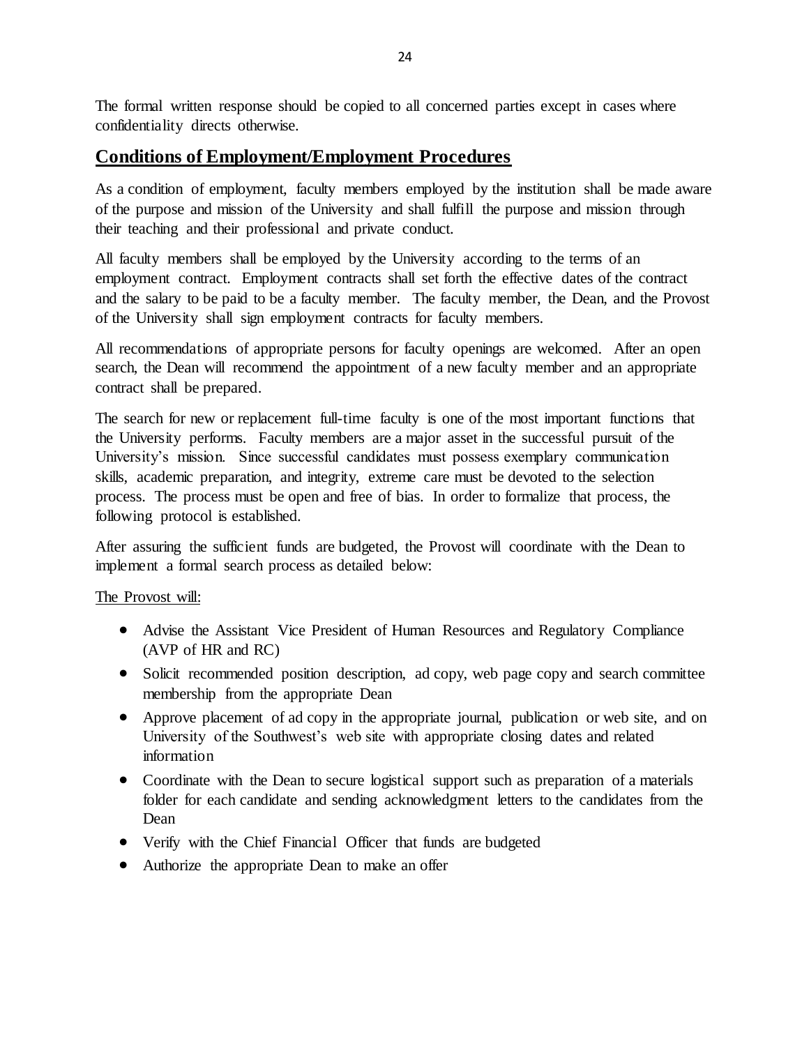The formal written response should be copied to all concerned parties except in cases where confidentiality directs otherwise.

## Conditions of Employment/Employment Procedures

As a condition of employment, faculty members employed by the institution shall be made aware of the purpose and mission of the University and shall fulfill the purpose and mission through their teaching and their professional and private conduct.

All faculty members shall be employed by the University according to the terms of an employment contract. Employment contracts shall set forth the effective dates of the contract and the salary to be paid to be a faculty member. The faculty member, the Dean, and the Provost of the University shall sign employment contracts for faculty members.

All recommendations of appropriate persons for faculty openings are welcomed. After an open search, the Dean will recommend the appointment of a new faculty member and an appropriate contract shall be prepared.

The search for new or replacement full-time faculty is one of the most important functions that the University performs. Faculty members are a major asset in the successful pursuit of the University's mission. Since successful candidates must possess exemplary communication skills, academic preparation, and integrity, extreme care must be devoted to the selection process. The process must be open and free of bias. In order to formalize that process, the following protocol is established.

After assuring the sufficient funds are budgeted, the Provost will coordinate with the Dean to implement a formal search process as detailed below:

The Provost will:

- Advise the Assistant Vice President of Human Resources and Regulatory Compliance (AVP of HR and RC)
- Solicit recommended position description, ad copy, web page copy and search committee membership from the appropriate Dean
- Approve placement of ad copy in the appropriate journal, publication or web site, and on University of the Southwest's web site with appropriate closing dates and related information
- Coordinate with the Dean to secure logistical support such as preparation of a materials folder for each candidate and sending acknowledgment letters to the candidates from the Dean
- Verify with the Chief Financial Officer that funds are budgeted
- Authorize the appropriate Dean to make an offer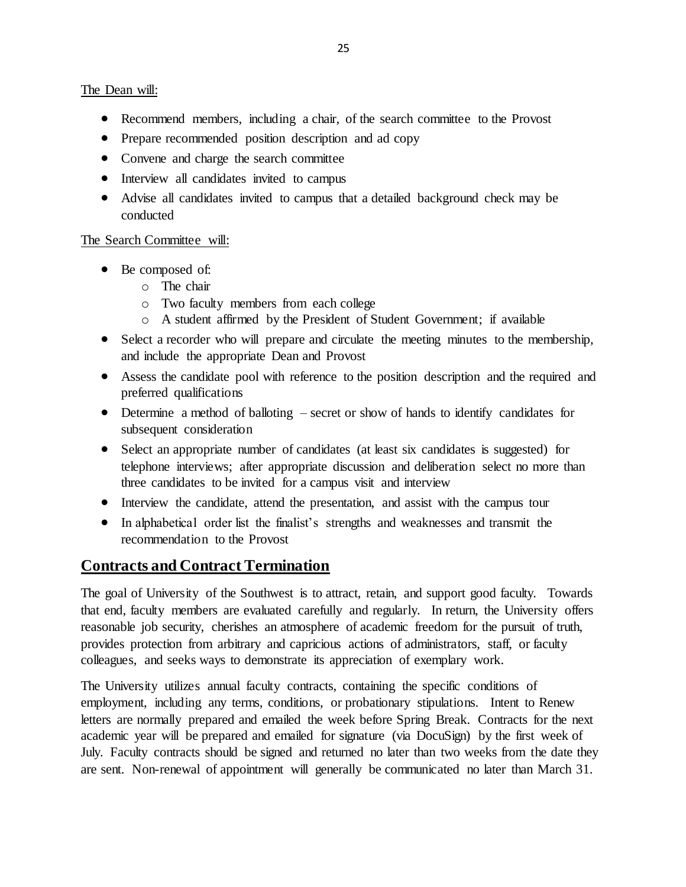The Dean will:

- Recommend members, including a chair, of the search committee to the Provost
- Prepare recommended position description and ad copy
- Convene and charge the search committee
- Interview all candidates invited to campus
- Advise all candidates invited to campus that a detailed background check may be conducted

The Search Committee will:

- Be composed of:
    - The chair
    - Two faculty members from each college
    - A student affirmed by the President of Student Government; if available
- Select a recorder who will prepare and circulate the meeting minutes to the membership, and include the appropriate Dean and Provost
- Assess the candidate pool with reference to the position description and the required and preferred qualifications
- Determine a method of balloting – secret or show of hands to identify candidates for subsequent consideration
- Select an appropriate number of candidates (at least six candidates is suggested) for telephone interviews; after appropriate discussion and deliberation select no more than three candidates to be invited for a campus visit and interview
- Interview the candidate, attend the presentation, and assist with the campus tour
- In alphabetical order list the finalist's strengths and weaknesses and transmit the recommendation to the Provost

## Contracts and Contract Termination

The goal of University of the Southwest is to attract, retain, and support good faculty. Towards that end, faculty members are evaluated carefully and regularly. In return, the University offers reasonable job security, cherishes an atmosphere of academic freedom for the pursuit of truth, provides protection from arbitrary and capricious actions of administrators, staff, or faculty colleagues, and seeks ways to demonstrate its appreciation of exemplary work.

The University utilizes annual faculty contracts, containing the specific conditions of employment, including any terms, conditions, or probationary stipulations. Intent to Renew letters are normally prepared and emailed the week before Spring Break. Contracts for the next academic year will be prepared and emailed for signature (via DocuSign) by the first week of July. Faculty contracts should be signed and returned no later than two weeks from the date they are sent. Non-renewal of appointment will generally be communicated no later than March 31.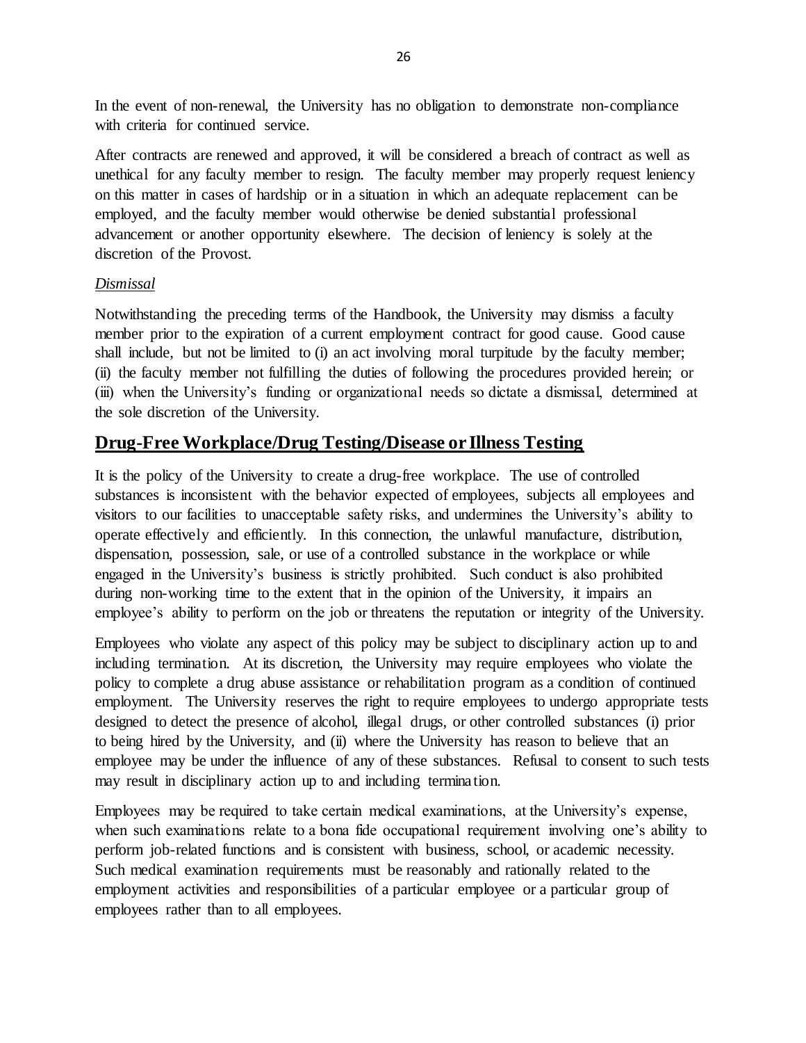In the event of non-renewal, the University has no obligation to demonstrate non-compliance with criteria for continued service.

After contracts are renewed and approved, it will be considered a breach of contract as well as unethical for any faculty member to resign. The faculty member may properly request leniency on this matter in cases of hardship or in a situation in which an adequate replacement can be employed, and the faculty member would otherwise be denied substantial professional advancement or another opportunity elsewhere. The decision of leniency is solely at the discretion of the Provost.

*Dismissal*

Notwithstanding the preceding terms of the Handbook, the University may dismiss a faculty member prior to the expiration of a current employment contract for good cause. Good cause shall include, but not be limited to (i) an act involving moral turpitude by the faculty member; (ii) the faculty member not fulfilling the duties of following the procedures provided herein; or (iii) when the University's funding or organizational needs so dictate a dismissal, determined at the sole discretion of the University.

## Drug-Free Workplace/Drug Testing/Disease or Illness Testing

It is the policy of the University to create a drug-free workplace. The use of controlled substances is inconsistent with the behavior expected of employees, subjects all employees and visitors to our facilities to unacceptable safety risks, and undermines the University's ability to operate effectively and efficiently. In this connection, the unlawful manufacture, distribution, dispensation, possession, sale, or use of a controlled substance in the workplace or while engaged in the University's business is strictly prohibited. Such conduct is also prohibited during non-working time to the extent that in the opinion of the University, it impairs an employee's ability to perform on the job or threatens the reputation or integrity of the University.

Employees who violate any aspect of this policy may be subject to disciplinary action up to and including termination. At its discretion, the University may require employees who violate the policy to complete a drug abuse assistance or rehabilitation program as a condition of continued employment. The University reserves the right to require employees to undergo appropriate tests designed to detect the presence of alcohol, illegal drugs, or other controlled substances (i) prior to being hired by the University, and (ii) where the University has reason to believe that an employee may be under the influence of any of these substances. Refusal to consent to such tests may result in disciplinary action up to and including termination.

Employees may be required to take certain medical examinations, at the University's expense, when such examinations relate to a bona fide occupational requirement involving one's ability to perform job-related functions and is consistent with business, school, or academic necessity. Such medical examination requirements must be reasonably and rationally related to the employment activities and responsibilities of a particular employee or a particular group of employees rather than to all employees.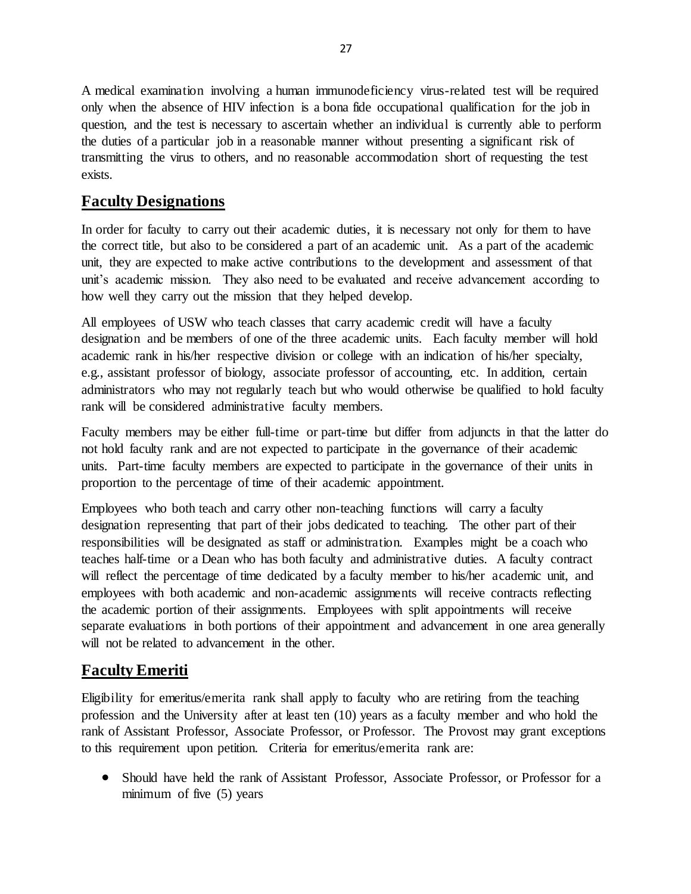A medical examination involving a human immunodeficiency virus-related test will be required only when the absence of HIV infection is a bona fide occupational qualification for the job in question, and the test is necessary to ascertain whether an individual is currently able to perform the duties of a particular job in a reasonable manner without presenting a significant risk of transmitting the virus to others, and no reasonable accommodation short of requesting the test exists.

## Faculty Designations

In order for faculty to carry out their academic duties, it is necessary not only for them to have the correct title, but also to be considered a part of an academic unit. As a part of the academic unit, they are expected to make active contributions to the development and assessment of that unit's academic mission. They also need to be evaluated and receive advancement according to how well they carry out the mission that they helped develop.

All employees of USW who teach classes that carry academic credit will have a faculty designation and be members of one of the three academic units. Each faculty member will hold academic rank in his/her respective division or college with an indication of his/her specialty, e.g., assistant professor of biology, associate professor of accounting, etc. In addition, certain administrators who may not regularly teach but who would otherwise be qualified to hold faculty rank will be considered administrative faculty members.

Faculty members may be either full-time or part-time but differ from adjuncts in that the latter do not hold faculty rank and are not expected to participate in the governance of their academic units. Part-time faculty members are expected to participate in the governance of their units in proportion to the percentage of time of their academic appointment.

Employees who both teach and carry other non-teaching functions will carry a faculty designation representing that part of their jobs dedicated to teaching. The other part of their responsibilities will be designated as staff or administration. Examples might be a coach who teaches half-time or a Dean who has both faculty and administrative duties. A faculty contract will reflect the percentage of time dedicated by a faculty member to his/her academic unit, and employees with both academic and non-academic assignments will receive contracts reflecting the academic portion of their assignments. Employees with split appointments will receive separate evaluations in both portions of their appointment and advancement in one area generally will not be related to advancement in the other.

## Faculty Emeriti

Eligibility for emeritus/emerita rank shall apply to faculty who are retiring from the teaching profession and the University after at least ten (10) years as a faculty member and who hold the rank of Assistant Professor, Associate Professor, or Professor. The Provost may grant exceptions to this requirement upon petition. Criteria for emeritus/emerita rank are:

- Should have held the rank of Assistant Professor, Associate Professor, or Professor for a minimum of five (5) years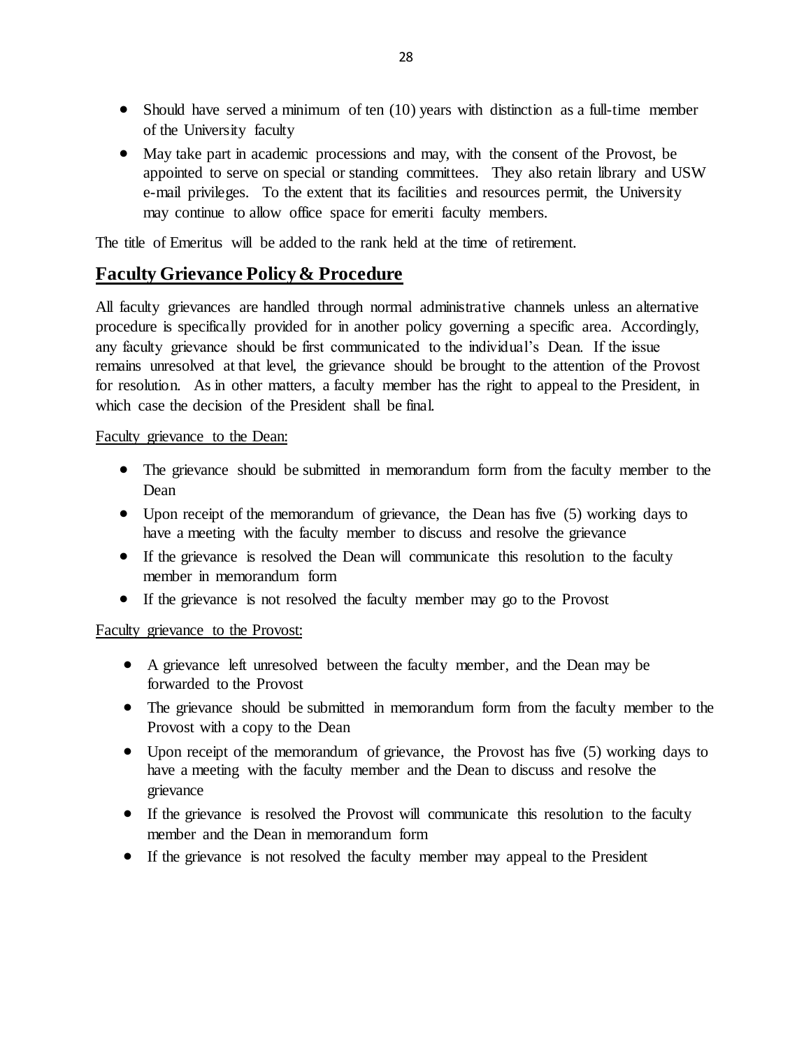- Should have served a minimum of ten (10) years with distinction as a full-time member of the University faculty
- May take part in academic processions and may, with the consent of the Provost, be appointed to serve on special or standing committees. They also retain library and USW e-mail privileges. To the extent that its facilities and resources permit, the University may continue to allow office space for emeriti faculty members.

The title of Emeritus will be added to the rank held at the time of retirement.

## Faculty Grievance Policy & Procedure

All faculty grievances are handled through normal administrative channels unless an alternative procedure is specifically provided for in another policy governing a specific area. Accordingly, any faculty grievance should be first communicated to the individual's Dean. If the issue remains unresolved at that level, the grievance should be brought to the attention of the Provost for resolution. As in other matters, a faculty member has the right to appeal to the President, in which case the decision of the President shall be final.

Faculty grievance to the Dean:

- The grievance should be submitted in memorandum form from the faculty member to the Dean
- Upon receipt of the memorandum of grievance, the Dean has five (5) working days to have a meeting with the faculty member to discuss and resolve the grievance
- If the grievance is resolved the Dean will communicate this resolution to the faculty member in memorandum form
- If the grievance is not resolved the faculty member may go to the Provost

Faculty grievance to the Provost:

- A grievance left unresolved between the faculty member, and the Dean may be forwarded to the Provost
- The grievance should be submitted in memorandum form from the faculty member to the Provost with a copy to the Dean
- Upon receipt of the memorandum of grievance, the Provost has five (5) working days to have a meeting with the faculty member and the Dean to discuss and resolve the grievance
- If the grievance is resolved the Provost will communicate this resolution to the faculty member and the Dean in memorandum form
- If the grievance is not resolved the faculty member may appeal to the President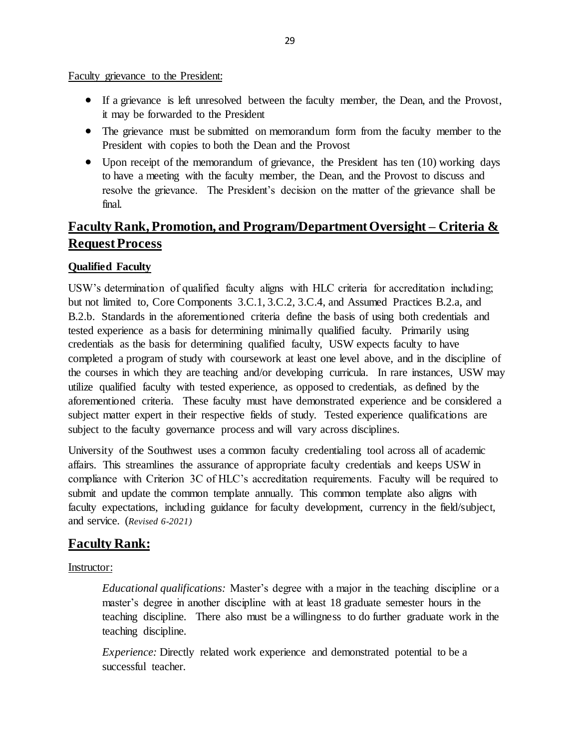Faculty grievance to the President:

- If a grievance is left unresolved between the faculty member, the Dean, and the Provost, it may be forwarded to the President
- The grievance must be submitted on memorandum form from the faculty member to the President with copies to both the Dean and the Provost
- Upon receipt of the memorandum of grievance, the President has ten (10) working days to have a meeting with the faculty member, the Dean, and the Provost to discuss and resolve the grievance. The President's decision on the matter of the grievance shall be final.

## Faculty Rank, Promotion, and Program/Department Oversight – Criteria & Request Process

### Qualified Faculty

USW's determination of qualified faculty aligns with HLC criteria for accreditation including; but not limited to, Core Components 3.C.1, 3.C.2, 3.C.4, and Assumed Practices B.2.a, and B.2.b. Standards in the aforementioned criteria define the basis of using both credentials and tested experience as a basis for determining minimally qualified faculty. Primarily using credentials as the basis for determining qualified faculty, USW expects faculty to have completed a program of study with coursework at least one level above, and in the discipline of the courses in which they are teaching and/or developing curricula. In rare instances, USW may utilize qualified faculty with tested experience, as opposed to credentials, as defined by the aforementioned criteria. These faculty must have demonstrated experience and be considered a subject matter expert in their respective fields of study. Tested experience qualifications are subject to the faculty governance process and will vary across disciplines.

University of the Southwest uses a common faculty credentialing tool across all of academic affairs. This streamlines the assurance of appropriate faculty credentials and keeps USW in compliance with Criterion 3C of HLC's accreditation requirements. Faculty will be required to submit and update the common template annually. This common template also aligns with faculty expectations, including guidance for faculty development, currency in the field/subject, and service. (*Revised 6-2021)*

## Faculty Rank:

Instructor:

*Educational qualifications:* Master's degree with a major in the teaching discipline or a master's degree in another discipline with at least 18 graduate semester hours in the teaching discipline. There also must be a willingness to do further graduate work in the teaching discipline.

*Experience:* Directly related work experience and demonstrated potential to be a successful teacher.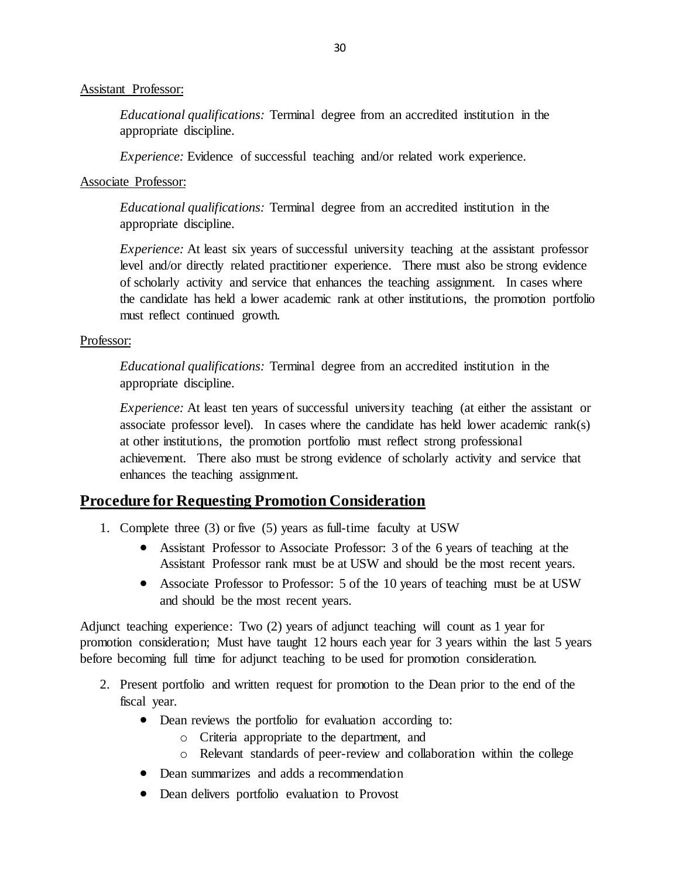Assistant Professor:

*Educational qualifications:* Terminal degree from an accredited institution in the appropriate discipline.

*Experience:* Evidence of successful teaching and/or related work experience.

Associate Professor:

*Educational qualifications:* Terminal degree from an accredited institution in the appropriate discipline.

*Experience:* At least six years of successful university teaching at the assistant professor level and/or directly related practitioner experience. There must also be strong evidence of scholarly activity and service that enhances the teaching assignment. In cases where the candidate has held a lower academic rank at other institutions, the promotion portfolio must reflect continued growth.

Professor:

*Educational qualifications:* Terminal degree from an accredited institution in the appropriate discipline.

*Experience:* At least ten years of successful university teaching (at either the assistant or associate professor level). In cases where the candidate has held lower academic rank(s) at other institutions, the promotion portfolio must reflect strong professional achievement. There also must be strong evidence of scholarly activity and service that enhances the teaching assignment.

## Procedure for Requesting Promotion Consideration

1. Complete three (3) or five (5) years as full-time faculty at USW
   - Assistant Professor to Associate Professor: 3 of the 6 years of teaching at the Assistant Professor rank must be at USW and should be the most recent years.
   - Associate Professor to Professor: 5 of the 10 years of teaching must be at USW and should be the most recent years.

Adjunct teaching experience: Two (2) years of adjunct teaching will count as 1 year for promotion consideration; Must have taught 12 hours each year for 3 years within the last 5 years before becoming full time for adjunct teaching to be used for promotion consideration.

2. Present portfolio and written request for promotion to the Dean prior to the end of the fiscal year.
   - Dean reviews the portfolio for evaluation according to:
     - Criteria appropriate to the department, and
     - Relevant standards of peer-review and collaboration within the college
   - Dean summarizes and adds a recommendation
   - Dean delivers portfolio evaluation to Provost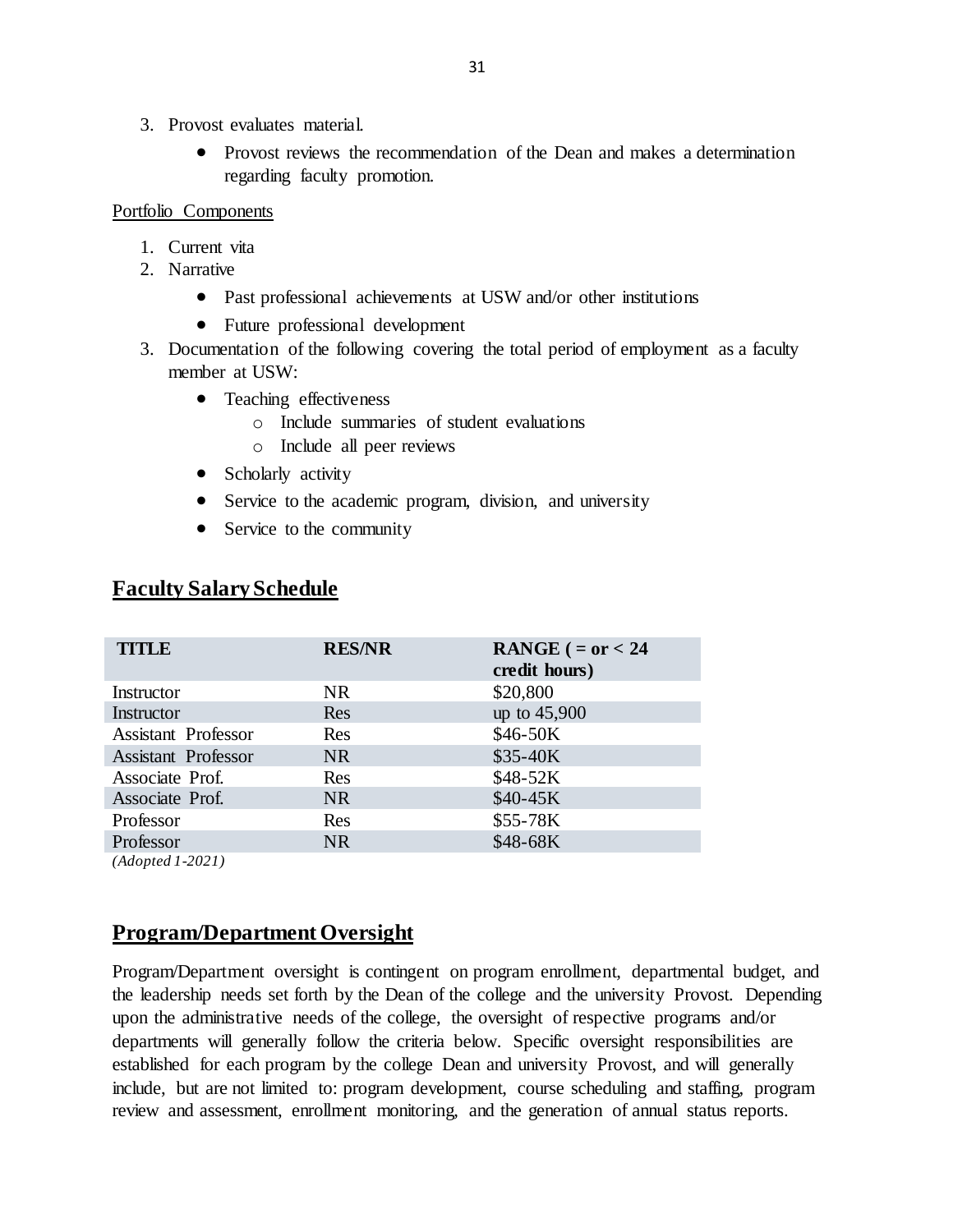3. Provost evaluates material.
    - Provost reviews the recommendation of the Dean and makes a determination regarding faculty promotion.

Portfolio Components

1. Current vita
2. Narrative
    - Past professional achievements at USW and/or other institutions
    - Future professional development
3. Documentation of the following covering the total period of employment as a faculty member at USW:
    - Teaching effectiveness
        - Include summaries of student evaluations
        - Include all peer reviews
    - Scholarly activity
    - Service to the academic program, division, and university
    - Service to the community

## Faculty Salary Schedule

| TITLE | RES/NR | RANGE ( = or < 24 credit hours) |
|---|---|---|
| Instructor | NR | $20,800 |
| Instructor | Res | up to 45,900 |
| Assistant Professor | Res | $46-50K |
| Assistant Professor | NR | $35-40K |
| Associate Prof. | Res | $48-52K |
| Associate Prof. | NR | $40-45K |
| Professor | Res | $55-78K |
| Professor | NR | $48-68K |

*(Adopted 1-2021)*

## Program/Department Oversight

Program/Department oversight is contingent on program enrollment, departmental budget, and the leadership needs set forth by the Dean of the college and the university Provost. Depending upon the administrative needs of the college, the oversight of respective programs and/or departments will generally follow the criteria below. Specific oversight responsibilities are established for each program by the college Dean and university Provost, and will generally include, but are not limited to: program development, course scheduling and staffing, program review and assessment, enrollment monitoring, and the generation of annual status reports.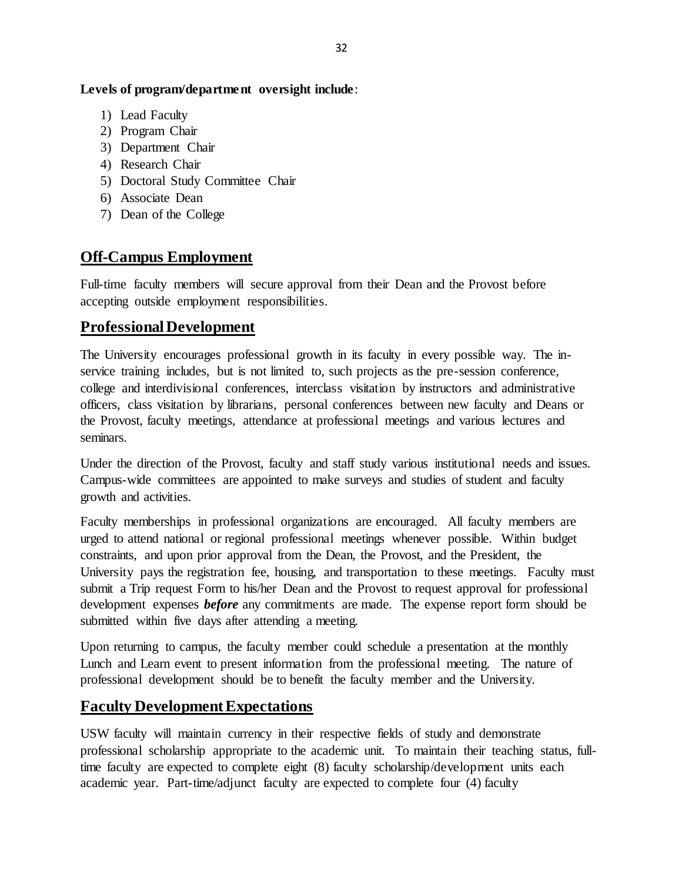**Levels of program/department oversight include**:

1) Lead Faculty
2) Program Chair
3) Department Chair
4) Research Chair
5) Doctoral Study Committee Chair
6) Associate Dean
7) Dean of the College

## Off-Campus Employment

Full-time faculty members will secure approval from their Dean and the Provost before accepting outside employment responsibilities.

## Professional Development

The University encourages professional growth in its faculty in every possible way. The in-service training includes, but is not limited to, such projects as the pre-session conference, college and interdivisional conferences, interclass visitation by instructors and administrative officers, class visitation by librarians, personal conferences between new faculty and Deans or the Provost, faculty meetings, attendance at professional meetings and various lectures and seminars.

Under the direction of the Provost, faculty and staff study various institutional needs and issues. Campus-wide committees are appointed to make surveys and studies of student and faculty growth and activities.

Faculty memberships in professional organizations are encouraged. All faculty members are urged to attend national or regional professional meetings whenever possible. Within budget constraints, and upon prior approval from the Dean, the Provost, and the President, the University pays the registration fee, housing, and transportation to these meetings. Faculty must submit a Trip request Form to his/her Dean and the Provost to request approval for professional development expenses ***before*** any commitments are made. The expense report form should be submitted within five days after attending a meeting.

Upon returning to campus, the faculty member could schedule a presentation at the monthly Lunch and Learn event to present information from the professional meeting. The nature of professional development should be to benefit the faculty member and the University.

## Faculty Development Expectations

USW faculty will maintain currency in their respective fields of study and demonstrate professional scholarship appropriate to the academic unit. To maintain their teaching status, full-time faculty are expected to complete eight (8) faculty scholarship/development units each academic year. Part-time/adjunct faculty are expected to complete four (4) faculty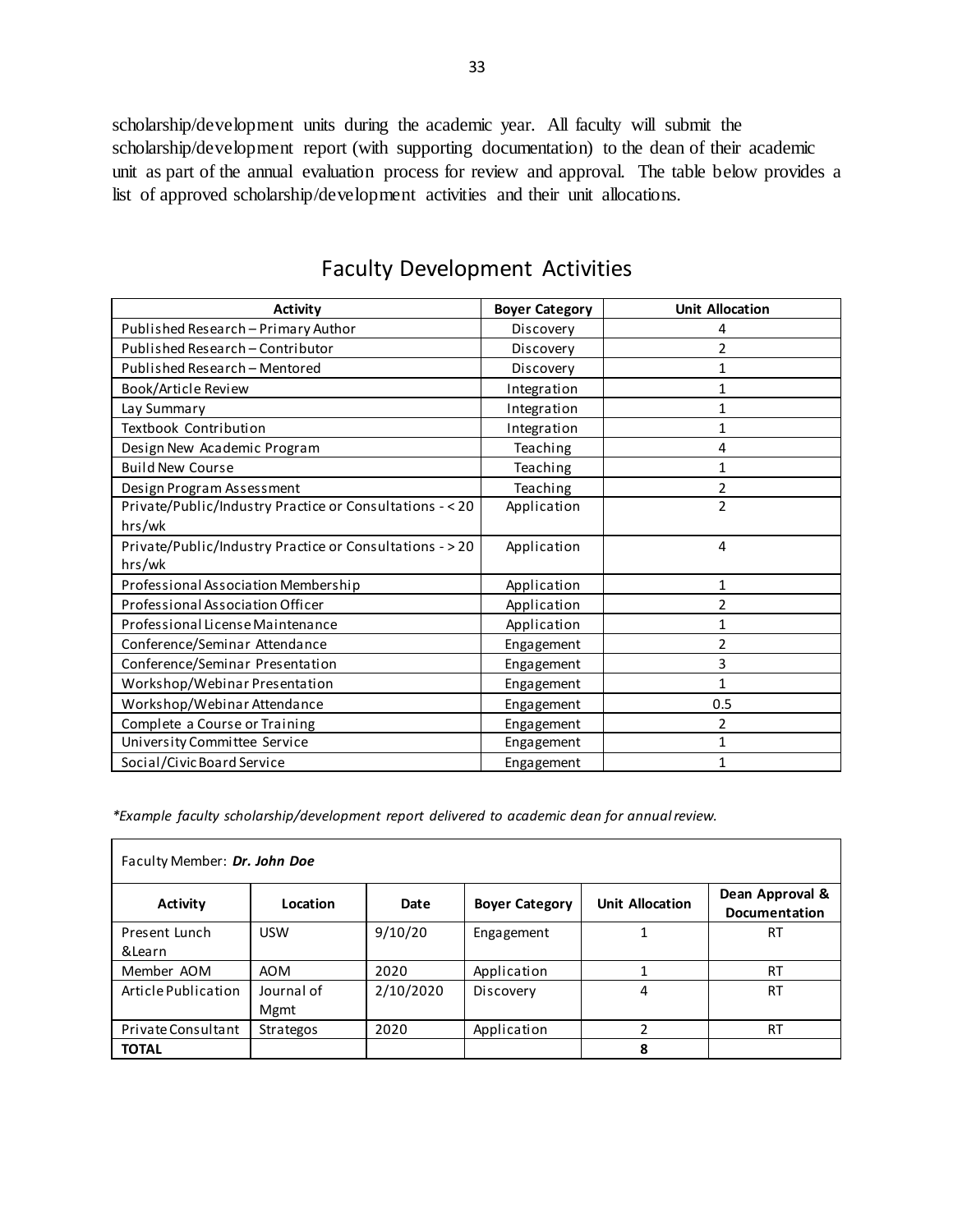scholarship/development units during the academic year. All faculty will submit the scholarship/development report (with supporting documentation) to the dean of their academic unit as part of the annual evaluation process for review and approval. The table below provides a list of approved scholarship/development activities and their unit allocations.

## Faculty Development Activities

| Activity | Boyer Category | Unit Allocation |
|---|---|---|
| Published Research – Primary Author | Discovery | 4 |
| Published Research – Contributor | Discovery | 2 |
| Published Research – Mentored | Discovery | 1 |
| Book/Article Review | Integration | 1 |
| Lay Summary | Integration | 1 |
| Textbook Contribution | Integration | 1 |
| Design New Academic Program | Teaching | 4 |
| Build New Course | Teaching | 1 |
| Design Program Assessment | Teaching | 2 |
| Private/Public/Industry Practice or Consultations - < 20 hrs/wk | Application | 2 |
| Private/Public/Industry Practice or Consultations - > 20 hrs/wk | Application | 4 |
| Professional Association Membership | Application | 1 |
| Professional Association Officer | Application | 2 |
| Professional License Maintenance | Application | 1 |
| Conference/Seminar Attendance | Engagement | 2 |
| Conference/Seminar Presentation | Engagement | 3 |
| Workshop/Webinar Presentation | Engagement | 1 |
| Workshop/Webinar Attendance | Engagement | 0.5 |
| Complete a Course or Training | Engagement | 2 |
| University Committee Service | Engagement | 1 |
| Social/Civic Board Service | Engagement | 1 |

*\*Example faculty scholarship/development report delivered to academic dean for annual review.*

| Faculty Member: ***Dr. John Doe*** | | | | | |
|---|---|---|---|---|---|
| **Activity** | **Location** | **Date** | **Boyer Category** | **Unit Allocation** | **Dean Approval & Documentation** |
| Present Lunch &Learn | USW | 9/10/20 | Engagement | 1 | RT |
| Member AOM | AOM | 2020 | Application | 1 | RT |
| Article Publication | Journal of Mgmt | 2/10/2020 | Discovery | 4 | RT |
| Private Consultant | Strategos | 2020 | Application | 2 | RT |
| **TOTAL** | | | | **8** | |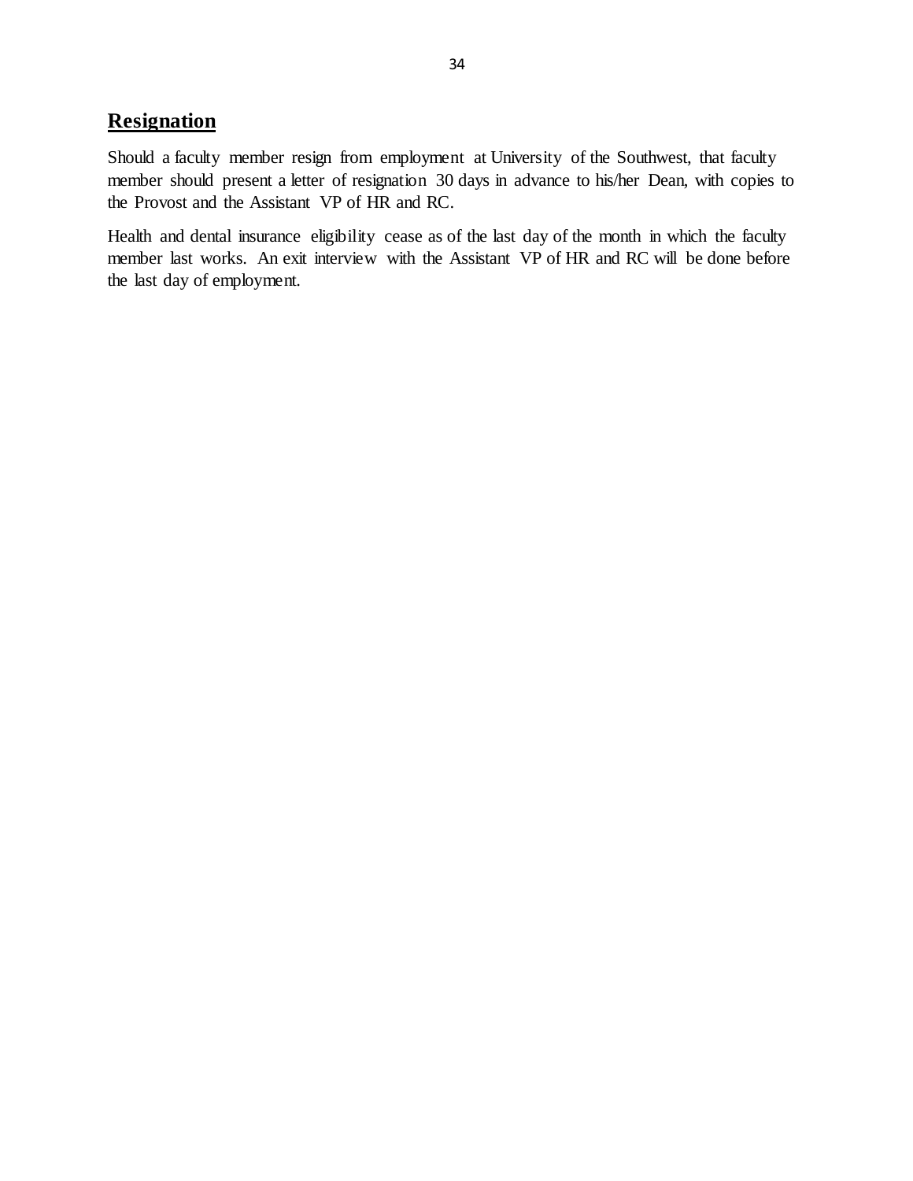## **Resignation**

Should a faculty member resign from employment at University of the Southwest, that faculty member should present a letter of resignation 30 days in advance to his/her Dean, with copies to the Provost and the Assistant VP of HR and RC.

Health and dental insurance eligibility cease as of the last day of the month in which the faculty member last works. An exit interview with the Assistant VP of HR and RC will be done before the last day of employment.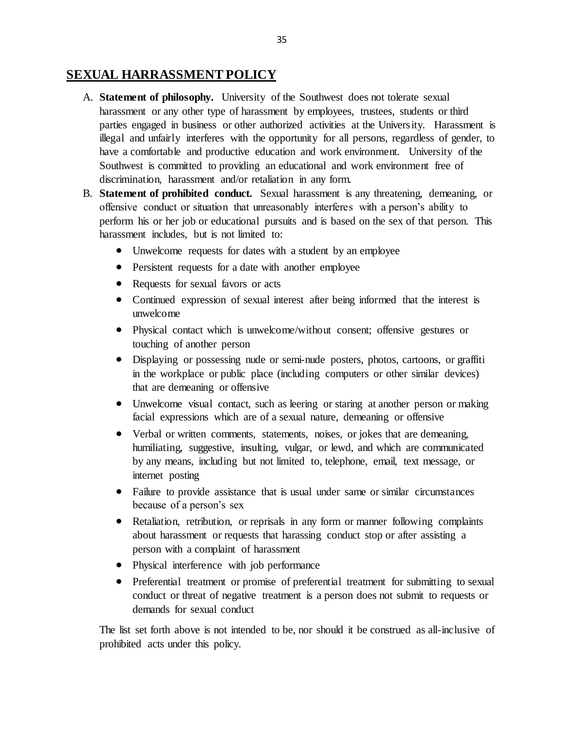## SEXUAL HARRASSMENT POLICY

A. **Statement of philosophy.** University of the Southwest does not tolerate sexual harassment or any other type of harassment by employees, trustees, students or third parties engaged in business or other authorized activities at the University. Harassment is illegal and unfairly interferes with the opportunity for all persons, regardless of gender, to have a comfortable and productive education and work environment. University of the Southwest is committed to providing an educational and work environment free of discrimination, harassment and/or retaliation in any form.

B. **Statement of prohibited conduct.** Sexual harassment is any threatening, demeaning, or offensive conduct or situation that unreasonably interferes with a person's ability to perform his or her job or educational pursuits and is based on the sex of that person. This harassment includes, but is not limited to:

   - Unwelcome requests for dates with a student by an employee
   - Persistent requests for a date with another employee
   - Requests for sexual favors or acts
   - Continued expression of sexual interest after being informed that the interest is unwelcome
   - Physical contact which is unwelcome/without consent; offensive gestures or touching of another person
   - Displaying or possessing nude or semi-nude posters, photos, cartoons, or graffiti in the workplace or public place (including computers or other similar devices) that are demeaning or offensive
   - Unwelcome visual contact, such as leering or staring at another person or making facial expressions which are of a sexual nature, demeaning or offensive
   - Verbal or written comments, statements, noises, or jokes that are demeaning, humiliating, suggestive, insulting, vulgar, or lewd, and which are communicated by any means, including but not limited to, telephone, email, text message, or internet posting
   - Failure to provide assistance that is usual under same or similar circumstances because of a person's sex
   - Retaliation, retribution, or reprisals in any form or manner following complaints about harassment or requests that harassing conduct stop or after assisting a person with a complaint of harassment
   - Physical interference with job performance
   - Preferential treatment or promise of preferential treatment for submitting to sexual conduct or threat of negative treatment is a person does not submit to requests or demands for sexual conduct

   The list set forth above is not intended to be, nor should it be construed as all-inclusive of prohibited acts under this policy.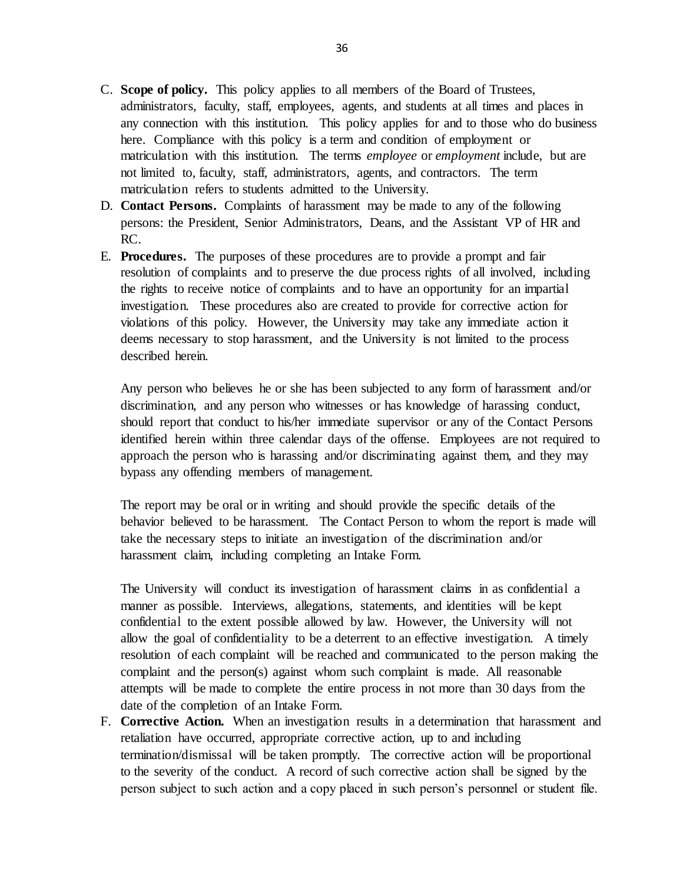C. **Scope of policy.** This policy applies to all members of the Board of Trustees, administrators, faculty, staff, employees, agents, and students at all times and places in any connection with this institution. This policy applies for and to those who do business here. Compliance with this policy is a term and condition of employment or matriculation with this institution. The terms *employee* or *employment* include, but are not limited to, faculty, staff, administrators, agents, and contractors. The term matriculation refers to students admitted to the University.

D. **Contact Persons.** Complaints of harassment may be made to any of the following persons: the President, Senior Administrators, Deans, and the Assistant VP of HR and RC.

E. **Procedures.** The purposes of these procedures are to provide a prompt and fair resolution of complaints and to preserve the due process rights of all involved, including the rights to receive notice of complaints and to have an opportunity for an impartial investigation. These procedures also are created to provide for corrective action for violations of this policy. However, the University may take any immediate action it deems necessary to stop harassment, and the University is not limited to the process described herein.

   Any person who believes he or she has been subjected to any form of harassment and/or discrimination, and any person who witnesses or has knowledge of harassing conduct, should report that conduct to his/her immediate supervisor or any of the Contact Persons identified herein within three calendar days of the offense. Employees are not required to approach the person who is harassing and/or discriminating against them, and they may bypass any offending members of management.

   The report may be oral or in writing and should provide the specific details of the behavior believed to be harassment. The Contact Person to whom the report is made will take the necessary steps to initiate an investigation of the discrimination and/or harassment claim, including completing an Intake Form.

   The University will conduct its investigation of harassment claims in as confidential a manner as possible. Interviews, allegations, statements, and identities will be kept confidential to the extent possible allowed by law. However, the University will not allow the goal of confidentiality to be a deterrent to an effective investigation. A timely resolution of each complaint will be reached and communicated to the person making the complaint and the person(s) against whom such complaint is made. All reasonable attempts will be made to complete the entire process in not more than 30 days from the date of the completion of an Intake Form.

F. **Corrective Action.** When an investigation results in a determination that harassment and retaliation have occurred, appropriate corrective action, up to and including termination/dismissal will be taken promptly. The corrective action will be proportional to the severity of the conduct. A record of such corrective action shall be signed by the person subject to such action and a copy placed in such person's personnel or student file.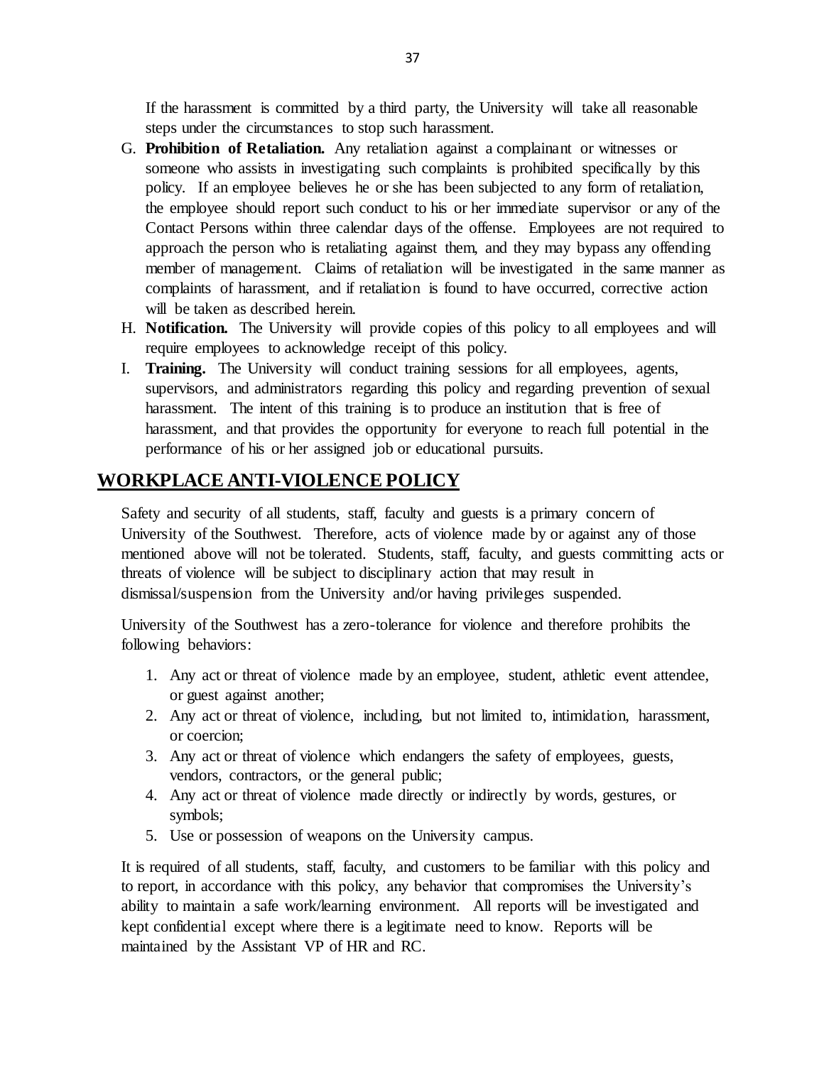If the harassment is committed by a third party, the University will take all reasonable steps under the circumstances to stop such harassment.

G. **Prohibition of Retaliation.** Any retaliation against a complainant or witnesses or someone who assists in investigating such complaints is prohibited specifically by this policy. If an employee believes he or she has been subjected to any form of retaliation, the employee should report such conduct to his or her immediate supervisor or any of the Contact Persons within three calendar days of the offense. Employees are not required to approach the person who is retaliating against them, and they may bypass any offending member of management. Claims of retaliation will be investigated in the same manner as complaints of harassment, and if retaliation is found to have occurred, corrective action will be taken as described herein.

H. **Notification.** The University will provide copies of this policy to all employees and will require employees to acknowledge receipt of this policy.

I. **Training.** The University will conduct training sessions for all employees, agents, supervisors, and administrators regarding this policy and regarding prevention of sexual harassment. The intent of this training is to produce an institution that is free of harassment, and that provides the opportunity for everyone to reach full potential in the performance of his or her assigned job or educational pursuits.

## WORKPLACE ANTI-VIOLENCE POLICY

Safety and security of all students, staff, faculty and guests is a primary concern of University of the Southwest. Therefore, acts of violence made by or against any of those mentioned above will not be tolerated. Students, staff, faculty, and guests committing acts or threats of violence will be subject to disciplinary action that may result in dismissal/suspension from the University and/or having privileges suspended.

University of the Southwest has a zero-tolerance for violence and therefore prohibits the following behaviors:

1. Any act or threat of violence made by an employee, student, athletic event attendee, or guest against another;
2. Any act or threat of violence, including, but not limited to, intimidation, harassment, or coercion;
3. Any act or threat of violence which endangers the safety of employees, guests, vendors, contractors, or the general public;
4. Any act or threat of violence made directly or indirectly by words, gestures, or symbols;
5. Use or possession of weapons on the University campus.

It is required of all students, staff, faculty, and customers to be familiar with this policy and to report, in accordance with this policy, any behavior that compromises the University's ability to maintain a safe work/learning environment. All reports will be investigated and kept confidential except where there is a legitimate need to know. Reports will be maintained by the Assistant VP of HR and RC.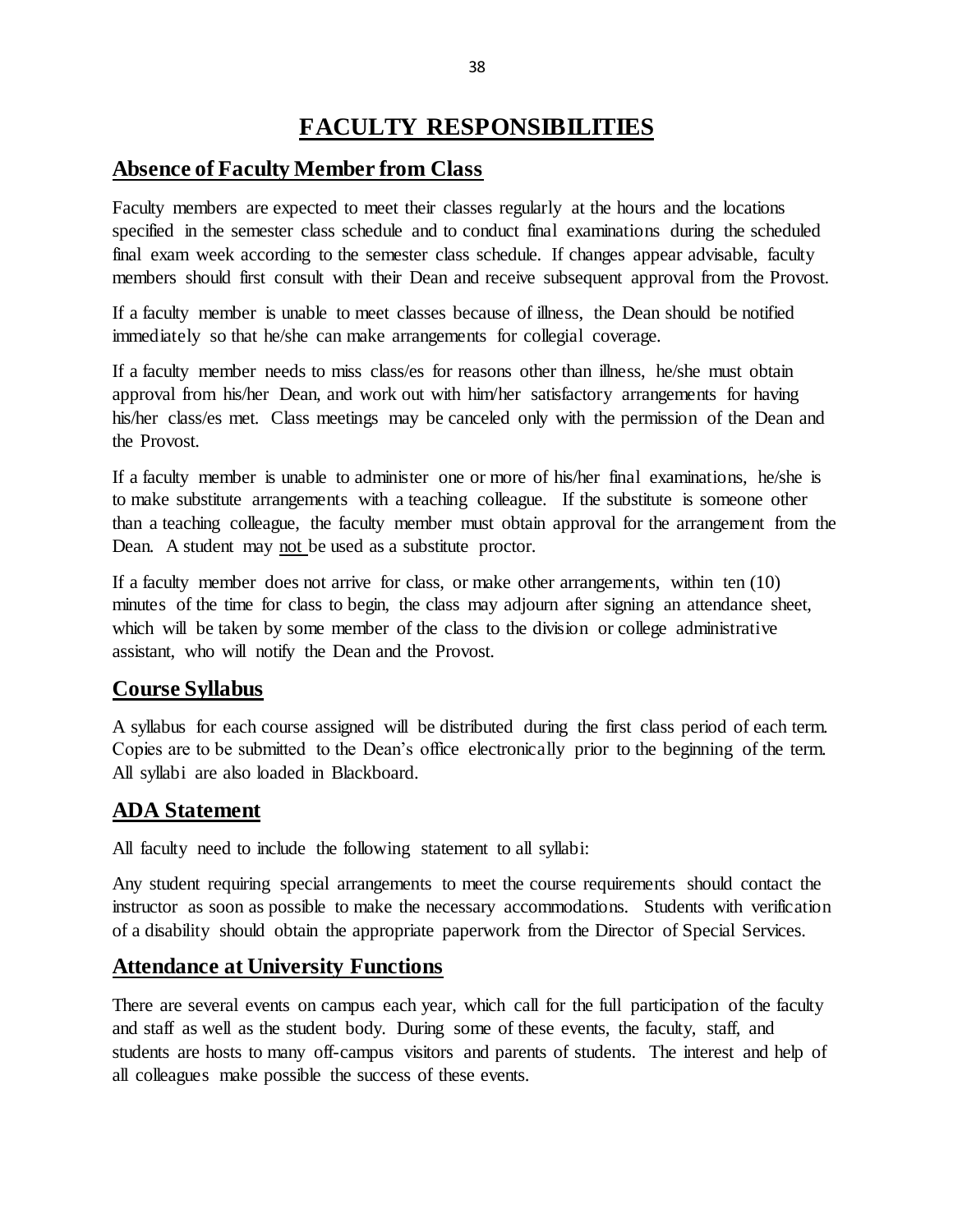# FACULTY RESPONSIBILITIES

## Absence of Faculty Member from Class

Faculty members are expected to meet their classes regularly at the hours and the locations specified in the semester class schedule and to conduct final examinations during the scheduled final exam week according to the semester class schedule. If changes appear advisable, faculty members should first consult with their Dean and receive subsequent approval from the Provost.

If a faculty member is unable to meet classes because of illness, the Dean should be notified immediately so that he/she can make arrangements for collegial coverage.

If a faculty member needs to miss class/es for reasons other than illness, he/she must obtain approval from his/her Dean, and work out with him/her satisfactory arrangements for having his/her class/es met. Class meetings may be canceled only with the permission of the Dean and the Provost.

If a faculty member is unable to administer one or more of his/her final examinations, he/she is to make substitute arrangements with a teaching colleague. If the substitute is someone other than a teaching colleague, the faculty member must obtain approval for the arrangement from the Dean. A student may <u>not</u> be used as a substitute proctor.

If a faculty member does not arrive for class, or make other arrangements, within ten (10) minutes of the time for class to begin, the class may adjourn after signing an attendance sheet, which will be taken by some member of the class to the division or college administrative assistant, who will notify the Dean and the Provost.

## Course Syllabus

A syllabus for each course assigned will be distributed during the first class period of each term. Copies are to be submitted to the Dean's office electronically prior to the beginning of the term. All syllabi are also loaded in Blackboard.

## ADA Statement

All faculty need to include the following statement to all syllabi:

Any student requiring special arrangements to meet the course requirements should contact the instructor as soon as possible to make the necessary accommodations. Students with verification of a disability should obtain the appropriate paperwork from the Director of Special Services.

## Attendance at University Functions

There are several events on campus each year, which call for the full participation of the faculty and staff as well as the student body. During some of these events, the faculty, staff, and students are hosts to many off-campus visitors and parents of students. The interest and help of all colleagues make possible the success of these events.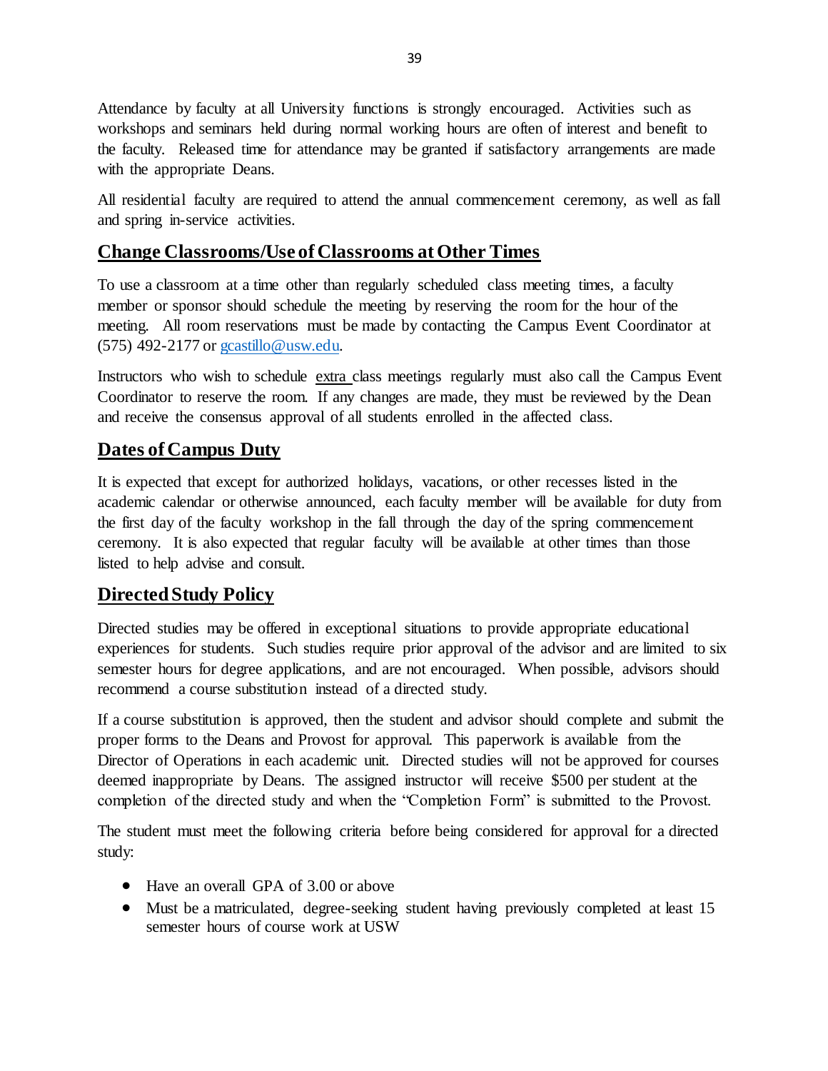Attendance by faculty at all University functions is strongly encouraged. Activities such as workshops and seminars held during normal working hours are often of interest and benefit to the faculty. Released time for attendance may be granted if satisfactory arrangements are made with the appropriate Deans.

All residential faculty are required to attend the annual commencement ceremony, as well as fall and spring in-service activities.

## Change Classrooms/Use of Classrooms at Other Times

To use a classroom at a time other than regularly scheduled class meeting times, a faculty member or sponsor should schedule the meeting by reserving the room for the hour of the meeting. All room reservations must be made by contacting the Campus Event Coordinator at (575) 492-2177 or gcastillo@usw.edu.

Instructors who wish to schedule extra class meetings regularly must also call the Campus Event Coordinator to reserve the room. If any changes are made, they must be reviewed by the Dean and receive the consensus approval of all students enrolled in the affected class.

## Dates of Campus Duty

It is expected that except for authorized holidays, vacations, or other recesses listed in the academic calendar or otherwise announced, each faculty member will be available for duty from the first day of the faculty workshop in the fall through the day of the spring commencement ceremony. It is also expected that regular faculty will be available at other times than those listed to help advise and consult.

## Directed Study Policy

Directed studies may be offered in exceptional situations to provide appropriate educational experiences for students. Such studies require prior approval of the advisor and are limited to six semester hours for degree applications, and are not encouraged. When possible, advisors should recommend a course substitution instead of a directed study.

If a course substitution is approved, then the student and advisor should complete and submit the proper forms to the Deans and Provost for approval. This paperwork is available from the Director of Operations in each academic unit. Directed studies will not be approved for courses deemed inappropriate by Deans. The assigned instructor will receive $500 per student at the completion of the directed study and when the "Completion Form" is submitted to the Provost.

The student must meet the following criteria before being considered for approval for a directed study:

- Have an overall GPA of 3.00 or above
- Must be a matriculated, degree-seeking student having previously completed at least 15 semester hours of course work at USW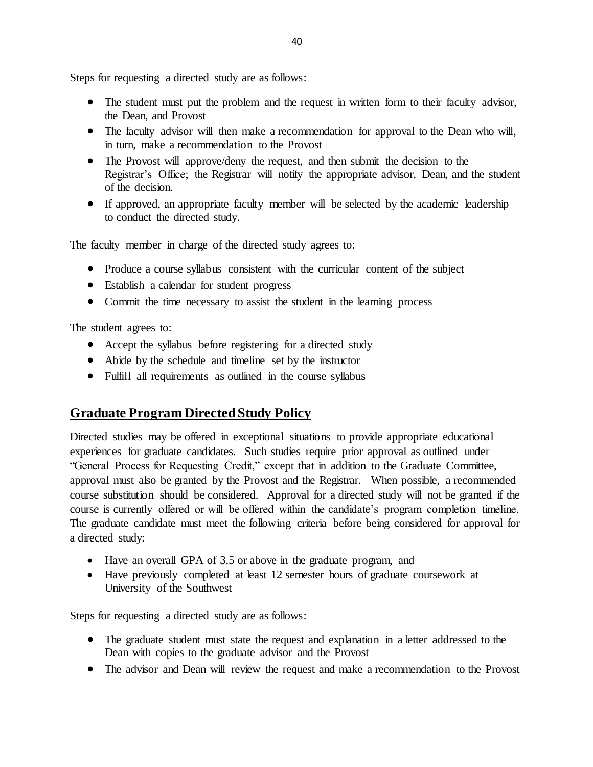Steps for requesting a directed study are as follows:

- The student must put the problem and the request in written form to their faculty advisor, the Dean, and Provost
- The faculty advisor will then make a recommendation for approval to the Dean who will, in turn, make a recommendation to the Provost
- The Provost will approve/deny the request, and then submit the decision to the Registrar's Office; the Registrar will notify the appropriate advisor, Dean, and the student of the decision.
- If approved, an appropriate faculty member will be selected by the academic leadership to conduct the directed study.

The faculty member in charge of the directed study agrees to:

- Produce a course syllabus consistent with the curricular content of the subject
- Establish a calendar for student progress
- Commit the time necessary to assist the student in the learning process

The student agrees to:

- Accept the syllabus before registering for a directed study
- Abide by the schedule and timeline set by the instructor
- Fulfill all requirements as outlined in the course syllabus

## Graduate Program Directed Study Policy

Directed studies may be offered in exceptional situations to provide appropriate educational experiences for graduate candidates. Such studies require prior approval as outlined under "General Process for Requesting Credit," except that in addition to the Graduate Committee, approval must also be granted by the Provost and the Registrar. When possible, a recommended course substitution should be considered. Approval for a directed study will not be granted if the course is currently offered or will be offered within the candidate's program completion timeline. The graduate candidate must meet the following criteria before being considered for approval for a directed study:

- Have an overall GPA of 3.5 or above in the graduate program, and
- Have previously completed at least 12 semester hours of graduate coursework at University of the Southwest

Steps for requesting a directed study are as follows:

- The graduate student must state the request and explanation in a letter addressed to the Dean with copies to the graduate advisor and the Provost
- The advisor and Dean will review the request and make a recommendation to the Provost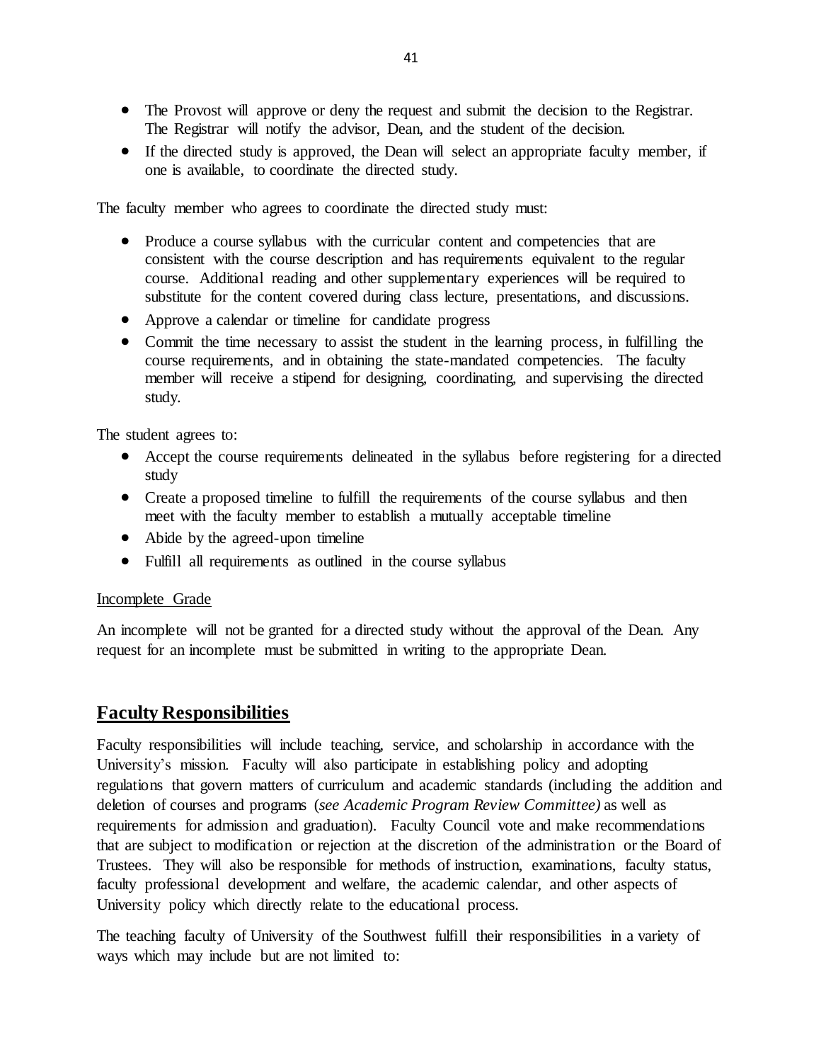- The Provost will approve or deny the request and submit the decision to the Registrar. The Registrar will notify the advisor, Dean, and the student of the decision.
- If the directed study is approved, the Dean will select an appropriate faculty member, if one is available, to coordinate the directed study.

The faculty member who agrees to coordinate the directed study must:

- Produce a course syllabus with the curricular content and competencies that are consistent with the course description and has requirements equivalent to the regular course. Additional reading and other supplementary experiences will be required to substitute for the content covered during class lecture, presentations, and discussions.
- Approve a calendar or timeline for candidate progress
- Commit the time necessary to assist the student in the learning process, in fulfilling the course requirements, and in obtaining the state-mandated competencies. The faculty member will receive a stipend for designing, coordinating, and supervising the directed study.

The student agrees to:

- Accept the course requirements delineated in the syllabus before registering for a directed study
- Create a proposed timeline to fulfill the requirements of the course syllabus and then meet with the faculty member to establish a mutually acceptable timeline
- Abide by the agreed-upon timeline
- Fulfill all requirements as outlined in the course syllabus

Incomplete Grade

An incomplete will not be granted for a directed study without the approval of the Dean. Any request for an incomplete must be submitted in writing to the appropriate Dean.

## Faculty Responsibilities

Faculty responsibilities will include teaching, service, and scholarship in accordance with the University's mission. Faculty will also participate in establishing policy and adopting regulations that govern matters of curriculum and academic standards (including the addition and deletion of courses and programs (*see Academic Program Review Committee)* as well as requirements for admission and graduation). Faculty Council vote and make recommendations that are subject to modification or rejection at the discretion of the administration or the Board of Trustees. They will also be responsible for methods of instruction, examinations, faculty status, faculty professional development and welfare, the academic calendar, and other aspects of University policy which directly relate to the educational process.

The teaching faculty of University of the Southwest fulfill their responsibilities in a variety of ways which may include but are not limited to: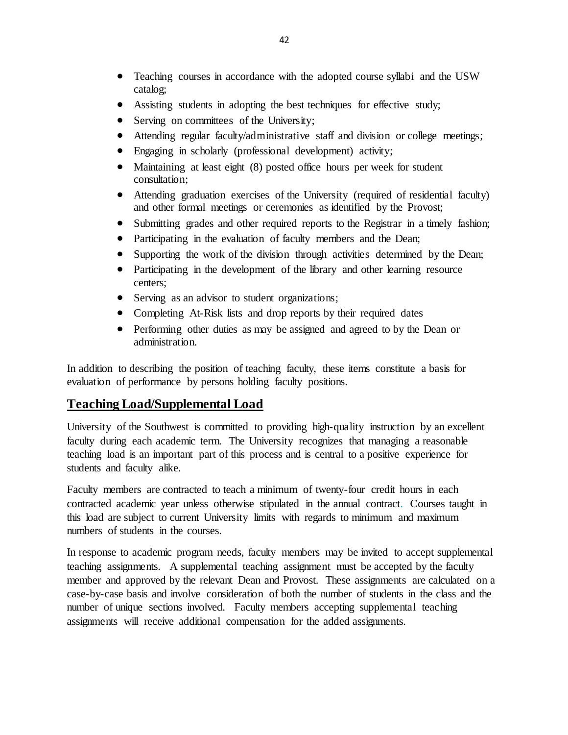- Teaching courses in accordance with the adopted course syllabi and the USW catalog;
- Assisting students in adopting the best techniques for effective study;
- Serving on committees of the University;
- Attending regular faculty/administrative staff and division or college meetings;
- Engaging in scholarly (professional development) activity;
- Maintaining at least eight (8) posted office hours per week for student consultation;
- Attending graduation exercises of the University (required of residential faculty) and other formal meetings or ceremonies as identified by the Provost;
- Submitting grades and other required reports to the Registrar in a timely fashion;
- Participating in the evaluation of faculty members and the Dean;
- Supporting the work of the division through activities determined by the Dean;
- Participating in the development of the library and other learning resource centers;
- Serving as an advisor to student organizations;
- Completing At-Risk lists and drop reports by their required dates
- Performing other duties as may be assigned and agreed to by the Dean or administration.

In addition to describing the position of teaching faculty, these items constitute a basis for evaluation of performance by persons holding faculty positions.

## Teaching Load/Supplemental Load

University of the Southwest is committed to providing high-quality instruction by an excellent faculty during each academic term. The University recognizes that managing a reasonable teaching load is an important part of this process and is central to a positive experience for students and faculty alike.

Faculty members are contracted to teach a minimum of twenty-four credit hours in each contracted academic year unless otherwise stipulated in the annual contract. Courses taught in this load are subject to current University limits with regards to minimum and maximum numbers of students in the courses.

In response to academic program needs, faculty members may be invited to accept supplemental teaching assignments. A supplemental teaching assignment must be accepted by the faculty member and approved by the relevant Dean and Provost. These assignments are calculated on a case-by-case basis and involve consideration of both the number of students in the class and the number of unique sections involved. Faculty members accepting supplemental teaching assignments will receive additional compensation for the added assignments.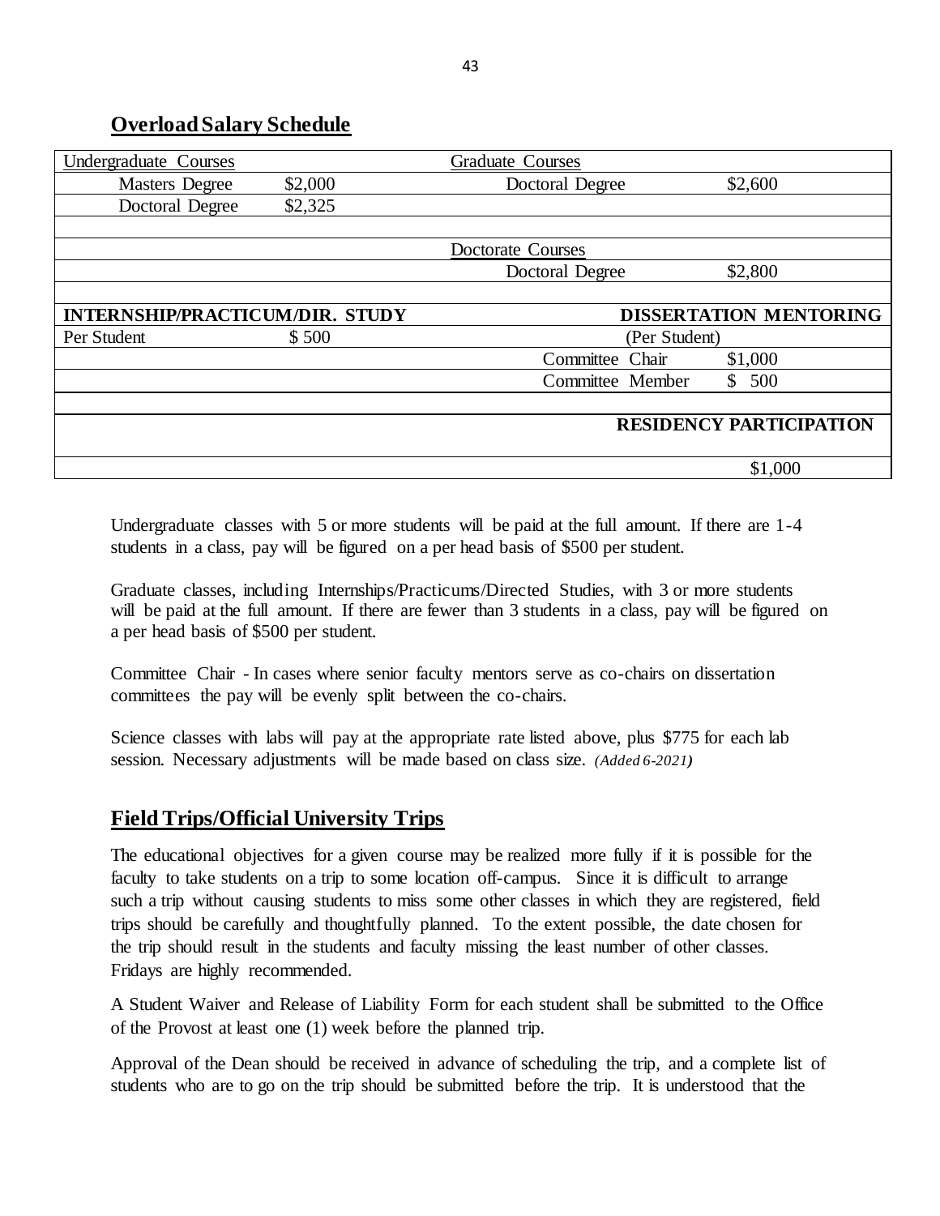## Overload Salary Schedule

| Undergraduate Courses | | Graduate Courses | |
|---|---|---|---|
| Masters Degree | \$2,000 | Doctoral Degree | \$2,600 |
| Doctoral Degree | \$2,325 | | |
| | | | |
| | | Doctorate Courses | |
| | | Doctoral Degree | \$2,800 |
| | | | |
| **INTERNSHIP/PRACTICUM/DIR. STUDY** | | | **DISSERTATION MENTORING** |
| Per Student | \$ 500 | (Per Student) | |
| | | Committee Chair | \$1,000 |
| | | Committee Member | \$ 500 |
| | | | |
| | | | **RESIDENCY PARTICIPATION** |
| | | | \$1,000 |

Undergraduate classes with 5 or more students will be paid at the full amount. If there are 1-4 students in a class, pay will be figured on a per head basis of \$500 per student.

Graduate classes, including Internships/Practicums/Directed Studies, with 3 or more students will be paid at the full amount. If there are fewer than 3 students in a class, pay will be figured on a per head basis of \$500 per student.

Committee Chair - In cases where senior faculty mentors serve as co-chairs on dissertation committees the pay will be evenly split between the co-chairs.

Science classes with labs will pay at the appropriate rate listed above, plus \$775 for each lab session. Necessary adjustments will be made based on class size. *(Added 6-2021)*

## Field Trips/Official University Trips

The educational objectives for a given course may be realized more fully if it is possible for the faculty to take students on a trip to some location off-campus. Since it is difficult to arrange such a trip without causing students to miss some other classes in which they are registered, field trips should be carefully and thoughtfully planned. To the extent possible, the date chosen for the trip should result in the students and faculty missing the least number of other classes. Fridays are highly recommended.

A Student Waiver and Release of Liability Form for each student shall be submitted to the Office of the Provost at least one (1) week before the planned trip.

Approval of the Dean should be received in advance of scheduling the trip, and a complete list of students who are to go on the trip should be submitted before the trip. It is understood that the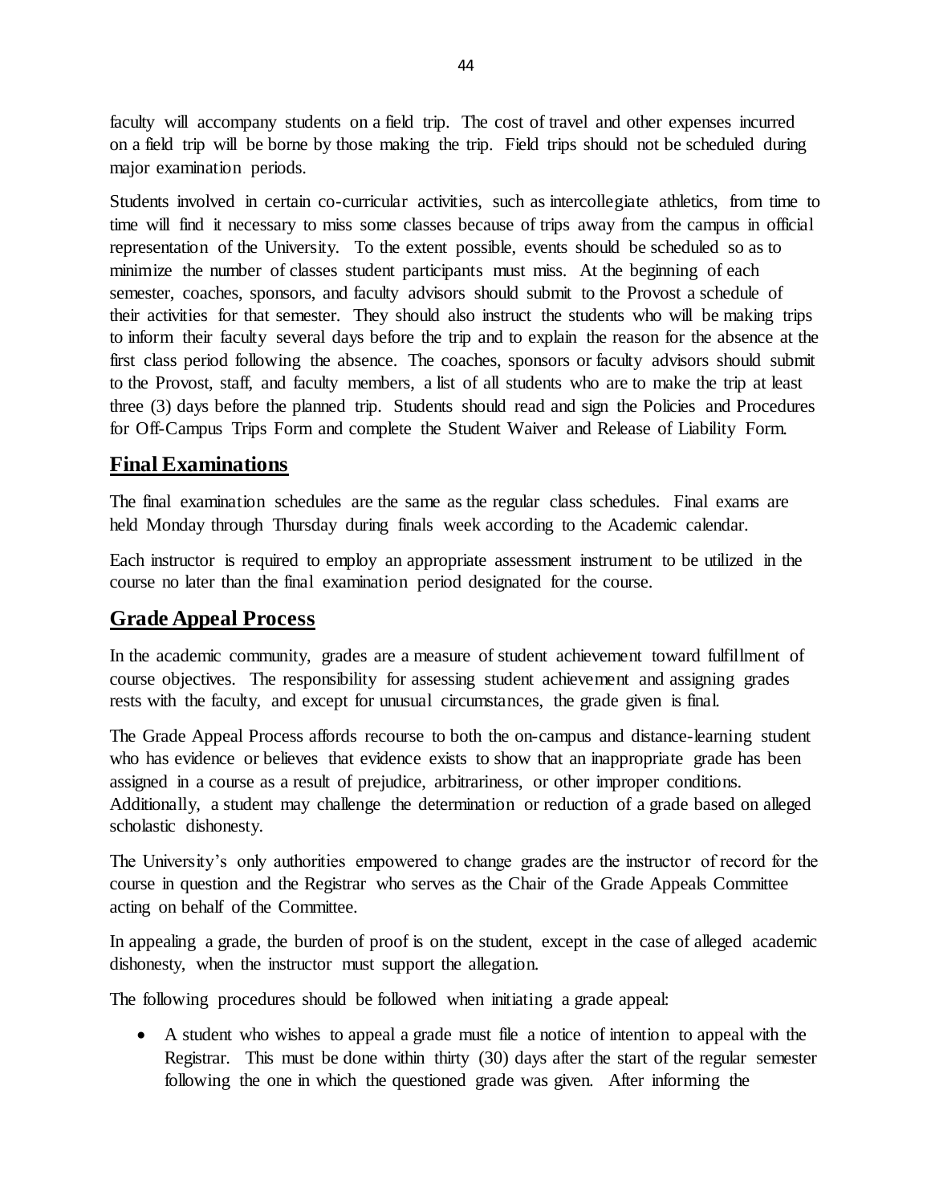faculty will accompany students on a field trip. The cost of travel and other expenses incurred on a field trip will be borne by those making the trip. Field trips should not be scheduled during major examination periods.

Students involved in certain co-curricular activities, such as intercollegiate athletics, from time to time will find it necessary to miss some classes because of trips away from the campus in official representation of the University. To the extent possible, events should be scheduled so as to minimize the number of classes student participants must miss. At the beginning of each semester, coaches, sponsors, and faculty advisors should submit to the Provost a schedule of their activities for that semester. They should also instruct the students who will be making trips to inform their faculty several days before the trip and to explain the reason for the absence at the first class period following the absence. The coaches, sponsors or faculty advisors should submit to the Provost, staff, and faculty members, a list of all students who are to make the trip at least three (3) days before the planned trip. Students should read and sign the Policies and Procedures for Off-Campus Trips Form and complete the Student Waiver and Release of Liability Form.

## Final Examinations

The final examination schedules are the same as the regular class schedules. Final exams are held Monday through Thursday during finals week according to the Academic calendar.

Each instructor is required to employ an appropriate assessment instrument to be utilized in the course no later than the final examination period designated for the course.

## Grade Appeal Process

In the academic community, grades are a measure of student achievement toward fulfillment of course objectives. The responsibility for assessing student achievement and assigning grades rests with the faculty, and except for unusual circumstances, the grade given is final.

The Grade Appeal Process affords recourse to both the on-campus and distance-learning student who has evidence or believes that evidence exists to show that an inappropriate grade has been assigned in a course as a result of prejudice, arbitrariness, or other improper conditions. Additionally, a student may challenge the determination or reduction of a grade based on alleged scholastic dishonesty.

The University's only authorities empowered to change grades are the instructor of record for the course in question and the Registrar who serves as the Chair of the Grade Appeals Committee acting on behalf of the Committee.

In appealing a grade, the burden of proof is on the student, except in the case of alleged academic dishonesty, when the instructor must support the allegation.

The following procedures should be followed when initiating a grade appeal:

- A student who wishes to appeal a grade must file a notice of intention to appeal with the Registrar. This must be done within thirty (30) days after the start of the regular semester following the one in which the questioned grade was given. After informing the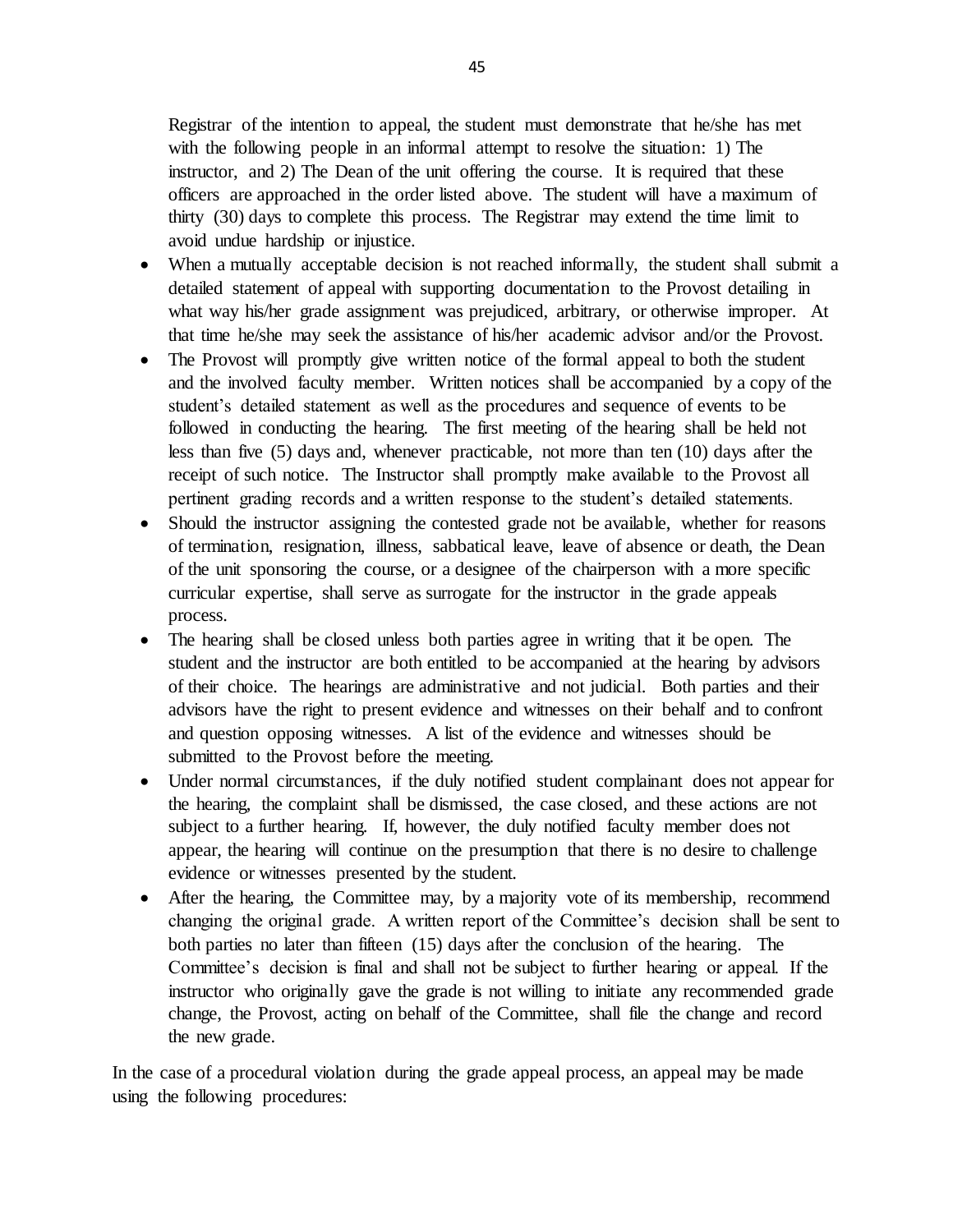Registrar of the intention to appeal, the student must demonstrate that he/she has met with the following people in an informal attempt to resolve the situation: 1) The instructor, and 2) The Dean of the unit offering the course. It is required that these officers are approached in the order listed above. The student will have a maximum of thirty (30) days to complete this process. The Registrar may extend the time limit to avoid undue hardship or injustice.

- When a mutually acceptable decision is not reached informally, the student shall submit a detailed statement of appeal with supporting documentation to the Provost detailing in what way his/her grade assignment was prejudiced, arbitrary, or otherwise improper. At that time he/she may seek the assistance of his/her academic advisor and/or the Provost.
- The Provost will promptly give written notice of the formal appeal to both the student and the involved faculty member. Written notices shall be accompanied by a copy of the student's detailed statement as well as the procedures and sequence of events to be followed in conducting the hearing. The first meeting of the hearing shall be held not less than five (5) days and, whenever practicable, not more than ten (10) days after the receipt of such notice. The Instructor shall promptly make available to the Provost all pertinent grading records and a written response to the student's detailed statements.
- Should the instructor assigning the contested grade not be available, whether for reasons of termination, resignation, illness, sabbatical leave, leave of absence or death, the Dean of the unit sponsoring the course, or a designee of the chairperson with a more specific curricular expertise, shall serve as surrogate for the instructor in the grade appeals process.
- The hearing shall be closed unless both parties agree in writing that it be open. The student and the instructor are both entitled to be accompanied at the hearing by advisors of their choice. The hearings are administrative and not judicial. Both parties and their advisors have the right to present evidence and witnesses on their behalf and to confront and question opposing witnesses. A list of the evidence and witnesses should be submitted to the Provost before the meeting.
- Under normal circumstances, if the duly notified student complainant does not appear for the hearing, the complaint shall be dismissed, the case closed, and these actions are not subject to a further hearing. If, however, the duly notified faculty member does not appear, the hearing will continue on the presumption that there is no desire to challenge evidence or witnesses presented by the student.
- After the hearing, the Committee may, by a majority vote of its membership, recommend changing the original grade. A written report of the Committee's decision shall be sent to both parties no later than fifteen (15) days after the conclusion of the hearing. The Committee's decision is final and shall not be subject to further hearing or appeal. If the instructor who originally gave the grade is not willing to initiate any recommended grade change, the Provost, acting on behalf of the Committee, shall file the change and record the new grade.

In the case of a procedural violation during the grade appeal process, an appeal may be made using the following procedures: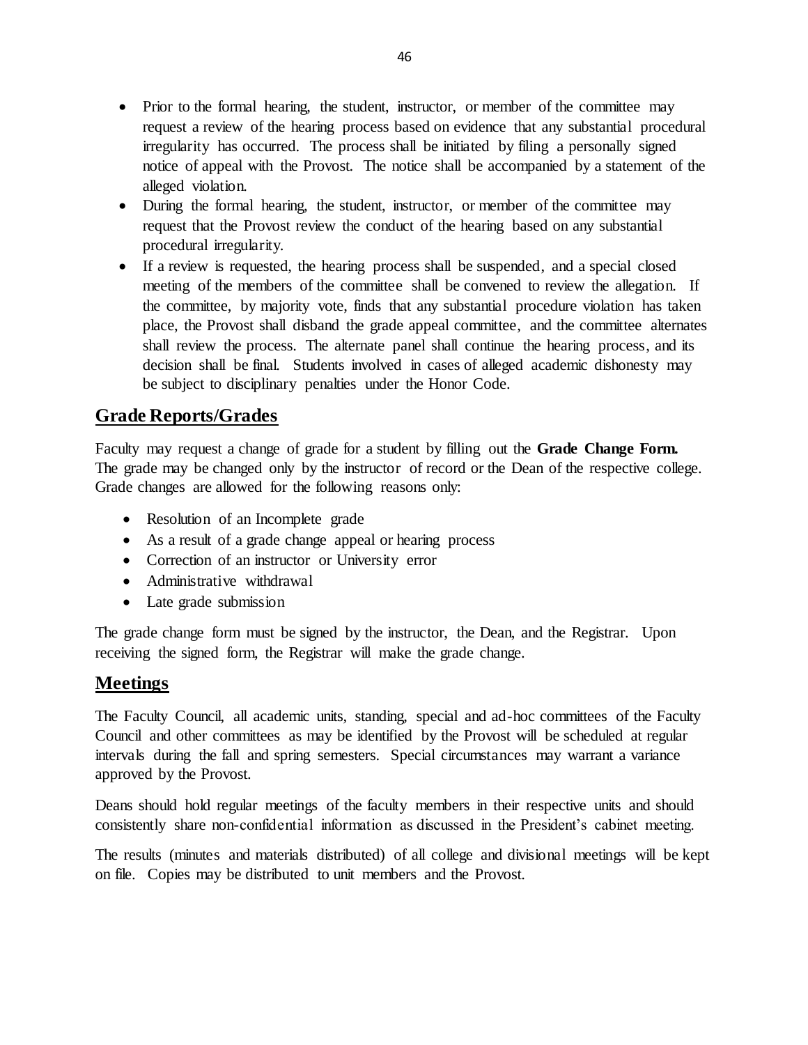- Prior to the formal hearing, the student, instructor, or member of the committee may request a review of the hearing process based on evidence that any substantial procedural irregularity has occurred. The process shall be initiated by filing a personally signed notice of appeal with the Provost. The notice shall be accompanied by a statement of the alleged violation.
- During the formal hearing, the student, instructor, or member of the committee may request that the Provost review the conduct of the hearing based on any substantial procedural irregularity.
- If a review is requested, the hearing process shall be suspended, and a special closed meeting of the members of the committee shall be convened to review the allegation. If the committee, by majority vote, finds that any substantial procedure violation has taken place, the Provost shall disband the grade appeal committee, and the committee alternates shall review the process. The alternate panel shall continue the hearing process, and its decision shall be final. Students involved in cases of alleged academic dishonesty may be subject to disciplinary penalties under the Honor Code.

## Grade Reports/Grades

Faculty may request a change of grade for a student by filling out the **Grade Change Form.** The grade may be changed only by the instructor of record or the Dean of the respective college. Grade changes are allowed for the following reasons only:

- Resolution of an Incomplete grade
- As a result of a grade change appeal or hearing process
- Correction of an instructor or University error
- Administrative withdrawal
- Late grade submission

The grade change form must be signed by the instructor, the Dean, and the Registrar. Upon receiving the signed form, the Registrar will make the grade change.

## Meetings

The Faculty Council, all academic units, standing, special and ad-hoc committees of the Faculty Council and other committees as may be identified by the Provost will be scheduled at regular intervals during the fall and spring semesters. Special circumstances may warrant a variance approved by the Provost.

Deans should hold regular meetings of the faculty members in their respective units and should consistently share non-confidential information as discussed in the President's cabinet meeting.

The results (minutes and materials distributed) of all college and divisional meetings will be kept on file. Copies may be distributed to unit members and the Provost.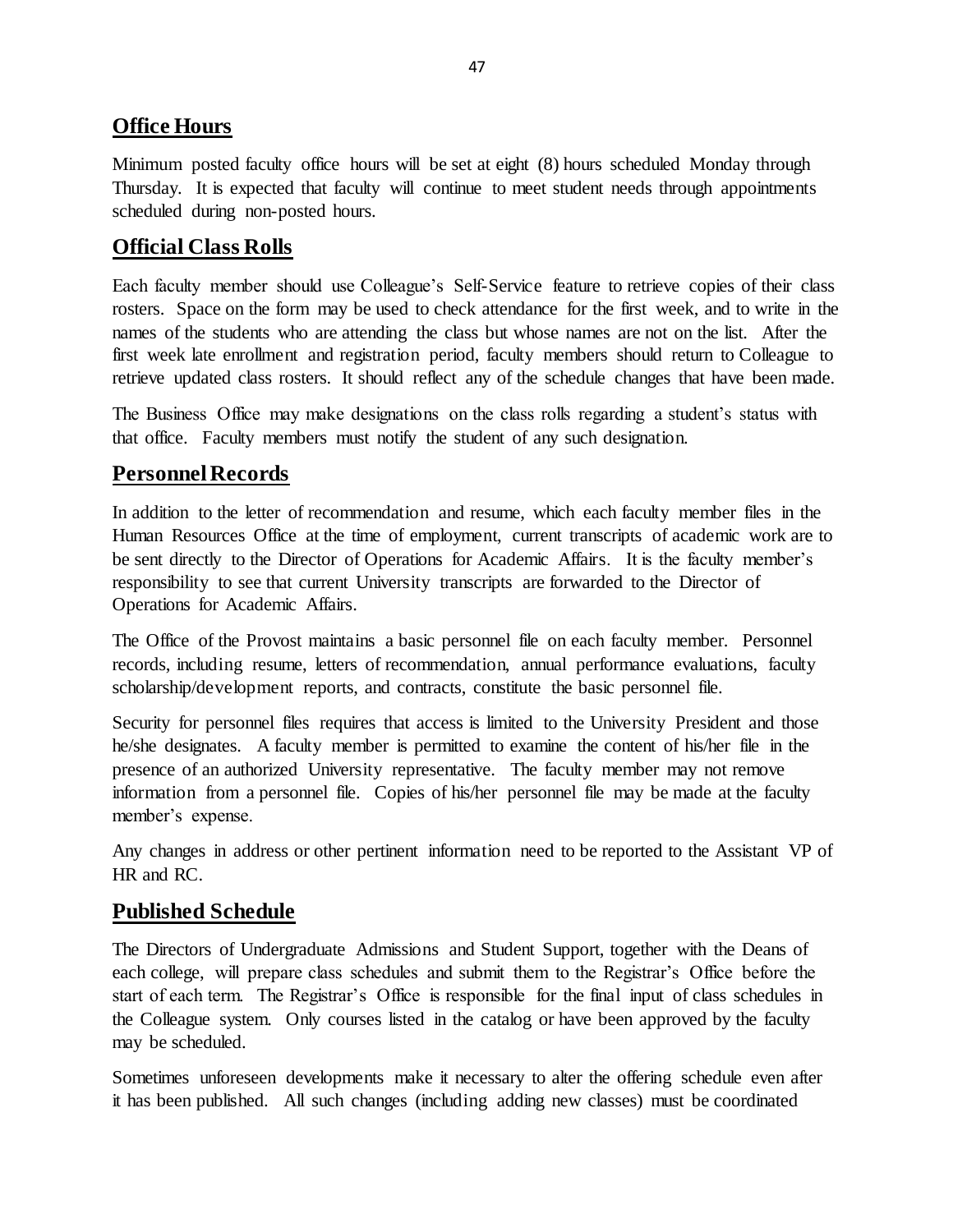## Office Hours

Minimum posted faculty office hours will be set at eight (8) hours scheduled Monday through Thursday. It is expected that faculty will continue to meet student needs through appointments scheduled during non-posted hours.

## Official Class Rolls

Each faculty member should use Colleague's Self-Service feature to retrieve copies of their class rosters. Space on the form may be used to check attendance for the first week, and to write in the names of the students who are attending the class but whose names are not on the list. After the first week late enrollment and registration period, faculty members should return to Colleague to retrieve updated class rosters. It should reflect any of the schedule changes that have been made.

The Business Office may make designations on the class rolls regarding a student's status with that office. Faculty members must notify the student of any such designation.

## Personnel Records

In addition to the letter of recommendation and resume, which each faculty member files in the Human Resources Office at the time of employment, current transcripts of academic work are to be sent directly to the Director of Operations for Academic Affairs. It is the faculty member's responsibility to see that current University transcripts are forwarded to the Director of Operations for Academic Affairs.

The Office of the Provost maintains a basic personnel file on each faculty member. Personnel records, including resume, letters of recommendation, annual performance evaluations, faculty scholarship/development reports, and contracts, constitute the basic personnel file.

Security for personnel files requires that access is limited to the University President and those he/she designates. A faculty member is permitted to examine the content of his/her file in the presence of an authorized University representative. The faculty member may not remove information from a personnel file. Copies of his/her personnel file may be made at the faculty member's expense.

Any changes in address or other pertinent information need to be reported to the Assistant VP of HR and RC.

## Published Schedule

The Directors of Undergraduate Admissions and Student Support, together with the Deans of each college, will prepare class schedules and submit them to the Registrar's Office before the start of each term. The Registrar's Office is responsible for the final input of class schedules in the Colleague system. Only courses listed in the catalog or have been approved by the faculty may be scheduled.

Sometimes unforeseen developments make it necessary to alter the offering schedule even after it has been published. All such changes (including adding new classes) must be coordinated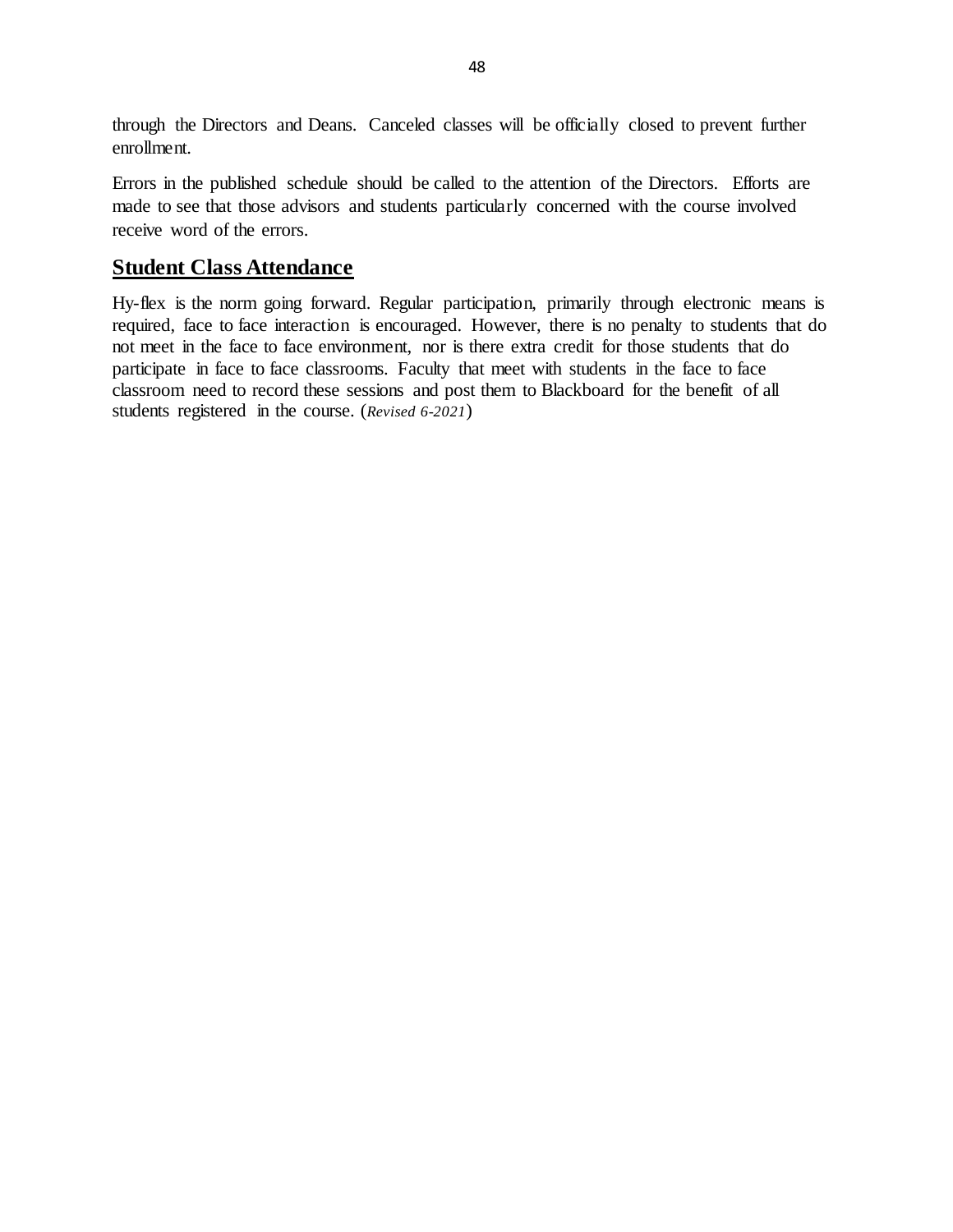through the Directors and Deans. Canceled classes will be officially closed to prevent further enrollment.

Errors in the published schedule should be called to the attention of the Directors. Efforts are made to see that those advisors and students particularly concerned with the course involved receive word of the errors.

## Student Class Attendance

Hy-flex is the norm going forward. Regular participation, primarily through electronic means is required, face to face interaction is encouraged. However, there is no penalty to students that do not meet in the face to face environment, nor is there extra credit for those students that do participate in face to face classrooms. Faculty that meet with students in the face to face classroom need to record these sessions and post them to Blackboard for the benefit of all students registered in the course. (*Revised 6-2021*)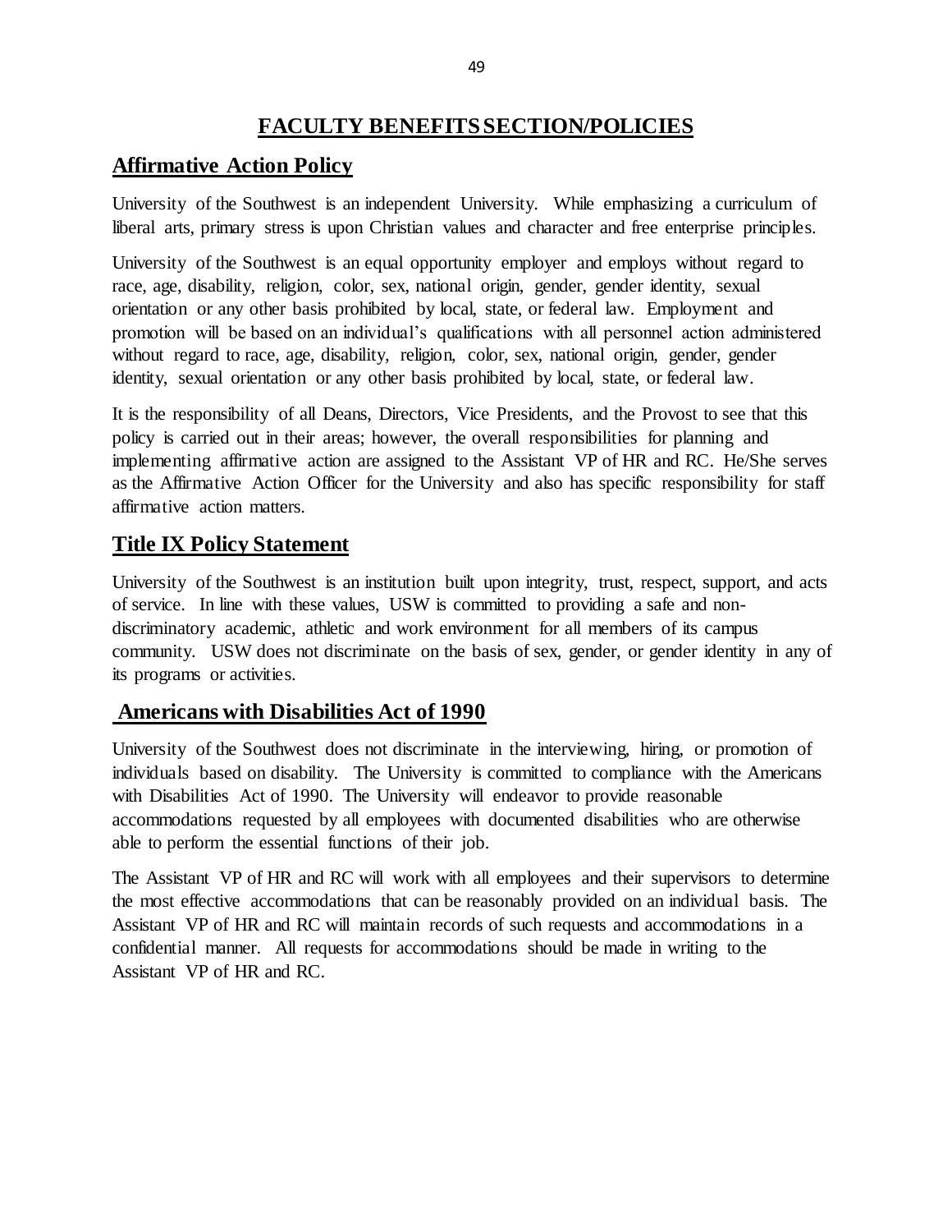# FACULTY BENEFITS SECTION/POLICIES

## Affirmative Action Policy

University of the Southwest is an independent University. While emphasizing a curriculum of liberal arts, primary stress is upon Christian values and character and free enterprise principles.

University of the Southwest is an equal opportunity employer and employs without regard to race, age, disability, religion, color, sex, national origin, gender, gender identity, sexual orientation or any other basis prohibited by local, state, or federal law. Employment and promotion will be based on an individual's qualifications with all personnel action administered without regard to race, age, disability, religion, color, sex, national origin, gender, gender identity, sexual orientation or any other basis prohibited by local, state, or federal law.

It is the responsibility of all Deans, Directors, Vice Presidents, and the Provost to see that this policy is carried out in their areas; however, the overall responsibilities for planning and implementing affirmative action are assigned to the Assistant VP of HR and RC. He/She serves as the Affirmative Action Officer for the University and also has specific responsibility for staff affirmative action matters.

## Title IX Policy Statement

University of the Southwest is an institution built upon integrity, trust, respect, support, and acts of service. In line with these values, USW is committed to providing a safe and non-discriminatory academic, athletic and work environment for all members of its campus community. USW does not discriminate on the basis of sex, gender, or gender identity in any of its programs or activities.

## Americans with Disabilities Act of 1990

University of the Southwest does not discriminate in the interviewing, hiring, or promotion of individuals based on disability. The University is committed to compliance with the Americans with Disabilities Act of 1990. The University will endeavor to provide reasonable accommodations requested by all employees with documented disabilities who are otherwise able to perform the essential functions of their job.

The Assistant VP of HR and RC will work with all employees and their supervisors to determine the most effective accommodations that can be reasonably provided on an individual basis. The Assistant VP of HR and RC will maintain records of such requests and accommodations in a confidential manner. All requests for accommodations should be made in writing to the Assistant VP of HR and RC.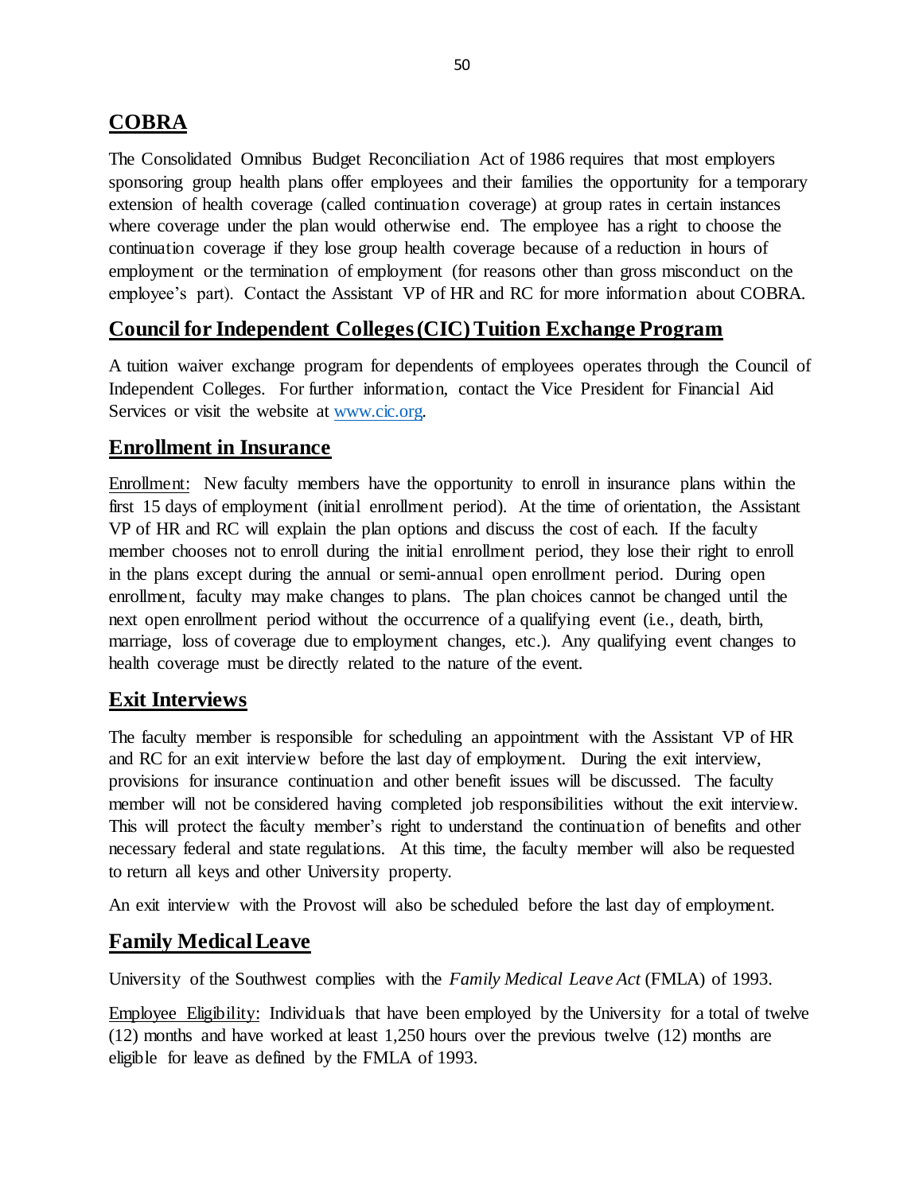## COBRA

The Consolidated Omnibus Budget Reconciliation Act of 1986 requires that most employers sponsoring group health plans offer employees and their families the opportunity for a temporary extension of health coverage (called continuation coverage) at group rates in certain instances where coverage under the plan would otherwise end. The employee has a right to choose the continuation coverage if they lose group health coverage because of a reduction in hours of employment or the termination of employment (for reasons other than gross misconduct on the employee's part). Contact the Assistant VP of HR and RC for more information about COBRA.

## Council for Independent Colleges (CIC) Tuition Exchange Program

A tuition waiver exchange program for dependents of employees operates through the Council of Independent Colleges. For further information, contact the Vice President for Financial Aid Services or visit the website at [www.cic.org](http://www.cic.org).

## Enrollment in Insurance

Enrollment: New faculty members have the opportunity to enroll in insurance plans within the first 15 days of employment (initial enrollment period). At the time of orientation, the Assistant VP of HR and RC will explain the plan options and discuss the cost of each. If the faculty member chooses not to enroll during the initial enrollment period, they lose their right to enroll in the plans except during the annual or semi-annual open enrollment period. During open enrollment, faculty may make changes to plans. The plan choices cannot be changed until the next open enrollment period without the occurrence of a qualifying event (i.e., death, birth, marriage, loss of coverage due to employment changes, etc.). Any qualifying event changes to health coverage must be directly related to the nature of the event.

## Exit Interviews

The faculty member is responsible for scheduling an appointment with the Assistant VP of HR and RC for an exit interview before the last day of employment. During the exit interview, provisions for insurance continuation and other benefit issues will be discussed. The faculty member will not be considered having completed job responsibilities without the exit interview. This will protect the faculty member's right to understand the continuation of benefits and other necessary federal and state regulations. At this time, the faculty member will also be requested to return all keys and other University property.

An exit interview with the Provost will also be scheduled before the last day of employment.

## Family Medical Leave

University of the Southwest complies with the *Family Medical Leave Act* (FMLA) of 1993.

Employee Eligibility: Individuals that have been employed by the University for a total of twelve (12) months and have worked at least 1,250 hours over the previous twelve (12) months are eligible for leave as defined by the FMLA of 1993.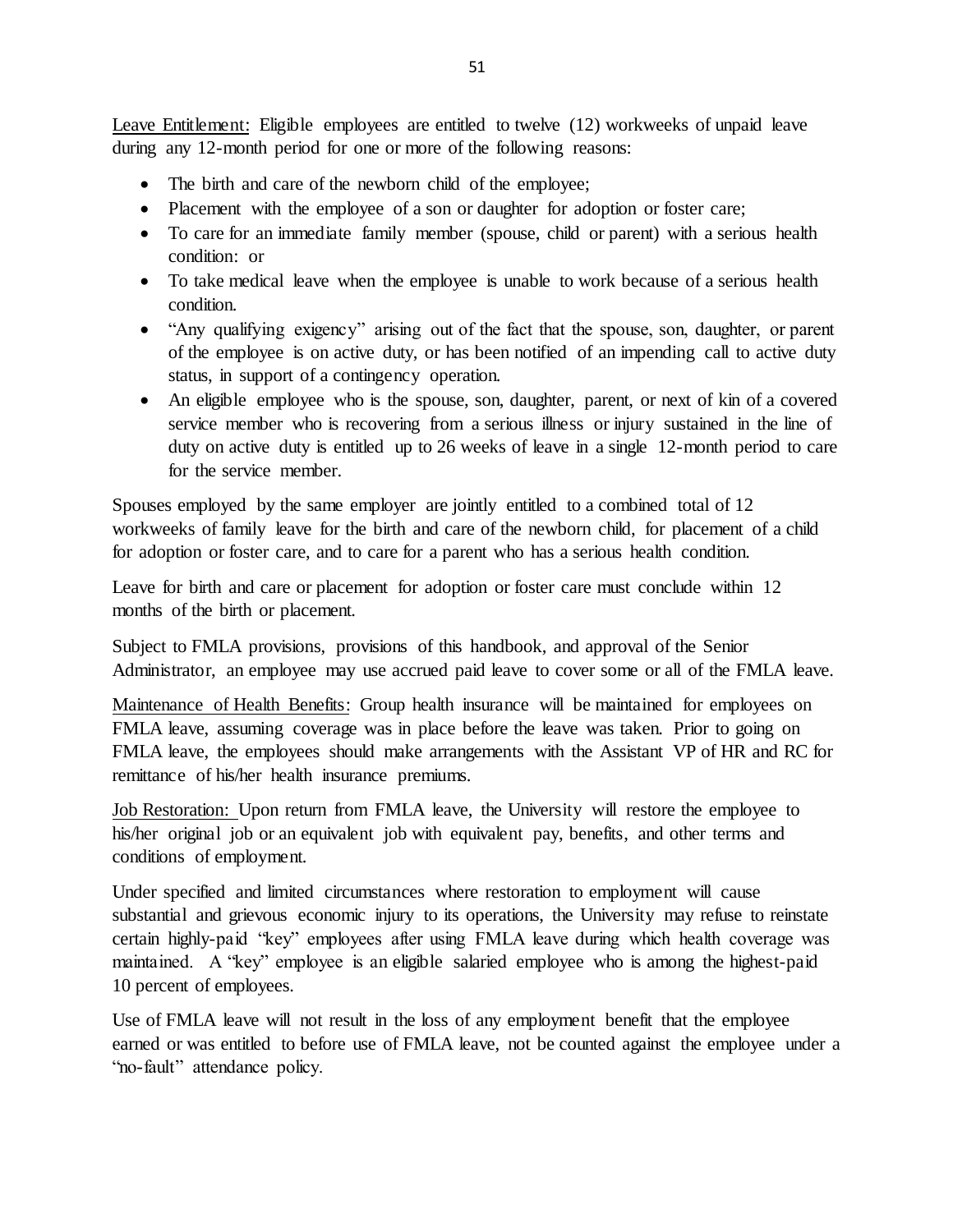<u>Leave Entitlement:</u> Eligible employees are entitled to twelve (12) workweeks of unpaid leave during any 12-month period for one or more of the following reasons:

- The birth and care of the newborn child of the employee;
- Placement with the employee of a son or daughter for adoption or foster care;
- To care for an immediate family member (spouse, child or parent) with a serious health condition: or
- To take medical leave when the employee is unable to work because of a serious health condition.
- "Any qualifying exigency" arising out of the fact that the spouse, son, daughter, or parent of the employee is on active duty, or has been notified of an impending call to active duty status, in support of a contingency operation.
- An eligible employee who is the spouse, son, daughter, parent, or next of kin of a covered service member who is recovering from a serious illness or injury sustained in the line of duty on active duty is entitled up to 26 weeks of leave in a single 12-month period to care for the service member.

Spouses employed by the same employer are jointly entitled to a combined total of 12 workweeks of family leave for the birth and care of the newborn child, for placement of a child for adoption or foster care, and to care for a parent who has a serious health condition.

Leave for birth and care or placement for adoption or foster care must conclude within 12 months of the birth or placement.

Subject to FMLA provisions, provisions of this handbook, and approval of the Senior Administrator, an employee may use accrued paid leave to cover some or all of the FMLA leave.

<u>Maintenance of Health Benefits:</u> Group health insurance will be maintained for employees on FMLA leave, assuming coverage was in place before the leave was taken. Prior to going on FMLA leave, the employees should make arrangements with the Assistant VP of HR and RC for remittance of his/her health insurance premiums.

<u>Job Restoration:</u> Upon return from FMLA leave, the University will restore the employee to his/her original job or an equivalent job with equivalent pay, benefits, and other terms and conditions of employment.

Under specified and limited circumstances where restoration to employment will cause substantial and grievous economic injury to its operations, the University may refuse to reinstate certain highly-paid "key" employees after using FMLA leave during which health coverage was maintained. A "key" employee is an eligible salaried employee who is among the highest-paid 10 percent of employees.

Use of FMLA leave will not result in the loss of any employment benefit that the employee earned or was entitled to before use of FMLA leave, not be counted against the employee under a "no-fault" attendance policy.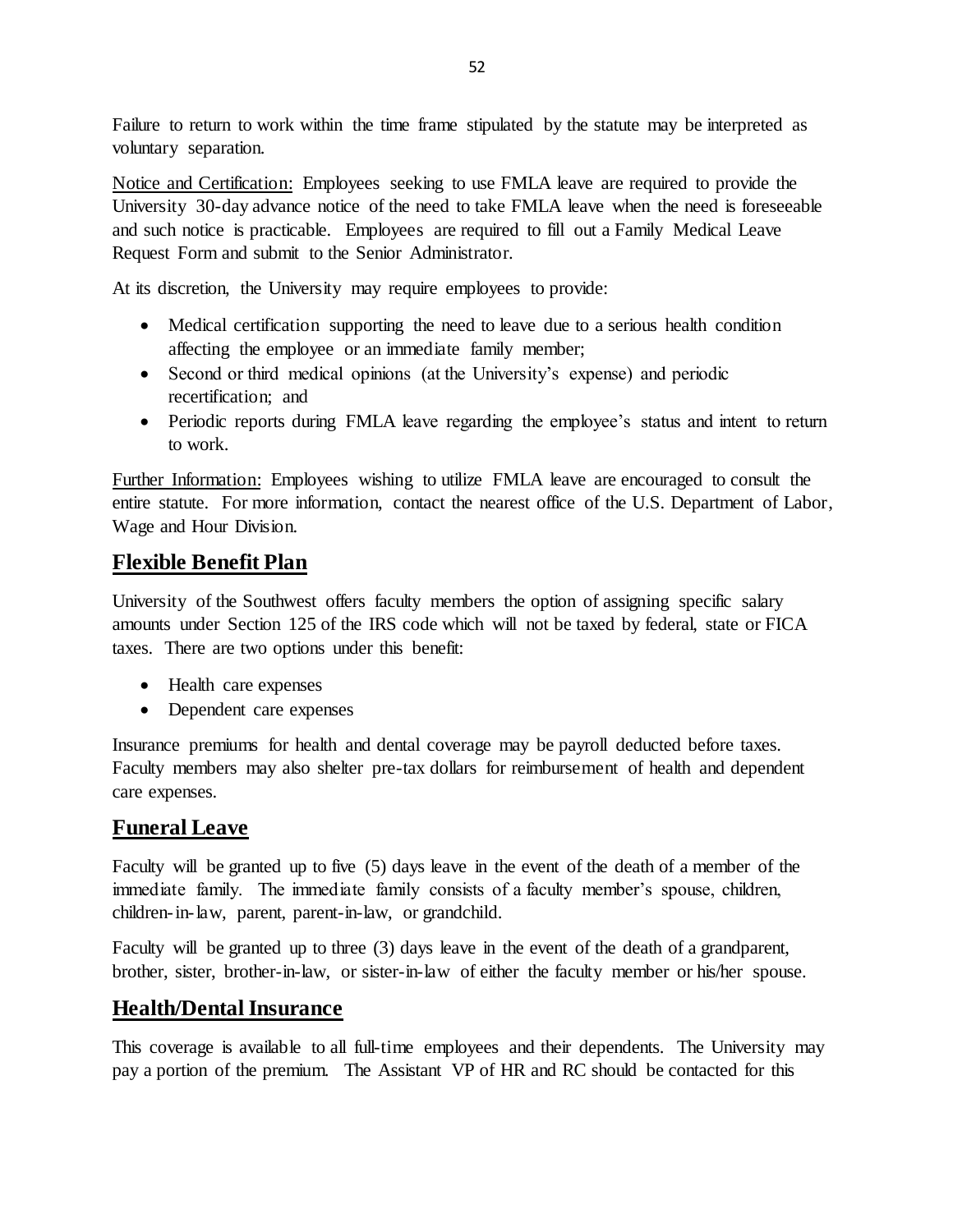Failure to return to work within the time frame stipulated by the statute may be interpreted as voluntary separation.

Notice and Certification: Employees seeking to use FMLA leave are required to provide the University 30-day advance notice of the need to take FMLA leave when the need is foreseeable and such notice is practicable. Employees are required to fill out a Family Medical Leave Request Form and submit to the Senior Administrator.

At its discretion, the University may require employees to provide:

- Medical certification supporting the need to leave due to a serious health condition affecting the employee or an immediate family member;
- Second or third medical opinions (at the University's expense) and periodic recertification; and
- Periodic reports during FMLA leave regarding the employee's status and intent to return to work.

Further Information: Employees wishing to utilize FMLA leave are encouraged to consult the entire statute. For more information, contact the nearest office of the U.S. Department of Labor, Wage and Hour Division.

## Flexible Benefit Plan

University of the Southwest offers faculty members the option of assigning specific salary amounts under Section 125 of the IRS code which will not be taxed by federal, state or FICA taxes. There are two options under this benefit:

- Health care expenses
- Dependent care expenses

Insurance premiums for health and dental coverage may be payroll deducted before taxes. Faculty members may also shelter pre-tax dollars for reimbursement of health and dependent care expenses.

## Funeral Leave

Faculty will be granted up to five (5) days leave in the event of the death of a member of the immediate family. The immediate family consists of a faculty member's spouse, children, children-in-law, parent, parent-in-law, or grandchild.

Faculty will be granted up to three (3) days leave in the event of the death of a grandparent, brother, sister, brother-in-law, or sister-in-law of either the faculty member or his/her spouse.

## Health/Dental Insurance

This coverage is available to all full-time employees and their dependents. The University may pay a portion of the premium. The Assistant VP of HR and RC should be contacted for this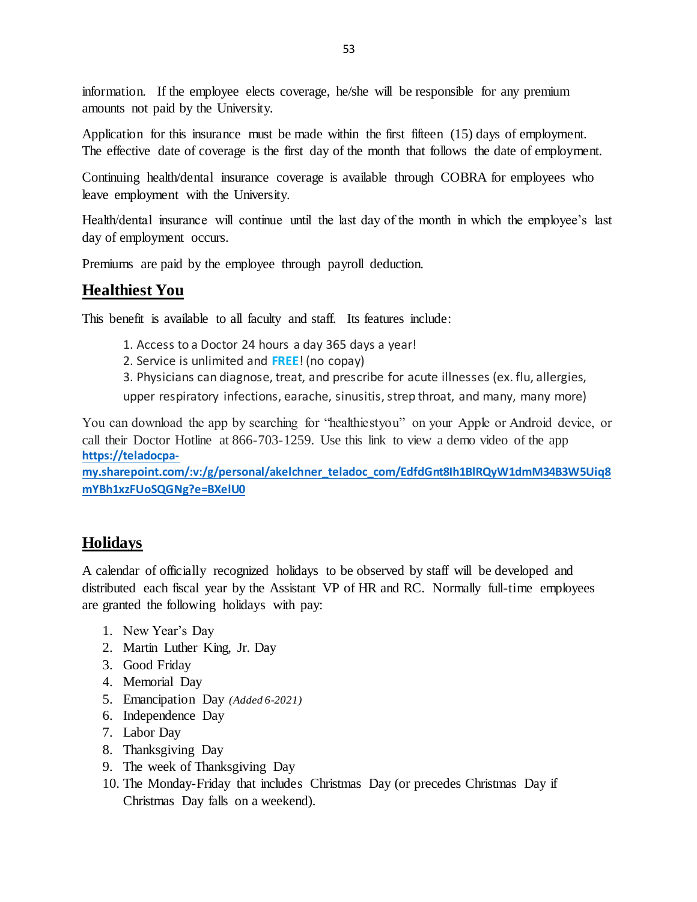information. If the employee elects coverage, he/she will be responsible for any premium amounts not paid by the University.

Application for this insurance must be made within the first fifteen (15) days of employment. The effective date of coverage is the first day of the month that follows the date of employment.

Continuing health/dental insurance coverage is available through COBRA for employees who leave employment with the University.

Health/dental insurance will continue until the last day of the month in which the employee's last day of employment occurs.

Premiums are paid by the employee through payroll deduction.

## Healthiest You

This benefit is available to all faculty and staff. Its features include:

1. Access to a Doctor 24 hours a day 365 days a year!
2. Service is unlimited and **FREE**! (no copay)
3. Physicians can diagnose, treat, and prescribe for acute illnesses (ex. flu, allergies, upper respiratory infections, earache, sinusitis, strep throat, and many, many more)

You can download the app by searching for "healthiestyou" on your Apple or Android device, or call their Doctor Hotline at 866-703-1259. Use this link to view a demo video of the app **https://teladocpa-my.sharepoint.com/:v:/g/personal/akelchner_teladoc_com/EdfdGnt8Ih1BlRQyW1dmM34B3W5Uiq8mYBh1xzFUoSQGNg?e=BXelU0**

## Holidays

A calendar of officially recognized holidays to be observed by staff will be developed and distributed each fiscal year by the Assistant VP of HR and RC. Normally full-time employees are granted the following holidays with pay:

1. New Year's Day
2. Martin Luther King, Jr. Day
3. Good Friday
4. Memorial Day
5. Emancipation Day *(Added 6-2021)*
6. Independence Day
7. Labor Day
8. Thanksgiving Day
9. The week of Thanksgiving Day
10. The Monday-Friday that includes Christmas Day (or precedes Christmas Day if Christmas Day falls on a weekend).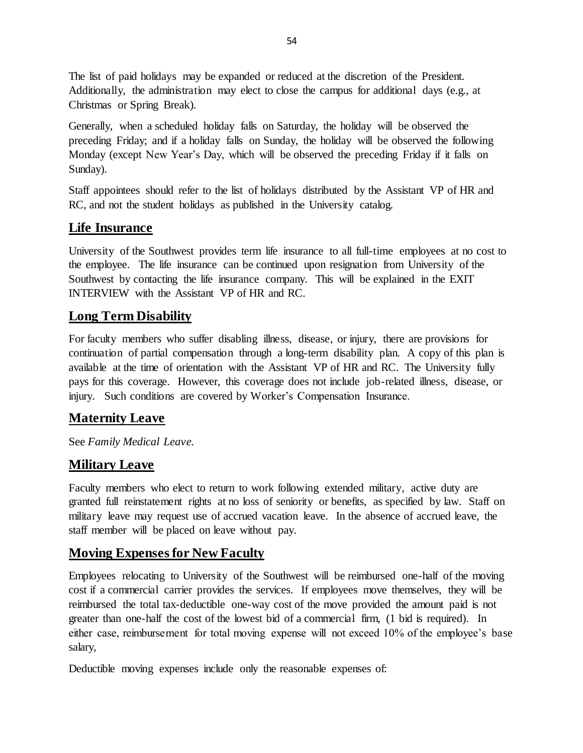The list of paid holidays may be expanded or reduced at the discretion of the President. Additionally, the administration may elect to close the campus for additional days (e.g., at Christmas or Spring Break).

Generally, when a scheduled holiday falls on Saturday, the holiday will be observed the preceding Friday; and if a holiday falls on Sunday, the holiday will be observed the following Monday (except New Year's Day, which will be observed the preceding Friday if it falls on Sunday).

Staff appointees should refer to the list of holidays distributed by the Assistant VP of HR and RC, and not the student holidays as published in the University catalog.

## Life Insurance

University of the Southwest provides term life insurance to all full-time employees at no cost to the employee. The life insurance can be continued upon resignation from University of the Southwest by contacting the life insurance company. This will be explained in the EXIT INTERVIEW with the Assistant VP of HR and RC.

## Long Term Disability

For faculty members who suffer disabling illness, disease, or injury, there are provisions for continuation of partial compensation through a long-term disability plan. A copy of this plan is available at the time of orientation with the Assistant VP of HR and RC. The University fully pays for this coverage. However, this coverage does not include job-related illness, disease, or injury. Such conditions are covered by Worker's Compensation Insurance.

## Maternity Leave

See *Family Medical Leave.*

## Military Leave

Faculty members who elect to return to work following extended military, active duty are granted full reinstatement rights at no loss of seniority or benefits, as specified by law. Staff on military leave may request use of accrued vacation leave. In the absence of accrued leave, the staff member will be placed on leave without pay.

## Moving Expenses for New Faculty

Employees relocating to University of the Southwest will be reimbursed one-half of the moving cost if a commercial carrier provides the services. If employees move themselves, they will be reimbursed the total tax-deductible one-way cost of the move provided the amount paid is not greater than one-half the cost of the lowest bid of a commercial firm, (1 bid is required). In either case, reimbursement for total moving expense will not exceed 10% of the employee's base salary,

Deductible moving expenses include only the reasonable expenses of: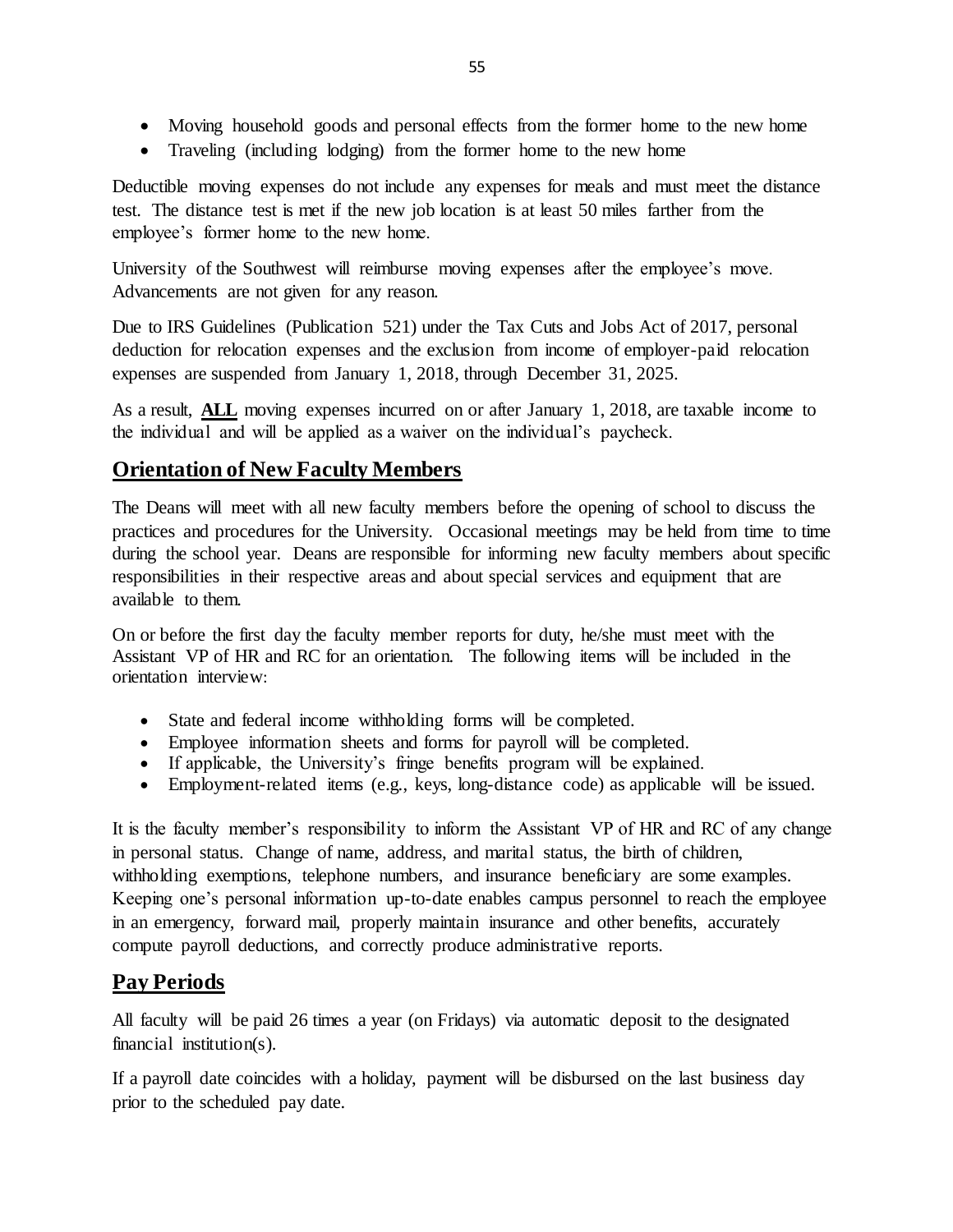- Moving household goods and personal effects from the former home to the new home
- Traveling (including lodging) from the former home to the new home

Deductible moving expenses do not include any expenses for meals and must meet the distance test. The distance test is met if the new job location is at least 50 miles farther from the employee's former home to the new home.

University of the Southwest will reimburse moving expenses after the employee's move. Advancements are not given for any reason.

Due to IRS Guidelines (Publication 521) under the Tax Cuts and Jobs Act of 2017, personal deduction for relocation expenses and the exclusion from income of employer-paid relocation expenses are suspended from January 1, 2018, through December 31, 2025.

As a result, **ALL** moving expenses incurred on or after January 1, 2018, are taxable income to the individual and will be applied as a waiver on the individual's paycheck.

## Orientation of New Faculty Members

The Deans will meet with all new faculty members before the opening of school to discuss the practices and procedures for the University. Occasional meetings may be held from time to time during the school year. Deans are responsible for informing new faculty members about specific responsibilities in their respective areas and about special services and equipment that are available to them.

On or before the first day the faculty member reports for duty, he/she must meet with the Assistant VP of HR and RC for an orientation. The following items will be included in the orientation interview:

- State and federal income withholding forms will be completed.
- Employee information sheets and forms for payroll will be completed.
- If applicable, the University's fringe benefits program will be explained.
- Employment-related items (e.g., keys, long-distance code) as applicable will be issued.

It is the faculty member's responsibility to inform the Assistant VP of HR and RC of any change in personal status. Change of name, address, and marital status, the birth of children, withholding exemptions, telephone numbers, and insurance beneficiary are some examples. Keeping one's personal information up-to-date enables campus personnel to reach the employee in an emergency, forward mail, properly maintain insurance and other benefits, accurately compute payroll deductions, and correctly produce administrative reports.

## Pay Periods

All faculty will be paid 26 times a year (on Fridays) via automatic deposit to the designated financial institution(s).

If a payroll date coincides with a holiday, payment will be disbursed on the last business day prior to the scheduled pay date.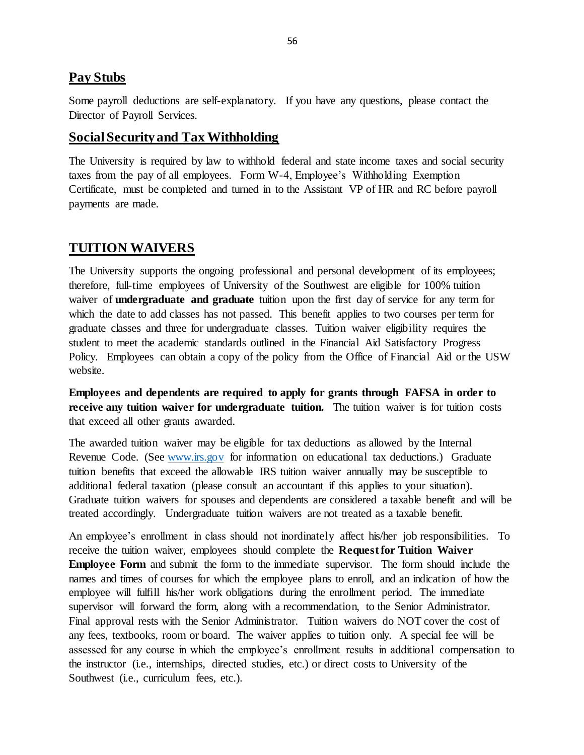## Pay Stubs

Some payroll deductions are self-explanatory. If you have any questions, please contact the Director of Payroll Services.

## Social Security and Tax Withholding

The University is required by law to withhold federal and state income taxes and social security taxes from the pay of all employees. Form W-4, Employee's Withholding Exemption Certificate, must be completed and turned in to the Assistant VP of HR and RC before payroll payments are made.

## TUITION WAIVERS

The University supports the ongoing professional and personal development of its employees; therefore, full-time employees of University of the Southwest are eligible for 100% tuition waiver of **undergraduate and graduate** tuition upon the first day of service for any term for which the date to add classes has not passed. This benefit applies to two courses per term for graduate classes and three for undergraduate classes. Tuition waiver eligibility requires the student to meet the academic standards outlined in the Financial Aid Satisfactory Progress Policy. Employees can obtain a copy of the policy from the Office of Financial Aid or the USW website.

**Employees and dependents are required to apply for grants through FAFSA in order to receive any tuition waiver for undergraduate tuition.** The tuition waiver is for tuition costs that exceed all other grants awarded.

The awarded tuition waiver may be eligible for tax deductions as allowed by the Internal Revenue Code. (See www.irs.gov for information on educational tax deductions.) Graduate tuition benefits that exceed the allowable IRS tuition waiver annually may be susceptible to additional federal taxation (please consult an accountant if this applies to your situation). Graduate tuition waivers for spouses and dependents are considered a taxable benefit and will be treated accordingly. Undergraduate tuition waivers are not treated as a taxable benefit.

An employee's enrollment in class should not inordinately affect his/her job responsibilities. To receive the tuition waiver, employees should complete the **Request for Tuition Waiver Employee Form** and submit the form to the immediate supervisor. The form should include the names and times of courses for which the employee plans to enroll, and an indication of how the employee will fulfill his/her work obligations during the enrollment period. The immediate supervisor will forward the form, along with a recommendation, to the Senior Administrator. Final approval rests with the Senior Administrator. Tuition waivers do NOT cover the cost of any fees, textbooks, room or board. The waiver applies to tuition only. A special fee will be assessed for any course in which the employee's enrollment results in additional compensation to the instructor (i.e., internships, directed studies, etc.) or direct costs to University of the Southwest (i.e., curriculum fees, etc.).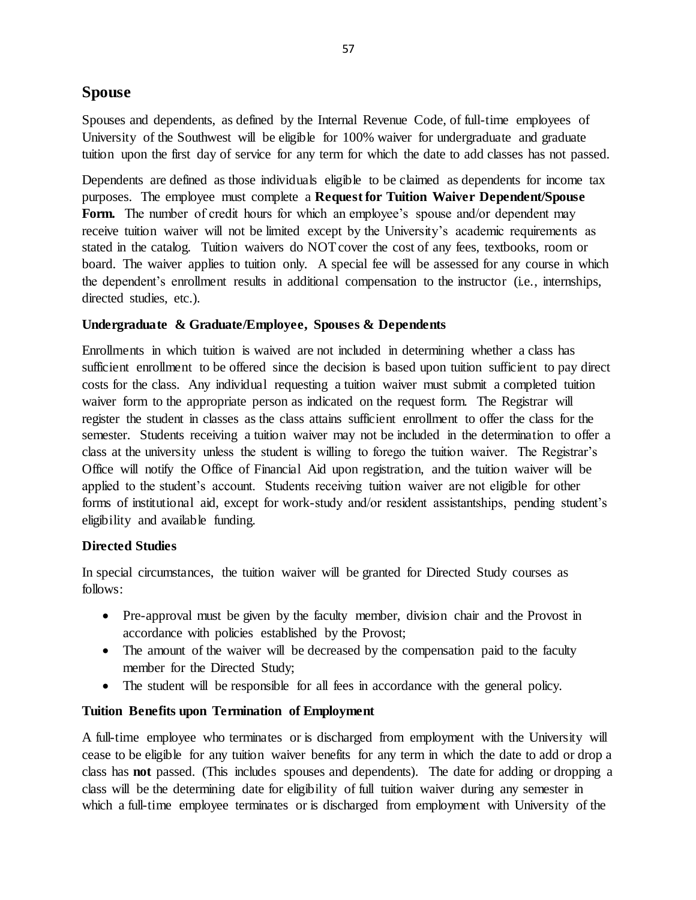## Spouse

Spouses and dependents, as defined by the Internal Revenue Code, of full-time employees of University of the Southwest will be eligible for 100% waiver for undergraduate and graduate tuition upon the first day of service for any term for which the date to add classes has not passed.

Dependents are defined as those individuals eligible to be claimed as dependents for income tax purposes. The employee must complete a **Request for Tuition Waiver Dependent/Spouse Form.** The number of credit hours for which an employee's spouse and/or dependent may receive tuition waiver will not be limited except by the University's academic requirements as stated in the catalog. Tuition waivers do NOT cover the cost of any fees, textbooks, room or board. The waiver applies to tuition only. A special fee will be assessed for any course in which the dependent's enrollment results in additional compensation to the instructor (i.e., internships, directed studies, etc.).

### Undergraduate & Graduate/Employee, Spouses & Dependents

Enrollments in which tuition is waived are not included in determining whether a class has sufficient enrollment to be offered since the decision is based upon tuition sufficient to pay direct costs for the class. Any individual requesting a tuition waiver must submit a completed tuition waiver form to the appropriate person as indicated on the request form. The Registrar will register the student in classes as the class attains sufficient enrollment to offer the class for the semester. Students receiving a tuition waiver may not be included in the determination to offer a class at the university unless the student is willing to forego the tuition waiver. The Registrar's Office will notify the Office of Financial Aid upon registration, and the tuition waiver will be applied to the student's account. Students receiving tuition waiver are not eligible for other forms of institutional aid, except for work-study and/or resident assistantships, pending student's eligibility and available funding.

### Directed Studies

In special circumstances, the tuition waiver will be granted for Directed Study courses as follows:

- Pre-approval must be given by the faculty member, division chair and the Provost in accordance with policies established by the Provost;
- The amount of the waiver will be decreased by the compensation paid to the faculty member for the Directed Study;
- The student will be responsible for all fees in accordance with the general policy.

### Tuition Benefits upon Termination of Employment

A full-time employee who terminates or is discharged from employment with the University will cease to be eligible for any tuition waiver benefits for any term in which the date to add or drop a class has **not** passed. (This includes spouses and dependents). The date for adding or dropping a class will be the determining date for eligibility of full tuition waiver during any semester in which a full-time employee terminates or is discharged from employment with University of the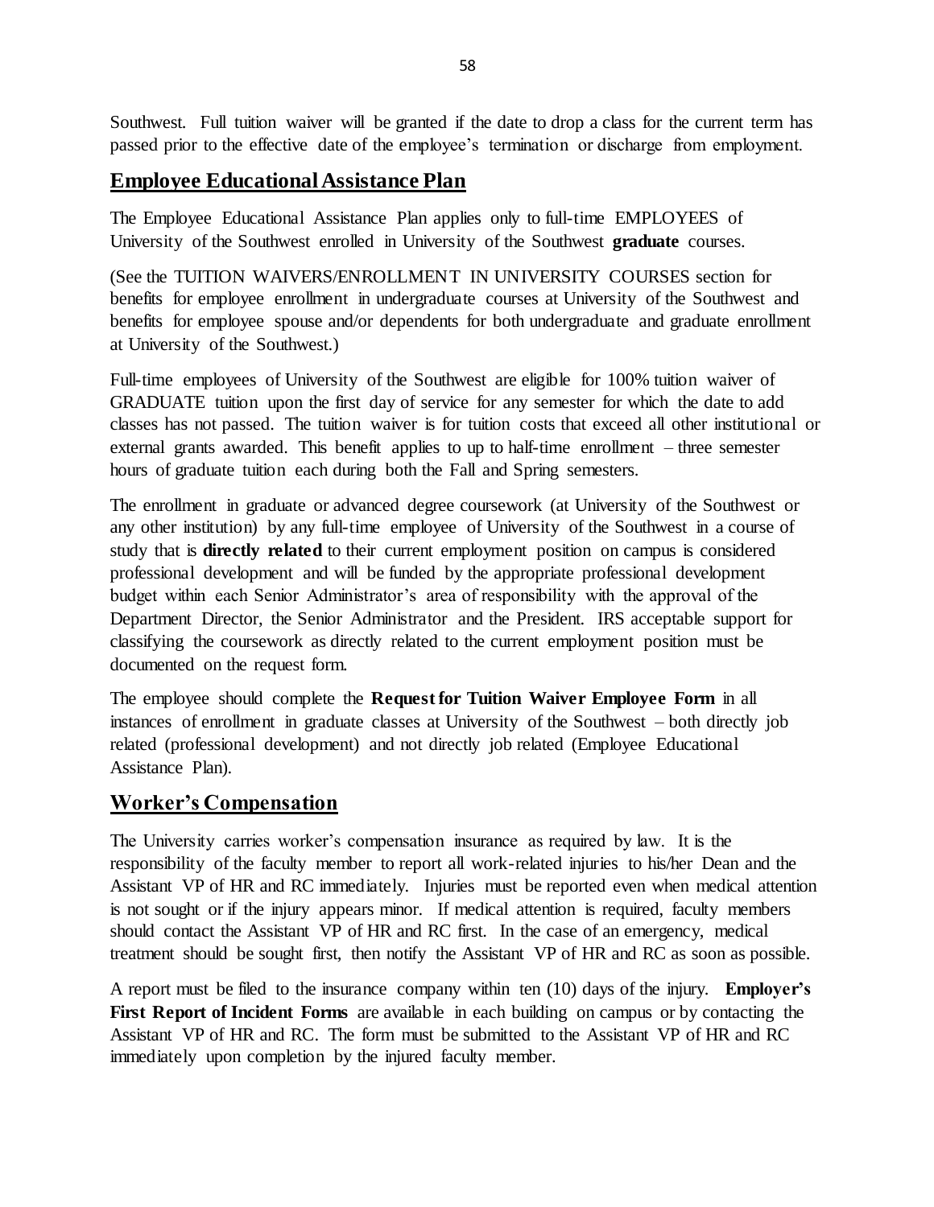Southwest. Full tuition waiver will be granted if the date to drop a class for the current term has passed prior to the effective date of the employee's termination or discharge from employment.

## Employee Educational Assistance Plan

The Employee Educational Assistance Plan applies only to full-time EMPLOYEES of University of the Southwest enrolled in University of the Southwest **graduate** courses.

(See the TUITION WAIVERS/ENROLLMENT IN UNIVERSITY COURSES section for benefits for employee enrollment in undergraduate courses at University of the Southwest and benefits for employee spouse and/or dependents for both undergraduate and graduate enrollment at University of the Southwest.)

Full-time employees of University of the Southwest are eligible for 100% tuition waiver of GRADUATE tuition upon the first day of service for any semester for which the date to add classes has not passed. The tuition waiver is for tuition costs that exceed all other institutional or external grants awarded. This benefit applies to up to half-time enrollment – three semester hours of graduate tuition each during both the Fall and Spring semesters.

The enrollment in graduate or advanced degree coursework (at University of the Southwest or any other institution) by any full-time employee of University of the Southwest in a course of study that is **directly related** to their current employment position on campus is considered professional development and will be funded by the appropriate professional development budget within each Senior Administrator's area of responsibility with the approval of the Department Director, the Senior Administrator and the President. IRS acceptable support for classifying the coursework as directly related to the current employment position must be documented on the request form.

The employee should complete the **Request for Tuition Waiver Employee Form** in all instances of enrollment in graduate classes at University of the Southwest – both directly job related (professional development) and not directly job related (Employee Educational Assistance Plan).

## Worker's Compensation

The University carries worker's compensation insurance as required by law. It is the responsibility of the faculty member to report all work-related injuries to his/her Dean and the Assistant VP of HR and RC immediately. Injuries must be reported even when medical attention is not sought or if the injury appears minor. If medical attention is required, faculty members should contact the Assistant VP of HR and RC first. In the case of an emergency, medical treatment should be sought first, then notify the Assistant VP of HR and RC as soon as possible.

A report must be filed to the insurance company within ten (10) days of the injury. **Employer's First Report of Incident Forms** are available in each building on campus or by contacting the Assistant VP of HR and RC. The form must be submitted to the Assistant VP of HR and RC immediately upon completion by the injured faculty member.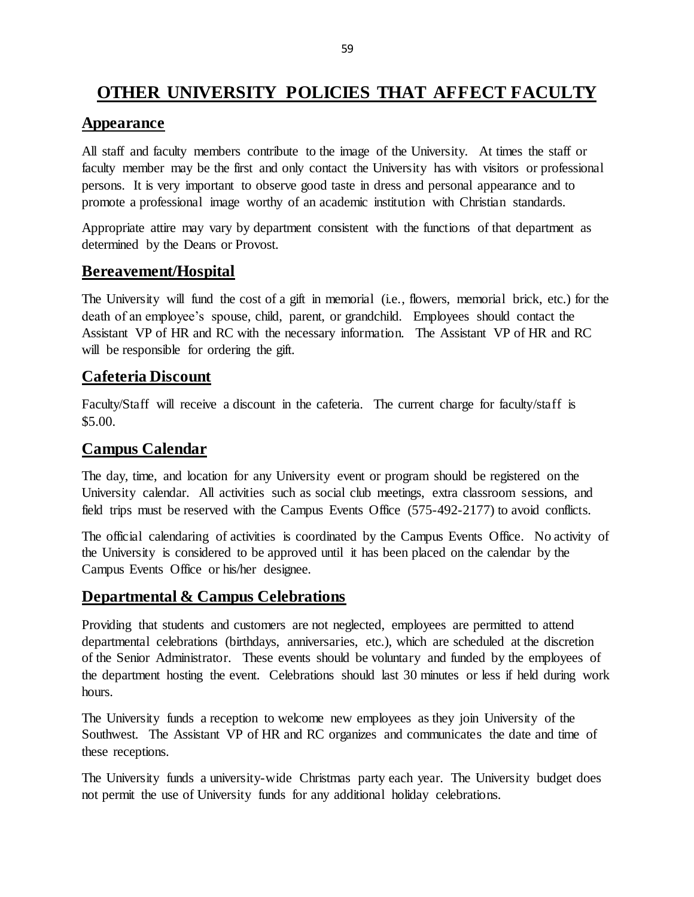# OTHER UNIVERSITY POLICIES THAT AFFECT FACULTY

## Appearance

All staff and faculty members contribute to the image of the University. At times the staff or faculty member may be the first and only contact the University has with visitors or professional persons. It is very important to observe good taste in dress and personal appearance and to promote a professional image worthy of an academic institution with Christian standards.

Appropriate attire may vary by department consistent with the functions of that department as determined by the Deans or Provost.

## Bereavement/Hospital

The University will fund the cost of a gift in memorial (i.e., flowers, memorial brick, etc.) for the death of an employee's spouse, child, parent, or grandchild. Employees should contact the Assistant VP of HR and RC with the necessary information. The Assistant VP of HR and RC will be responsible for ordering the gift.

## Cafeteria Discount

Faculty/Staff will receive a discount in the cafeteria. The current charge for faculty/staff is $5.00.

## Campus Calendar

The day, time, and location for any University event or program should be registered on the University calendar. All activities such as social club meetings, extra classroom sessions, and field trips must be reserved with the Campus Events Office (575-492-2177) to avoid conflicts.

The official calendaring of activities is coordinated by the Campus Events Office. No activity of the University is considered to be approved until it has been placed on the calendar by the Campus Events Office or his/her designee.

## Departmental & Campus Celebrations

Providing that students and customers are not neglected, employees are permitted to attend departmental celebrations (birthdays, anniversaries, etc.), which are scheduled at the discretion of the Senior Administrator. These events should be voluntary and funded by the employees of the department hosting the event. Celebrations should last 30 minutes or less if held during work hours.

The University funds a reception to welcome new employees as they join University of the Southwest. The Assistant VP of HR and RC organizes and communicates the date and time of these receptions.

The University funds a university-wide Christmas party each year. The University budget does not permit the use of University funds for any additional holiday celebrations.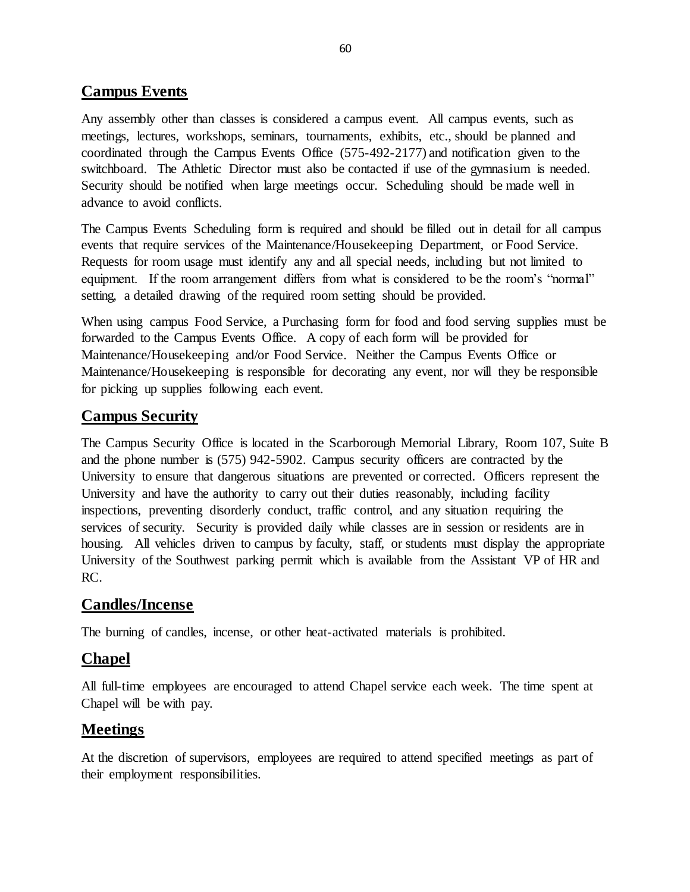## Campus Events

Any assembly other than classes is considered a campus event. All campus events, such as meetings, lectures, workshops, seminars, tournaments, exhibits, etc., should be planned and coordinated through the Campus Events Office (575-492-2177) and notification given to the switchboard. The Athletic Director must also be contacted if use of the gymnasium is needed. Security should be notified when large meetings occur. Scheduling should be made well in advance to avoid conflicts.

The Campus Events Scheduling form is required and should be filled out in detail for all campus events that require services of the Maintenance/Housekeeping Department, or Food Service. Requests for room usage must identify any and all special needs, including but not limited to equipment. If the room arrangement differs from what is considered to be the room's "normal" setting, a detailed drawing of the required room setting should be provided.

When using campus Food Service, a Purchasing form for food and food serving supplies must be forwarded to the Campus Events Office. A copy of each form will be provided for Maintenance/Housekeeping and/or Food Service. Neither the Campus Events Office or Maintenance/Housekeeping is responsible for decorating any event, nor will they be responsible for picking up supplies following each event.

## Campus Security

The Campus Security Office is located in the Scarborough Memorial Library, Room 107, Suite B and the phone number is (575) 942-5902. Campus security officers are contracted by the University to ensure that dangerous situations are prevented or corrected. Officers represent the University and have the authority to carry out their duties reasonably, including facility inspections, preventing disorderly conduct, traffic control, and any situation requiring the services of security. Security is provided daily while classes are in session or residents are in housing. All vehicles driven to campus by faculty, staff, or students must display the appropriate University of the Southwest parking permit which is available from the Assistant VP of HR and RC.

## Candles/Incense

The burning of candles, incense, or other heat-activated materials is prohibited.

## Chapel

All full-time employees are encouraged to attend Chapel service each week. The time spent at Chapel will be with pay.

## Meetings

At the discretion of supervisors, employees are required to attend specified meetings as part of their employment responsibilities.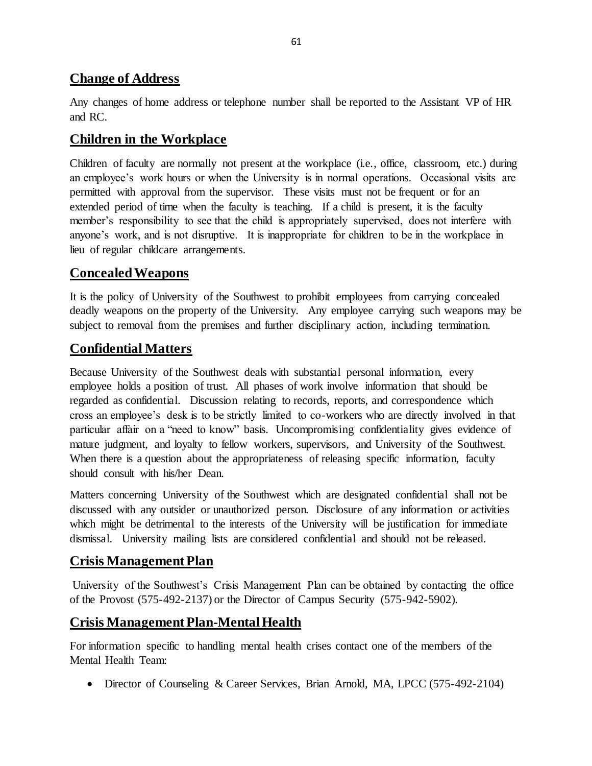## Change of Address

Any changes of home address or telephone number shall be reported to the Assistant VP of HR and RC.

## Children in the Workplace

Children of faculty are normally not present at the workplace (i.e., office, classroom, etc.) during an employee's work hours or when the University is in normal operations. Occasional visits are permitted with approval from the supervisor. These visits must not be frequent or for an extended period of time when the faculty is teaching. If a child is present, it is the faculty member's responsibility to see that the child is appropriately supervised, does not interfere with anyone's work, and is not disruptive. It is inappropriate for children to be in the workplace in lieu of regular childcare arrangements.

## Concealed Weapons

It is the policy of University of the Southwest to prohibit employees from carrying concealed deadly weapons on the property of the University. Any employee carrying such weapons may be subject to removal from the premises and further disciplinary action, including termination.

## Confidential Matters

Because University of the Southwest deals with substantial personal information, every employee holds a position of trust. All phases of work involve information that should be regarded as confidential. Discussion relating to records, reports, and correspondence which cross an employee's desk is to be strictly limited to co-workers who are directly involved in that particular affair on a "need to know" basis. Uncompromising confidentiality gives evidence of mature judgment, and loyalty to fellow workers, supervisors, and University of the Southwest. When there is a question about the appropriateness of releasing specific information, faculty should consult with his/her Dean.

Matters concerning University of the Southwest which are designated confidential shall not be discussed with any outsider or unauthorized person. Disclosure of any information or activities which might be detrimental to the interests of the University will be justification for immediate dismissal. University mailing lists are considered confidential and should not be released.

## Crisis Management Plan

University of the Southwest's Crisis Management Plan can be obtained by contacting the office of the Provost (575-492-2137) or the Director of Campus Security (575-942-5902).

## Crisis Management Plan-Mental Health

For information specific to handling mental health crises contact one of the members of the Mental Health Team:

- Director of Counseling & Career Services, Brian Arnold, MA, LPCC (575-492-2104)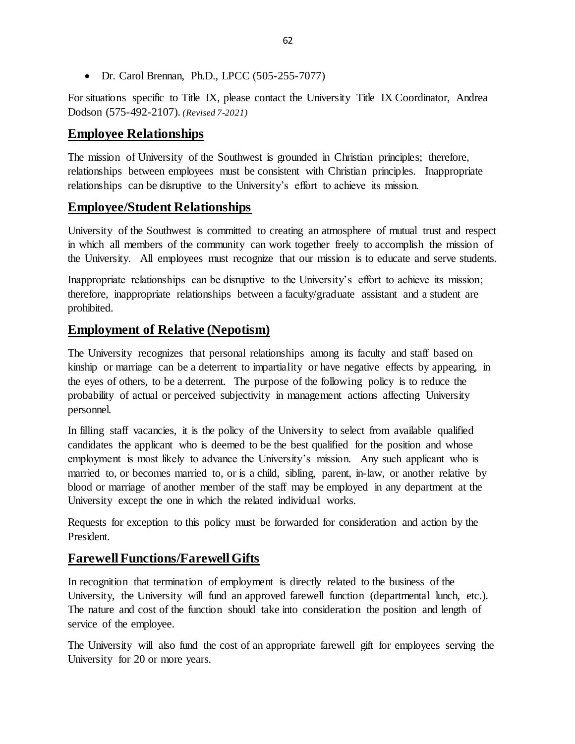- Dr. Carol Brennan, Ph.D., LPCC (505-255-7077)

For situations specific to Title IX, please contact the University Title IX Coordinator, Andrea Dodson (575-492-2107). *(Revised 7-2021)*

## Employee Relationships

The mission of University of the Southwest is grounded in Christian principles; therefore, relationships between employees must be consistent with Christian principles. Inappropriate relationships can be disruptive to the University's effort to achieve its mission.

## Employee/Student Relationships

University of the Southwest is committed to creating an atmosphere of mutual trust and respect in which all members of the community can work together freely to accomplish the mission of the University. All employees must recognize that our mission is to educate and serve students.

Inappropriate relationships can be disruptive to the University's effort to achieve its mission; therefore, inappropriate relationships between a faculty/graduate assistant and a student are prohibited.

## Employment of Relative (Nepotism)

The University recognizes that personal relationships among its faculty and staff based on kinship or marriage can be a deterrent to impartiality or have negative effects by appearing, in the eyes of others, to be a deterrent. The purpose of the following policy is to reduce the probability of actual or perceived subjectivity in management actions affecting University personnel.

In filling staff vacancies, it is the policy of the University to select from available qualified candidates the applicant who is deemed to be the best qualified for the position and whose employment is most likely to advance the University's mission. Any such applicant who is married to, or becomes married to, or is a child, sibling, parent, in-law, or another relative by blood or marriage of another member of the staff may be employed in any department at the University except the one in which the related individual works.

Requests for exception to this policy must be forwarded for consideration and action by the President.

## Farewell Functions/Farewell Gifts

In recognition that termination of employment is directly related to the business of the University, the University will fund an approved farewell function (departmental lunch, etc.). The nature and cost of the function should take into consideration the position and length of service of the employee.

The University will also fund the cost of an appropriate farewell gift for employees serving the University for 20 or more years.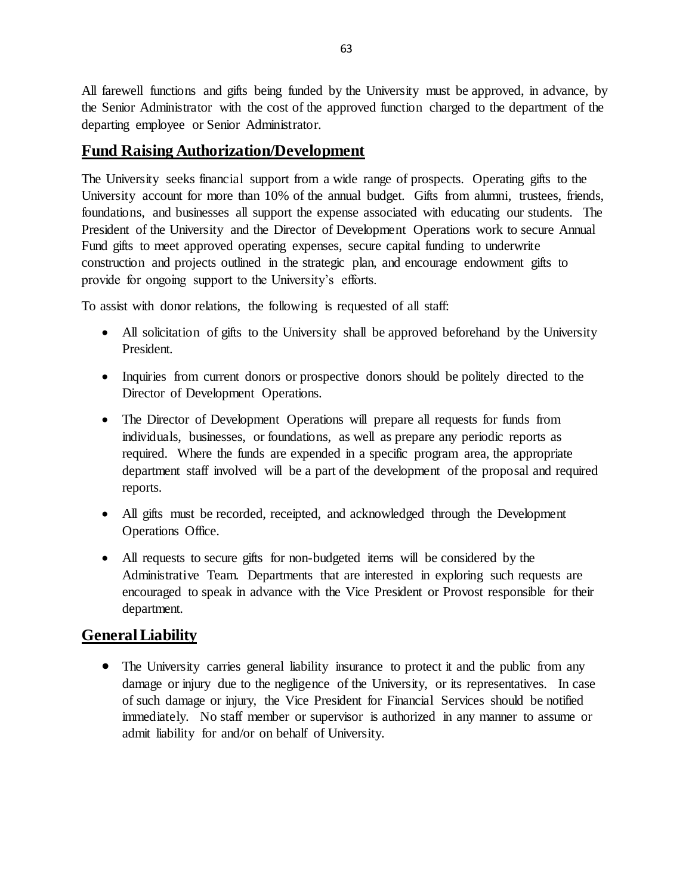All farewell functions and gifts being funded by the University must be approved, in advance, by the Senior Administrator with the cost of the approved function charged to the department of the departing employee or Senior Administrator.

## Fund Raising Authorization/Development

The University seeks financial support from a wide range of prospects. Operating gifts to the University account for more than 10% of the annual budget. Gifts from alumni, trustees, friends, foundations, and businesses all support the expense associated with educating our students. The President of the University and the Director of Development Operations work to secure Annual Fund gifts to meet approved operating expenses, secure capital funding to underwrite construction and projects outlined in the strategic plan, and encourage endowment gifts to provide for ongoing support to the University's efforts.

To assist with donor relations, the following is requested of all staff:

- All solicitation of gifts to the University shall be approved beforehand by the University President.
- Inquiries from current donors or prospective donors should be politely directed to the Director of Development Operations.
- The Director of Development Operations will prepare all requests for funds from individuals, businesses, or foundations, as well as prepare any periodic reports as required. Where the funds are expended in a specific program area, the appropriate department staff involved will be a part of the development of the proposal and required reports.
- All gifts must be recorded, receipted, and acknowledged through the Development Operations Office.
- All requests to secure gifts for non-budgeted items will be considered by the Administrative Team. Departments that are interested in exploring such requests are encouraged to speak in advance with the Vice President or Provost responsible for their department.

## General Liability

- The University carries general liability insurance to protect it and the public from any damage or injury due to the negligence of the University, or its representatives. In case of such damage or injury, the Vice President for Financial Services should be notified immediately. No staff member or supervisor is authorized in any manner to assume or admit liability for and/or on behalf of University.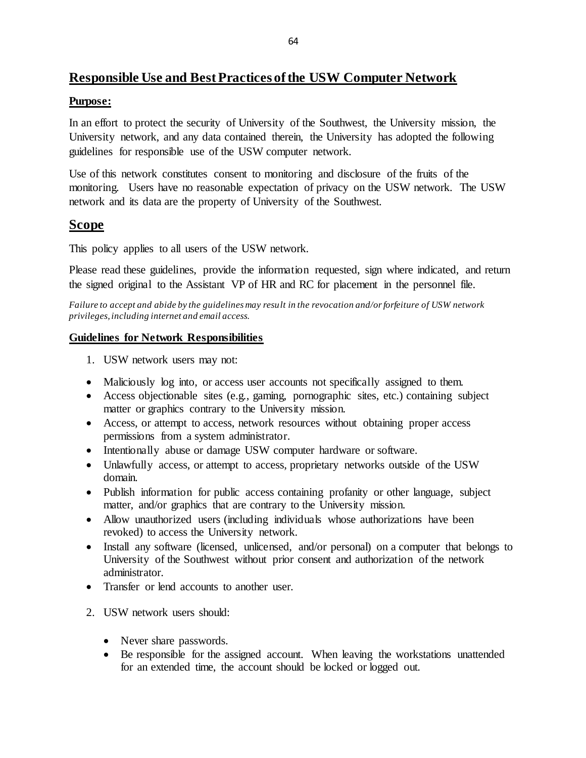## Responsible Use and Best Practices of the USW Computer Network

**Purpose:**

In an effort to protect the security of University of the Southwest, the University mission, the University network, and any data contained therein, the University has adopted the following guidelines for responsible use of the USW computer network.

Use of this network constitutes consent to monitoring and disclosure of the fruits of the monitoring. Users have no reasonable expectation of privacy on the USW network. The USW network and its data are the property of University of the Southwest.

## Scope

This policy applies to all users of the USW network.

Please read these guidelines, provide the information requested, sign where indicated, and return the signed original to the Assistant VP of HR and RC for placement in the personnel file.

*Failure to accept and abide by the guidelines may result in the revocation and/or forfeiture of USW network privileges, including internet and email access.*

**Guidelines for Network Responsibilities**

1. USW network users may not:

- Maliciously log into, or access user accounts not specifically assigned to them.
- Access objectionable sites (e.g., gaming, pornographic sites, etc.) containing subject matter or graphics contrary to the University mission.
- Access, or attempt to access, network resources without obtaining proper access permissions from a system administrator.
- Intentionally abuse or damage USW computer hardware or software.
- Unlawfully access, or attempt to access, proprietary networks outside of the USW domain.
- Publish information for public access containing profanity or other language, subject matter, and/or graphics that are contrary to the University mission.
- Allow unauthorized users (including individuals whose authorizations have been revoked) to access the University network.
- Install any software (licensed, unlicensed, and/or personal) on a computer that belongs to University of the Southwest without prior consent and authorization of the network administrator.
- Transfer or lend accounts to another user.

2. USW network users should:

   - Never share passwords.
   - Be responsible for the assigned account. When leaving the workstations unattended for an extended time, the account should be locked or logged out.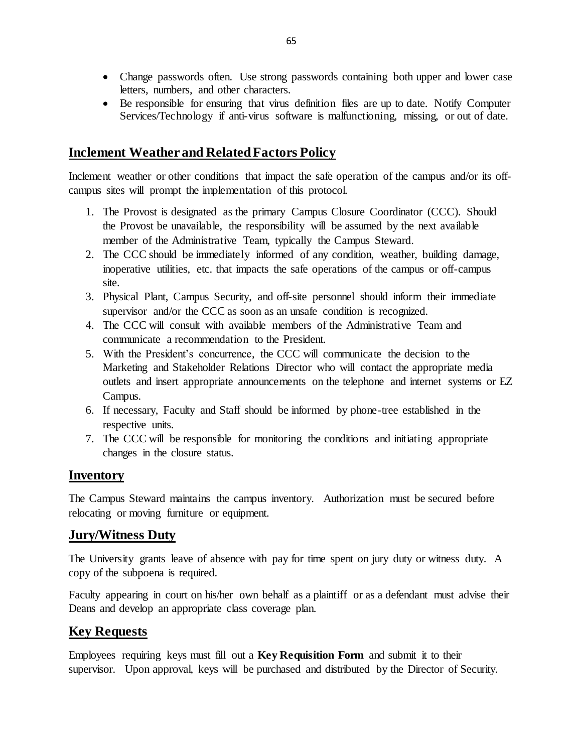- Change passwords often. Use strong passwords containing both upper and lower case letters, numbers, and other characters.
- Be responsible for ensuring that virus definition files are up to date. Notify Computer Services/Technology if anti-virus software is malfunctioning, missing, or out of date.

## Inclement Weather and Related Factors Policy

Inclement weather or other conditions that impact the safe operation of the campus and/or its off-campus sites will prompt the implementation of this protocol.

1. The Provost is designated as the primary Campus Closure Coordinator (CCC). Should the Provost be unavailable, the responsibility will be assumed by the next available member of the Administrative Team, typically the Campus Steward.
2. The CCC should be immediately informed of any condition, weather, building damage, inoperative utilities, etc. that impacts the safe operations of the campus or off-campus site.
3. Physical Plant, Campus Security, and off-site personnel should inform their immediate supervisor and/or the CCC as soon as an unsafe condition is recognized.
4. The CCC will consult with available members of the Administrative Team and communicate a recommendation to the President.
5. With the President's concurrence, the CCC will communicate the decision to the Marketing and Stakeholder Relations Director who will contact the appropriate media outlets and insert appropriate announcements on the telephone and internet systems or EZ Campus.
6. If necessary, Faculty and Staff should be informed by phone-tree established in the respective units.
7. The CCC will be responsible for monitoring the conditions and initiating appropriate changes in the closure status.

## Inventory

The Campus Steward maintains the campus inventory. Authorization must be secured before relocating or moving furniture or equipment.

## Jury/Witness Duty

The University grants leave of absence with pay for time spent on jury duty or witness duty. A copy of the subpoena is required.

Faculty appearing in court on his/her own behalf as a plaintiff or as a defendant must advise their Deans and develop an appropriate class coverage plan.

## Key Requests

Employees requiring keys must fill out a **Key Requisition Form** and submit it to their supervisor. Upon approval, keys will be purchased and distributed by the Director of Security.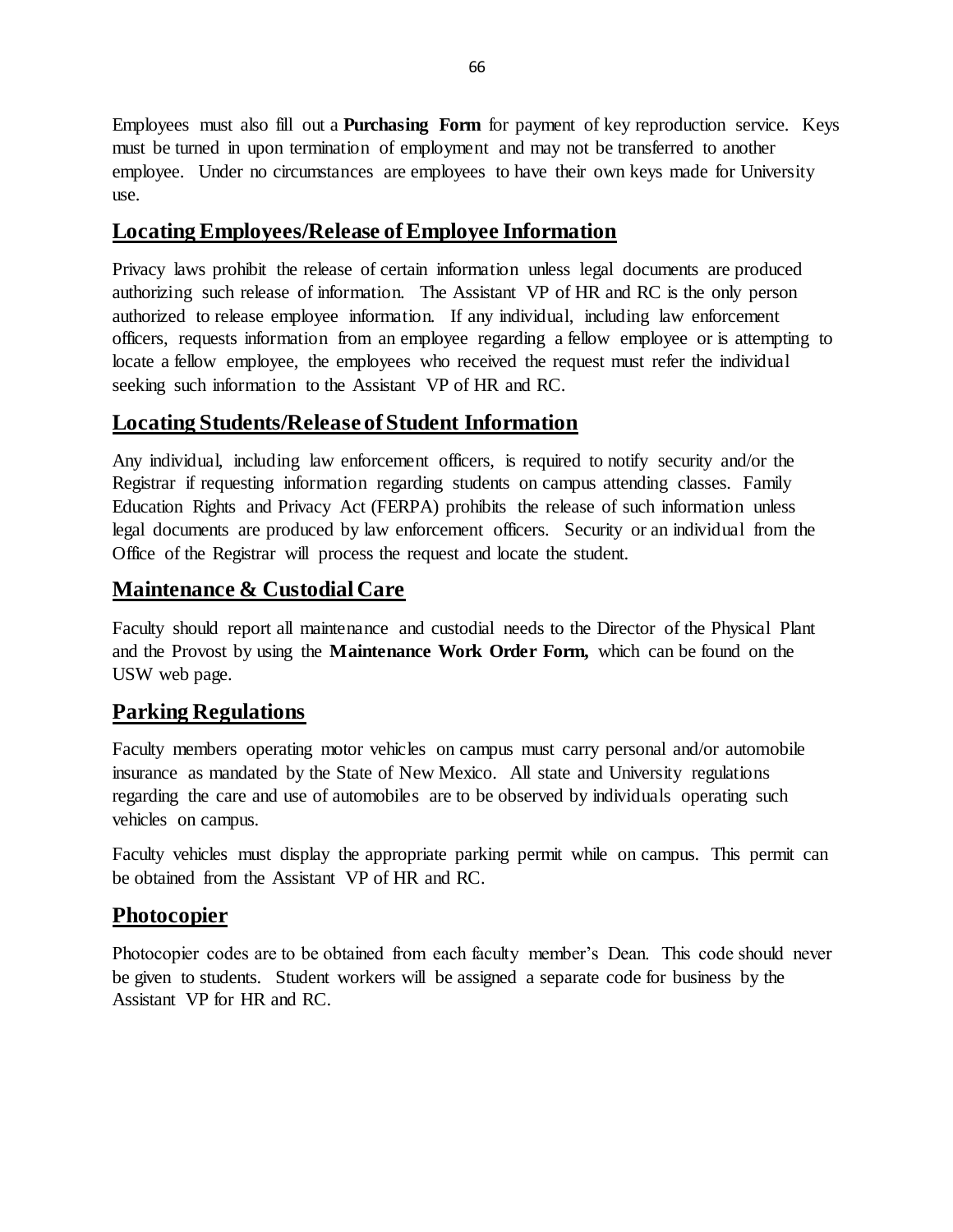Employees must also fill out a **Purchasing Form** for payment of key reproduction service. Keys must be turned in upon termination of employment and may not be transferred to another employee. Under no circumstances are employees to have their own keys made for University use.

## Locating Employees/Release of Employee Information

Privacy laws prohibit the release of certain information unless legal documents are produced authorizing such release of information. The Assistant VP of HR and RC is the only person authorized to release employee information. If any individual, including law enforcement officers, requests information from an employee regarding a fellow employee or is attempting to locate a fellow employee, the employees who received the request must refer the individual seeking such information to the Assistant VP of HR and RC.

## Locating Students/Release of Student Information

Any individual, including law enforcement officers, is required to notify security and/or the Registrar if requesting information regarding students on campus attending classes. Family Education Rights and Privacy Act (FERPA) prohibits the release of such information unless legal documents are produced by law enforcement officers. Security or an individual from the Office of the Registrar will process the request and locate the student.

## Maintenance & Custodial Care

Faculty should report all maintenance and custodial needs to the Director of the Physical Plant and the Provost by using the **Maintenance Work Order Form,** which can be found on the USW web page.

## Parking Regulations

Faculty members operating motor vehicles on campus must carry personal and/or automobile insurance as mandated by the State of New Mexico. All state and University regulations regarding the care and use of automobiles are to be observed by individuals operating such vehicles on campus.

Faculty vehicles must display the appropriate parking permit while on campus. This permit can be obtained from the Assistant VP of HR and RC.

## Photocopier

Photocopier codes are to be obtained from each faculty member's Dean. This code should never be given to students. Student workers will be assigned a separate code for business by the Assistant VP for HR and RC.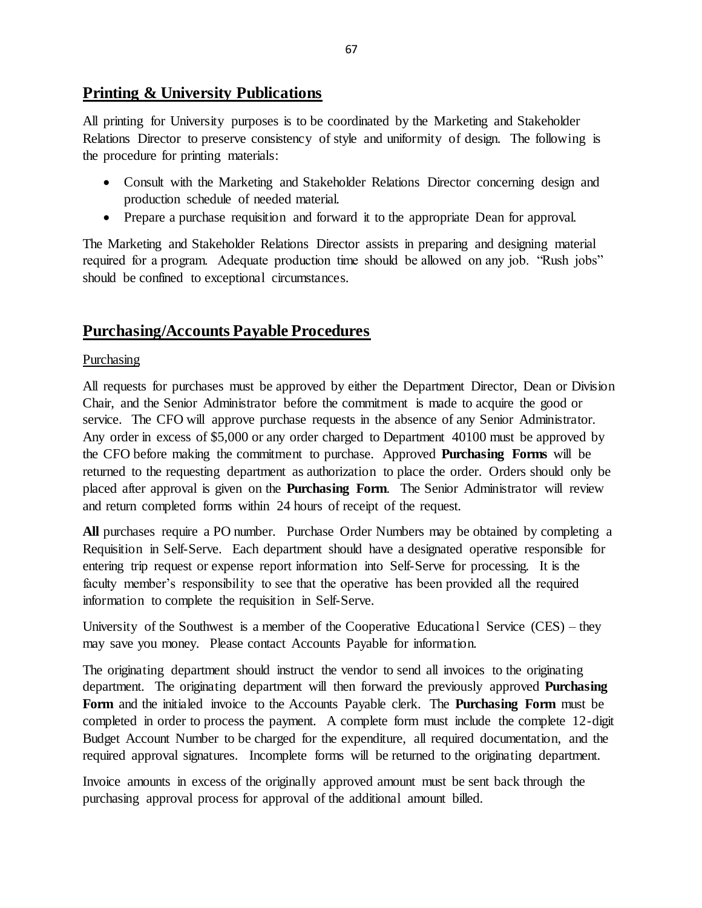## Printing & University Publications

All printing for University purposes is to be coordinated by the Marketing and Stakeholder Relations Director to preserve consistency of style and uniformity of design. The following is the procedure for printing materials:

- Consult with the Marketing and Stakeholder Relations Director concerning design and production schedule of needed material.
- Prepare a purchase requisition and forward it to the appropriate Dean for approval.

The Marketing and Stakeholder Relations Director assists in preparing and designing material required for a program. Adequate production time should be allowed on any job. "Rush jobs" should be confined to exceptional circumstances.

## Purchasing/Accounts Payable Procedures

### Purchasing

All requests for purchases must be approved by either the Department Director, Dean or Division Chair, and the Senior Administrator before the commitment is made to acquire the good or service. The CFO will approve purchase requests in the absence of any Senior Administrator. Any order in excess of $5,000 or any order charged to Department 40100 must be approved by the CFO before making the commitment to purchase. Approved **Purchasing Forms** will be returned to the requesting department as authorization to place the order. Orders should only be placed after approval is given on the **Purchasing Form**. The Senior Administrator will review and return completed forms within 24 hours of receipt of the request.

**All** purchases require a PO number. Purchase Order Numbers may be obtained by completing a Requisition in Self-Serve. Each department should have a designated operative responsible for entering trip request or expense report information into Self-Serve for processing. It is the faculty member's responsibility to see that the operative has been provided all the required information to complete the requisition in Self-Serve.

University of the Southwest is a member of the Cooperative Educational Service (CES) – they may save you money. Please contact Accounts Payable for information.

The originating department should instruct the vendor to send all invoices to the originating department. The originating department will then forward the previously approved **Purchasing Form** and the initialed invoice to the Accounts Payable clerk. The **Purchasing Form** must be completed in order to process the payment. A complete form must include the complete 12-digit Budget Account Number to be charged for the expenditure, all required documentation, and the required approval signatures. Incomplete forms will be returned to the originating department.

Invoice amounts in excess of the originally approved amount must be sent back through the purchasing approval process for approval of the additional amount billed.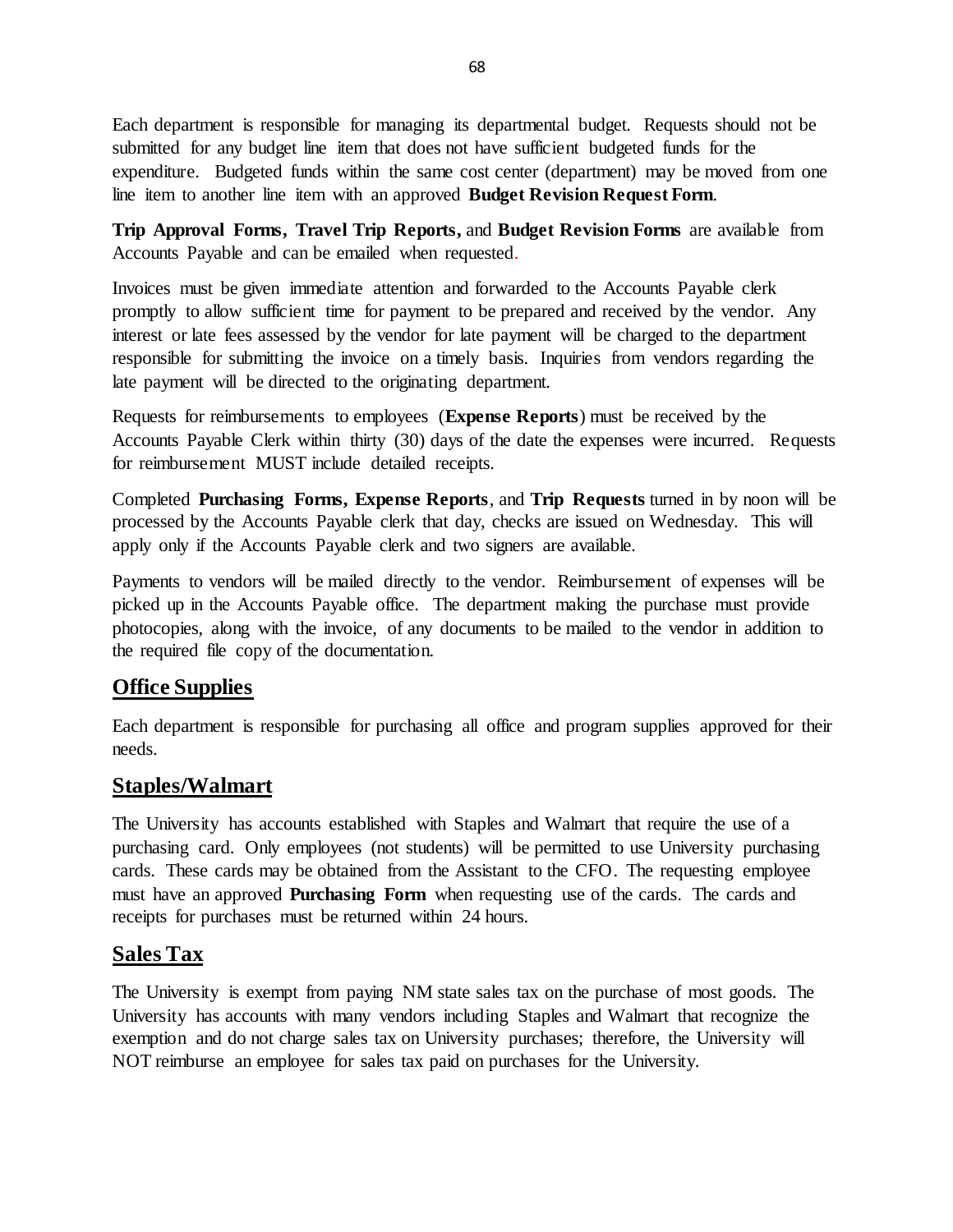Each department is responsible for managing its departmental budget. Requests should not be submitted for any budget line item that does not have sufficient budgeted funds for the expenditure. Budgeted funds within the same cost center (department) may be moved from one line item to another line item with an approved **Budget Revision Request Form**.

**Trip Approval Forms, Travel Trip Reports,** and **Budget Revision Forms** are available from Accounts Payable and can be emailed when requested.

Invoices must be given immediate attention and forwarded to the Accounts Payable clerk promptly to allow sufficient time for payment to be prepared and received by the vendor. Any interest or late fees assessed by the vendor for late payment will be charged to the department responsible for submitting the invoice on a timely basis. Inquiries from vendors regarding the late payment will be directed to the originating department.

Requests for reimbursements to employees (**Expense Reports**) must be received by the Accounts Payable Clerk within thirty (30) days of the date the expenses were incurred. Requests for reimbursement MUST include detailed receipts.

Completed **Purchasing Forms, Expense Reports**, and **Trip Requests** turned in by noon will be processed by the Accounts Payable clerk that day, checks are issued on Wednesday. This will apply only if the Accounts Payable clerk and two signers are available.

Payments to vendors will be mailed directly to the vendor. Reimbursement of expenses will be picked up in the Accounts Payable office. The department making the purchase must provide photocopies, along with the invoice, of any documents to be mailed to the vendor in addition to the required file copy of the documentation.

## Office Supplies

Each department is responsible for purchasing all office and program supplies approved for their needs.

## Staples/Walmart

The University has accounts established with Staples and Walmart that require the use of a purchasing card. Only employees (not students) will be permitted to use University purchasing cards. These cards may be obtained from the Assistant to the CFO. The requesting employee must have an approved **Purchasing Form** when requesting use of the cards. The cards and receipts for purchases must be returned within 24 hours.

## Sales Tax

The University is exempt from paying NM state sales tax on the purchase of most goods. The University has accounts with many vendors including Staples and Walmart that recognize the exemption and do not charge sales tax on University purchases; therefore, the University will NOT reimburse an employee for sales tax paid on purchases for the University.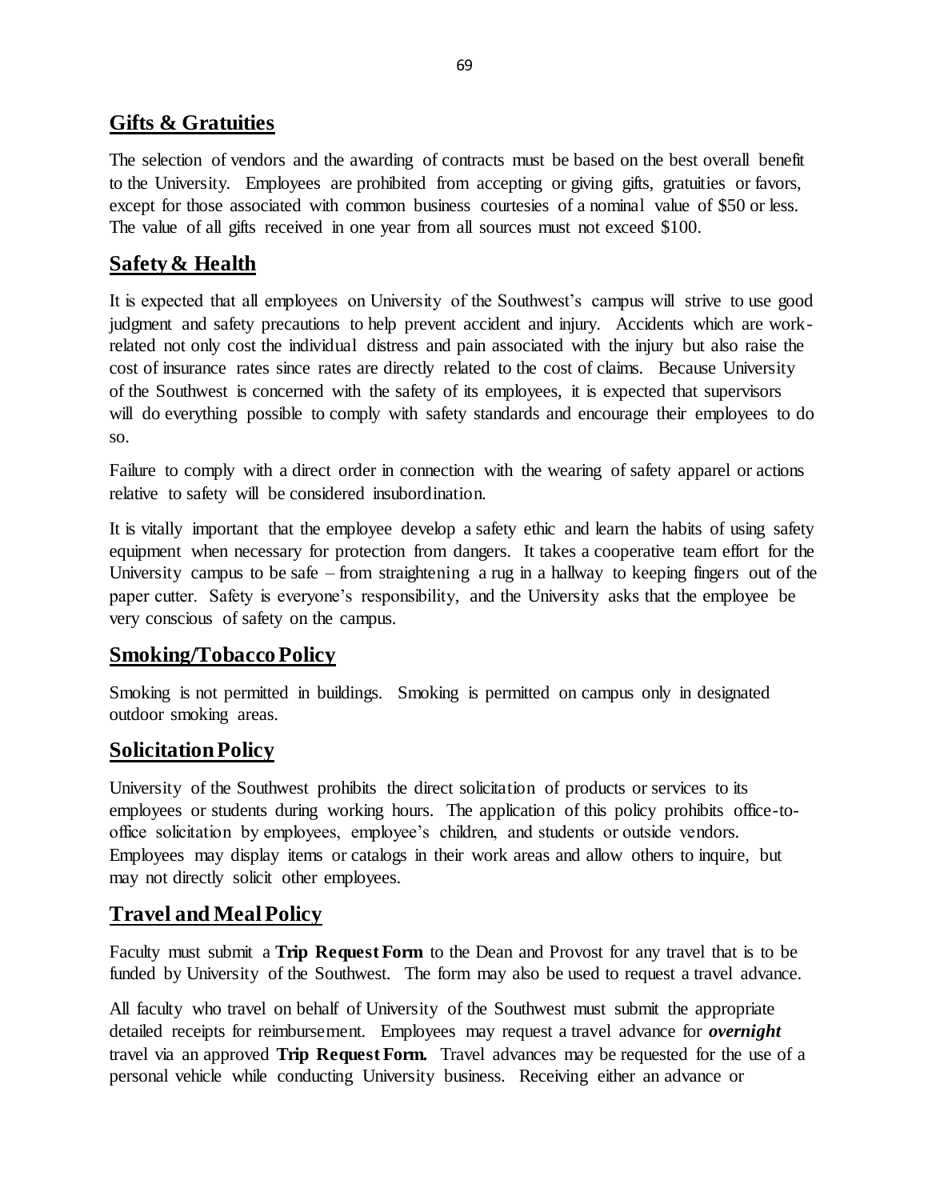## Gifts & Gratuities

The selection of vendors and the awarding of contracts must be based on the best overall benefit to the University. Employees are prohibited from accepting or giving gifts, gratuities or favors, except for those associated with common business courtesies of a nominal value of $50 or less. The value of all gifts received in one year from all sources must not exceed $100.

## Safety & Health

It is expected that all employees on University of the Southwest's campus will strive to use good judgment and safety precautions to help prevent accident and injury. Accidents which are work-related not only cost the individual distress and pain associated with the injury but also raise the cost of insurance rates since rates are directly related to the cost of claims. Because University of the Southwest is concerned with the safety of its employees, it is expected that supervisors will do everything possible to comply with safety standards and encourage their employees to do so.

Failure to comply with a direct order in connection with the wearing of safety apparel or actions relative to safety will be considered insubordination.

It is vitally important that the employee develop a safety ethic and learn the habits of using safety equipment when necessary for protection from dangers. It takes a cooperative team effort for the University campus to be safe – from straightening a rug in a hallway to keeping fingers out of the paper cutter. Safety is everyone's responsibility, and the University asks that the employee be very conscious of safety on the campus.

## Smoking/Tobacco Policy

Smoking is not permitted in buildings. Smoking is permitted on campus only in designated outdoor smoking areas.

## Solicitation Policy

University of the Southwest prohibits the direct solicitation of products or services to its employees or students during working hours. The application of this policy prohibits office-to-office solicitation by employees, employee's children, and students or outside vendors. Employees may display items or catalogs in their work areas and allow others to inquire, but may not directly solicit other employees.

## Travel and Meal Policy

Faculty must submit a **Trip Request Form** to the Dean and Provost for any travel that is to be funded by University of the Southwest. The form may also be used to request a travel advance.

All faculty who travel on behalf of University of the Southwest must submit the appropriate detailed receipts for reimbursement. Employees may request a travel advance for ***overnight*** travel via an approved **Trip Request Form.** Travel advances may be requested for the use of a personal vehicle while conducting University business. Receiving either an advance or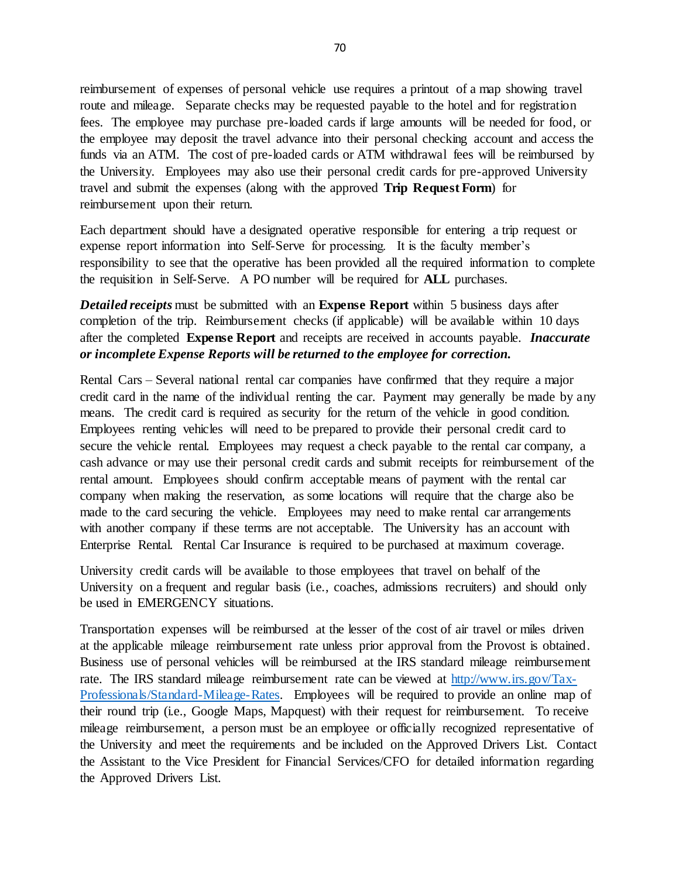reimbursement of expenses of personal vehicle use requires a printout of a map showing travel route and mileage. Separate checks may be requested payable to the hotel and for registration fees. The employee may purchase pre-loaded cards if large amounts will be needed for food, or the employee may deposit the travel advance into their personal checking account and access the funds via an ATM. The cost of pre-loaded cards or ATM withdrawal fees will be reimbursed by the University. Employees may also use their personal credit cards for pre-approved University travel and submit the expenses (along with the approved **Trip Request Form**) for reimbursement upon their return.

Each department should have a designated operative responsible for entering a trip request or expense report information into Self-Serve for processing. It is the faculty member's responsibility to see that the operative has been provided all the required information to complete the requisition in Self-Serve. A PO number will be required for **ALL** purchases.

***Detailed receipts*** must be submitted with an **Expense Report** within 5 business days after completion of the trip. Reimbursement checks (if applicable) will be available within 10 days after the completed **Expense Report** and receipts are received in accounts payable. ***Inaccurate or incomplete Expense Reports will be returned to the employee for correction.***

Rental Cars – Several national rental car companies have confirmed that they require a major credit card in the name of the individual renting the car. Payment may generally be made by any means. The credit card is required as security for the return of the vehicle in good condition. Employees renting vehicles will need to be prepared to provide their personal credit card to secure the vehicle rental. Employees may request a check payable to the rental car company, a cash advance or may use their personal credit cards and submit receipts for reimbursement of the rental amount. Employees should confirm acceptable means of payment with the rental car company when making the reservation, as some locations will require that the charge also be made to the card securing the vehicle. Employees may need to make rental car arrangements with another company if these terms are not acceptable. The University has an account with Enterprise Rental. Rental Car Insurance is required to be purchased at maximum coverage.

University credit cards will be available to those employees that travel on behalf of the University on a frequent and regular basis (i.e., coaches, admissions recruiters) and should only be used in EMERGENCY situations.

Transportation expenses will be reimbursed at the lesser of the cost of air travel or miles driven at the applicable mileage reimbursement rate unless prior approval from the Provost is obtained. Business use of personal vehicles will be reimbursed at the IRS standard mileage reimbursement rate. The IRS standard mileage reimbursement rate can be viewed at [http://www.irs.gov/Tax-Professionals/Standard-Mileage-Rates](http://www.irs.gov/Tax-Professionals/Standard-Mileage-Rates). Employees will be required to provide an online map of their round trip (i.e., Google Maps, Mapquest) with their request for reimbursement. To receive mileage reimbursement, a person must be an employee or officially recognized representative of the University and meet the requirements and be included on the Approved Drivers List. Contact the Assistant to the Vice President for Financial Services/CFO for detailed information regarding the Approved Drivers List.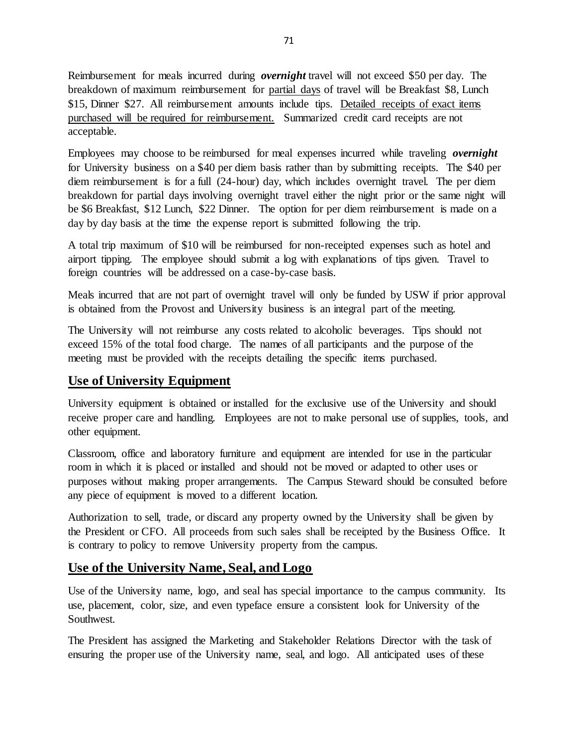Reimbursement for meals incurred during ***overnight*** travel will not exceed $50 per day. The breakdown of maximum reimbursement for <u>partial days</u> of travel will be Breakfast $8, Lunch $15, Dinner $27. All reimbursement amounts include tips. <u>Detailed receipts of exact items purchased will be required for reimbursement.</u> Summarized credit card receipts are not acceptable.

Employees may choose to be reimbursed for meal expenses incurred while traveling ***overnight*** for University business on a $40 per diem basis rather than by submitting receipts. The $40 per diem reimbursement is for a full (24-hour) day, which includes overnight travel. The per diem breakdown for partial days involving overnight travel either the night prior or the same night will be $6 Breakfast, $12 Lunch, $22 Dinner. The option for per diem reimbursement is made on a day by day basis at the time the expense report is submitted following the trip.

A total trip maximum of $10 will be reimbursed for non-receipted expenses such as hotel and airport tipping. The employee should submit a log with explanations of tips given. Travel to foreign countries will be addressed on a case-by-case basis.

Meals incurred that are not part of overnight travel will only be funded by USW if prior approval is obtained from the Provost and University business is an integral part of the meeting.

The University will not reimburse any costs related to alcoholic beverages. Tips should not exceed 15% of the total food charge. The names of all participants and the purpose of the meeting must be provided with the receipts detailing the specific items purchased.

## Use of University Equipment

University equipment is obtained or installed for the exclusive use of the University and should receive proper care and handling. Employees are not to make personal use of supplies, tools, and other equipment.

Classroom, office and laboratory furniture and equipment are intended for use in the particular room in which it is placed or installed and should not be moved or adapted to other uses or purposes without making proper arrangements. The Campus Steward should be consulted before any piece of equipment is moved to a different location.

Authorization to sell, trade, or discard any property owned by the University shall be given by the President or CFO. All proceeds from such sales shall be receipted by the Business Office. It is contrary to policy to remove University property from the campus.

## Use of the University Name, Seal, and Logo

Use of the University name, logo, and seal has special importance to the campus community. Its use, placement, color, size, and even typeface ensure a consistent look for University of the Southwest.

The President has assigned the Marketing and Stakeholder Relations Director with the task of ensuring the proper use of the University name, seal, and logo. All anticipated uses of these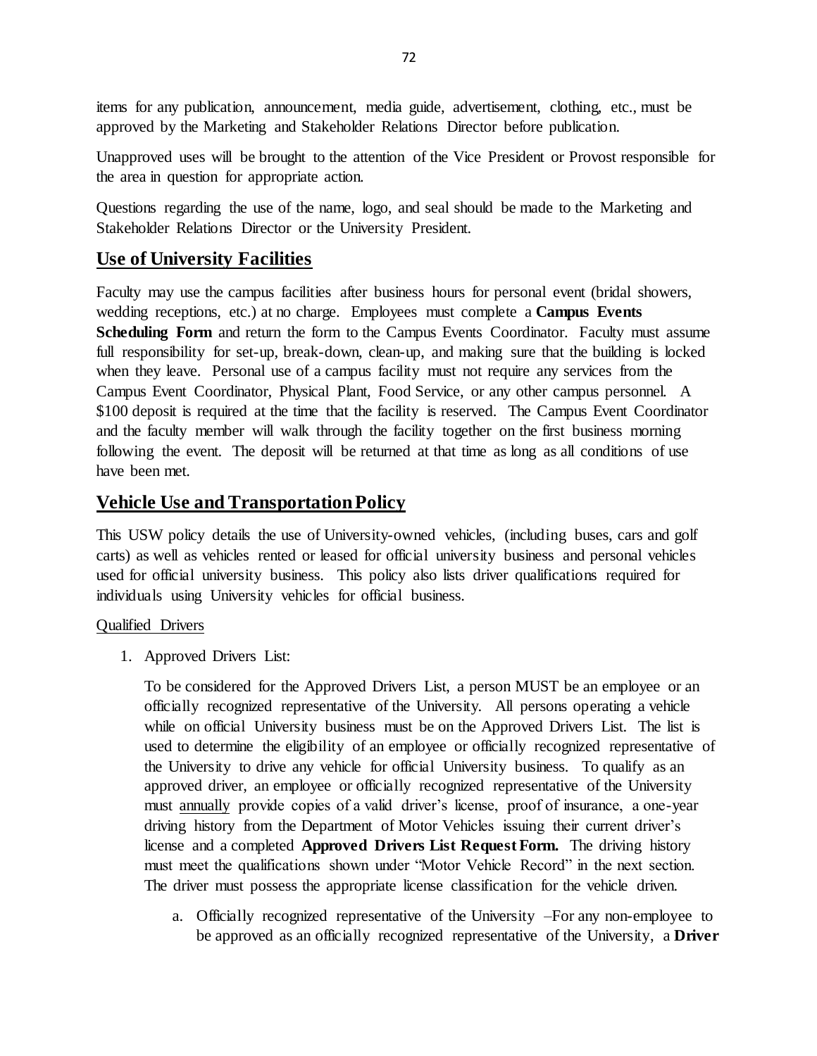items for any publication, announcement, media guide, advertisement, clothing, etc., must be approved by the Marketing and Stakeholder Relations Director before publication.

Unapproved uses will be brought to the attention of the Vice President or Provost responsible for the area in question for appropriate action.

Questions regarding the use of the name, logo, and seal should be made to the Marketing and Stakeholder Relations Director or the University President.

## Use of University Facilities

Faculty may use the campus facilities after business hours for personal event (bridal showers, wedding receptions, etc.) at no charge. Employees must complete a **Campus Events Scheduling Form** and return the form to the Campus Events Coordinator. Faculty must assume full responsibility for set-up, break-down, clean-up, and making sure that the building is locked when they leave. Personal use of a campus facility must not require any services from the Campus Event Coordinator, Physical Plant, Food Service, or any other campus personnel. A $100 deposit is required at the time that the facility is reserved. The Campus Event Coordinator and the faculty member will walk through the facility together on the first business morning following the event. The deposit will be returned at that time as long as all conditions of use have been met.

## Vehicle Use and Transportation Policy

This USW policy details the use of University-owned vehicles, (including buses, cars and golf carts) as well as vehicles rented or leased for official university business and personal vehicles used for official university business. This policy also lists driver qualifications required for individuals using University vehicles for official business.

Qualified Drivers

1. Approved Drivers List:

   To be considered for the Approved Drivers List, a person MUST be an employee or an officially recognized representative of the University. All persons operating a vehicle while on official University business must be on the Approved Drivers List. The list is used to determine the eligibility of an employee or officially recognized representative of the University to drive any vehicle for official University business. To qualify as an approved driver, an employee or officially recognized representative of the University must annually provide copies of a valid driver's license, proof of insurance, a one-year driving history from the Department of Motor Vehicles issuing their current driver's license and a completed **Approved Drivers List Request Form.** The driving history must meet the qualifications shown under "Motor Vehicle Record" in the next section. The driver must possess the appropriate license classification for the vehicle driven.

   a. Officially recognized representative of the University –For any non-employee to be approved as an officially recognized representative of the University, a **Driver**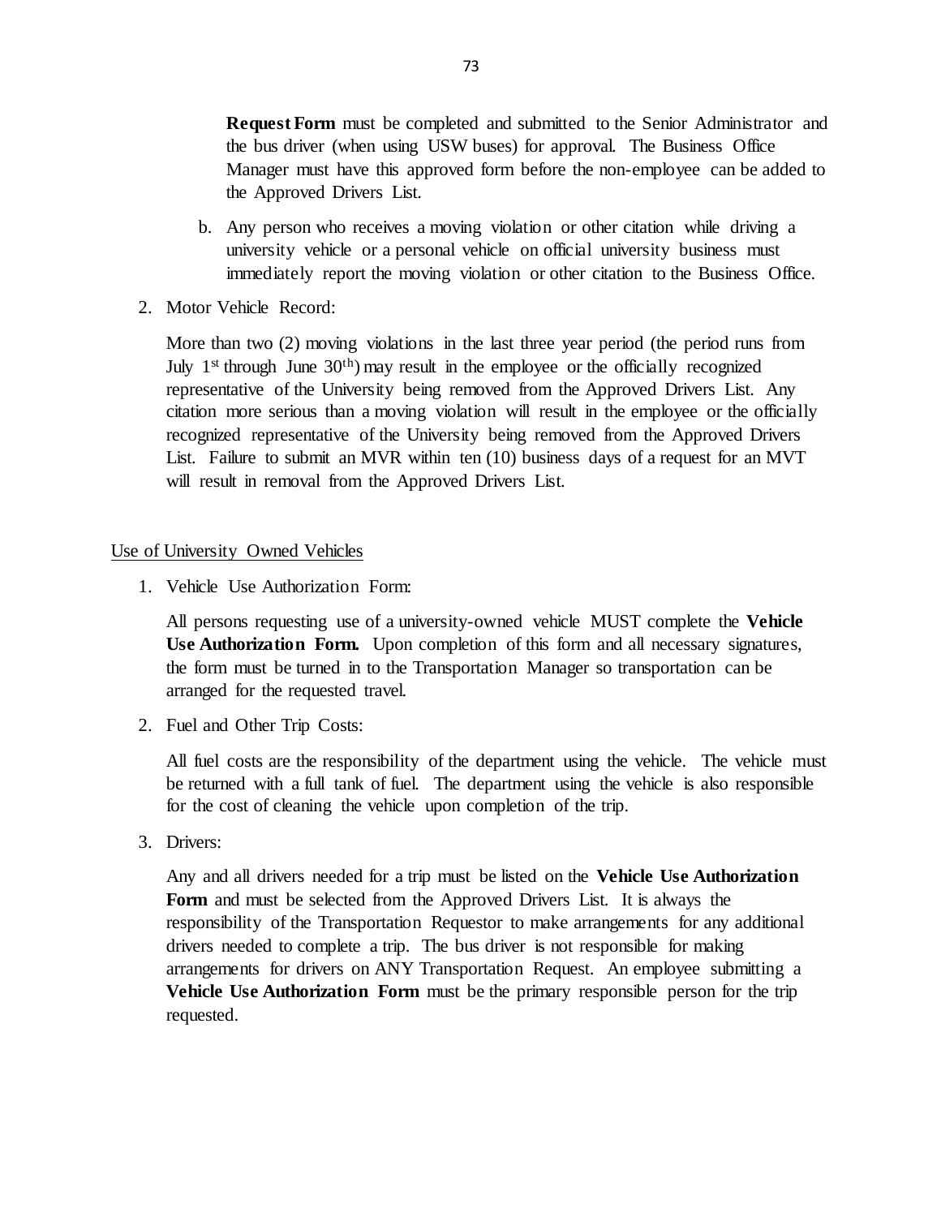**Request Form** must be completed and submitted to the Senior Administrator and the bus driver (when using USW buses) for approval. The Business Office Manager must have this approved form before the non-employee can be added to the Approved Drivers List.

b. Any person who receives a moving violation or other citation while driving a university vehicle or a personal vehicle on official university business must immediately report the moving violation or other citation to the Business Office.

2. Motor Vehicle Record:

   More than two (2) moving violations in the last three year period (the period runs from July 1st through June 30th) may result in the employee or the officially recognized representative of the University being removed from the Approved Drivers List. Any citation more serious than a moving violation will result in the employee or the officially recognized representative of the University being removed from the Approved Drivers List. Failure to submit an MVR within ten (10) business days of a request for an MVT will result in removal from the Approved Drivers List.

Use of University Owned Vehicles

1. Vehicle Use Authorization Form:

   All persons requesting use of a university-owned vehicle MUST complete the **Vehicle Use Authorization Form.** Upon completion of this form and all necessary signatures, the form must be turned in to the Transportation Manager so transportation can be arranged for the requested travel.

2. Fuel and Other Trip Costs:

   All fuel costs are the responsibility of the department using the vehicle. The vehicle must be returned with a full tank of fuel. The department using the vehicle is also responsible for the cost of cleaning the vehicle upon completion of the trip.

3. Drivers:

   Any and all drivers needed for a trip must be listed on the **Vehicle Use Authorization Form** and must be selected from the Approved Drivers List. It is always the responsibility of the Transportation Requestor to make arrangements for any additional drivers needed to complete a trip. The bus driver is not responsible for making arrangements for drivers on ANY Transportation Request. An employee submitting a **Vehicle Use Authorization Form** must be the primary responsible person for the trip requested.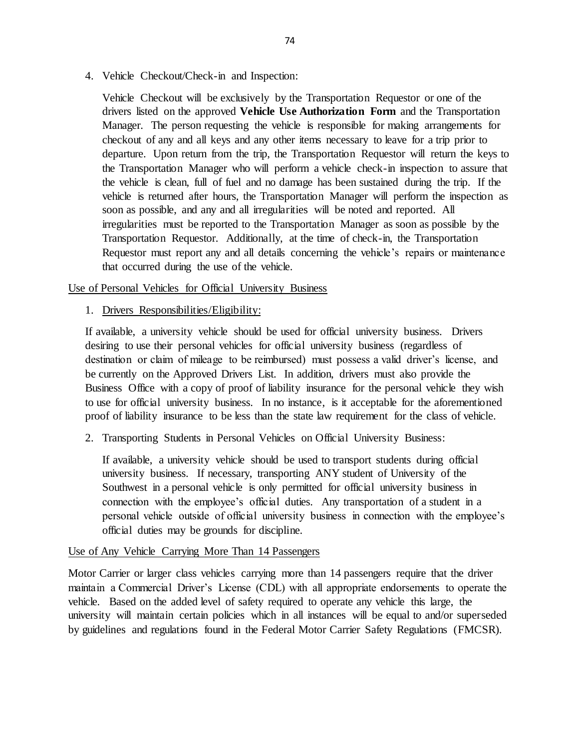4. Vehicle Checkout/Check-in and Inspection:

   Vehicle Checkout will be exclusively by the Transportation Requestor or one of the drivers listed on the approved **Vehicle Use Authorization Form** and the Transportation Manager. The person requesting the vehicle is responsible for making arrangements for checkout of any and all keys and any other items necessary to leave for a trip prior to departure. Upon return from the trip, the Transportation Requestor will return the keys to the Transportation Manager who will perform a vehicle check-in inspection to assure that the vehicle is clean, full of fuel and no damage has been sustained during the trip. If the vehicle is returned after hours, the Transportation Manager will perform the inspection as soon as possible, and any and all irregularities will be noted and reported. All irregularities must be reported to the Transportation Manager as soon as possible by the Transportation Requestor. Additionally, at the time of check-in, the Transportation Requestor must report any and all details concerning the vehicle's repairs or maintenance that occurred during the use of the vehicle.

<u>Use of Personal Vehicles for Official University Business</u>

1. <u>Drivers Responsibilities/Eligibility:</u>

If available, a university vehicle should be used for official university business. Drivers desiring to use their personal vehicles for official university business (regardless of destination or claim of mileage to be reimbursed) must possess a valid driver's license, and be currently on the Approved Drivers List. In addition, drivers must also provide the Business Office with a copy of proof of liability insurance for the personal vehicle they wish to use for official university business. In no instance, is it acceptable for the aforementioned proof of liability insurance to be less than the state law requirement for the class of vehicle.

2. Transporting Students in Personal Vehicles on Official University Business:

   If available, a university vehicle should be used to transport students during official university business. If necessary, transporting ANY student of University of the Southwest in a personal vehicle is only permitted for official university business in connection with the employee's official duties. Any transportation of a student in a personal vehicle outside of official university business in connection with the employee's official duties may be grounds for discipline.

<u>Use of Any Vehicle Carrying More Than 14 Passengers</u>

Motor Carrier or larger class vehicles carrying more than 14 passengers require that the driver maintain a Commercial Driver's License (CDL) with all appropriate endorsements to operate the vehicle. Based on the added level of safety required to operate any vehicle this large, the university will maintain certain policies which in all instances will be equal to and/or superseded by guidelines and regulations found in the Federal Motor Carrier Safety Regulations (FMCSR).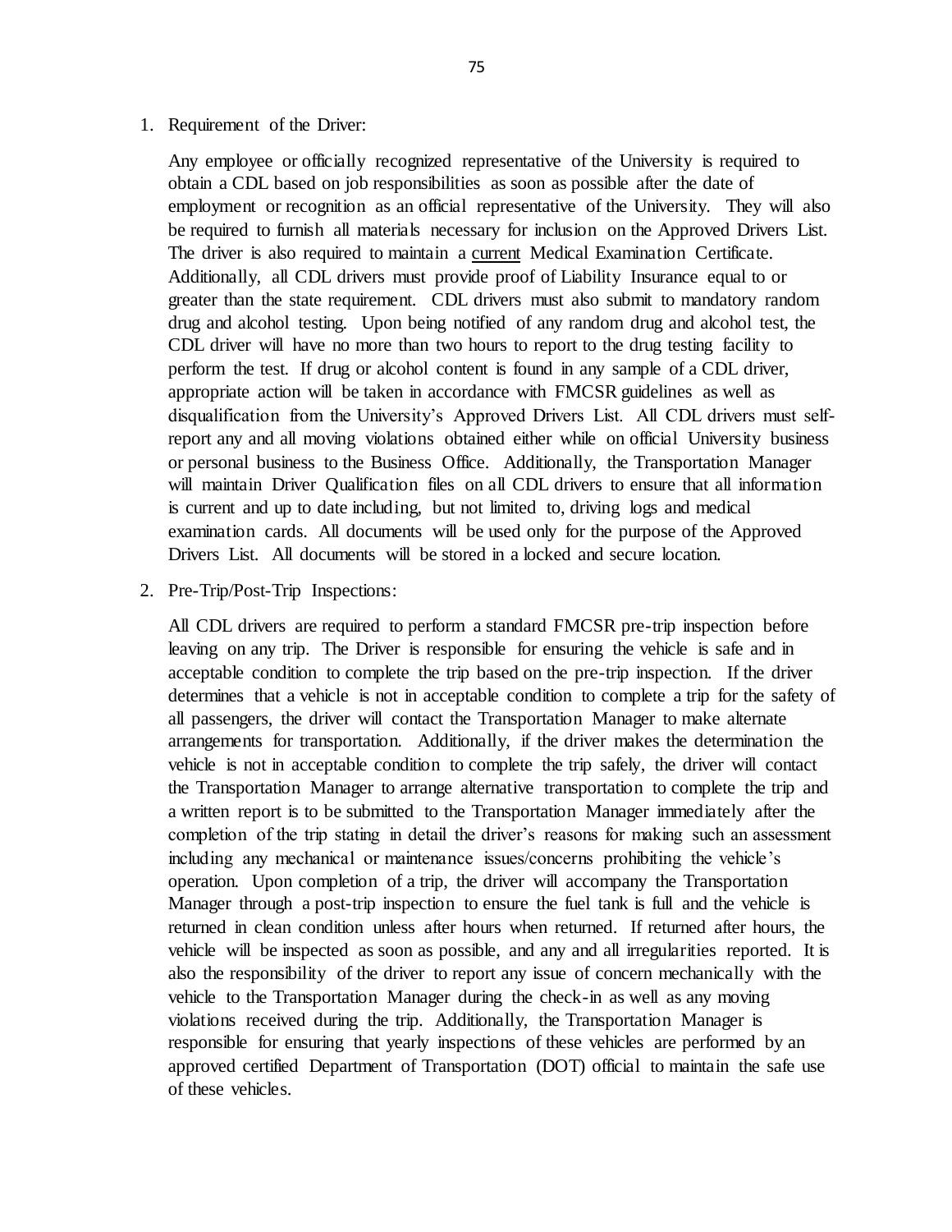1. Requirement of the Driver:

   Any employee or officially recognized representative of the University is required to obtain a CDL based on job responsibilities as soon as possible after the date of employment or recognition as an official representative of the University. They will also be required to furnish all materials necessary for inclusion on the Approved Drivers List. The driver is also required to maintain a <u>current</u> Medical Examination Certificate. Additionally, all CDL drivers must provide proof of Liability Insurance equal to or greater than the state requirement. CDL drivers must also submit to mandatory random drug and alcohol testing. Upon being notified of any random drug and alcohol test, the CDL driver will have no more than two hours to report to the drug testing facility to perform the test. If drug or alcohol content is found in any sample of a CDL driver, appropriate action will be taken in accordance with FMCSR guidelines as well as disqualification from the University's Approved Drivers List. All CDL drivers must self-report any and all moving violations obtained either while on official University business or personal business to the Business Office. Additionally, the Transportation Manager will maintain Driver Qualification files on all CDL drivers to ensure that all information is current and up to date including, but not limited to, driving logs and medical examination cards. All documents will be used only for the purpose of the Approved Drivers List. All documents will be stored in a locked and secure location.

2. Pre-Trip/Post-Trip Inspections:

   All CDL drivers are required to perform a standard FMCSR pre-trip inspection before leaving on any trip. The Driver is responsible for ensuring the vehicle is safe and in acceptable condition to complete the trip based on the pre-trip inspection. If the driver determines that a vehicle is not in acceptable condition to complete a trip for the safety of all passengers, the driver will contact the Transportation Manager to make alternate arrangements for transportation. Additionally, if the driver makes the determination the vehicle is not in acceptable condition to complete the trip safely, the driver will contact the Transportation Manager to arrange alternative transportation to complete the trip and a written report is to be submitted to the Transportation Manager immediately after the completion of the trip stating in detail the driver's reasons for making such an assessment including any mechanical or maintenance issues/concerns prohibiting the vehicle's operation. Upon completion of a trip, the driver will accompany the Transportation Manager through a post-trip inspection to ensure the fuel tank is full and the vehicle is returned in clean condition unless after hours when returned. If returned after hours, the vehicle will be inspected as soon as possible, and any and all irregularities reported. It is also the responsibility of the driver to report any issue of concern mechanically with the vehicle to the Transportation Manager during the check-in as well as any moving violations received during the trip. Additionally, the Transportation Manager is responsible for ensuring that yearly inspections of these vehicles are performed by an approved certified Department of Transportation (DOT) official to maintain the safe use of these vehicles.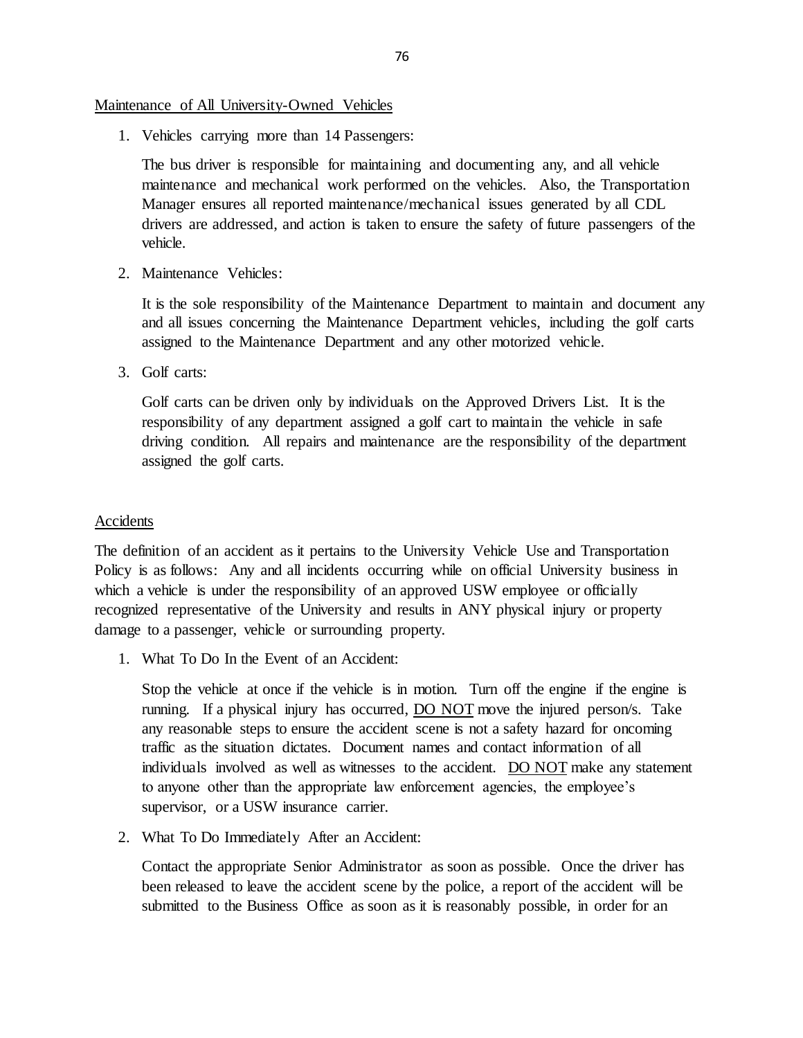<u>Maintenance of All University-Owned Vehicles</u>

1. Vehicles carrying more than 14 Passengers:

   The bus driver is responsible for maintaining and documenting any, and all vehicle maintenance and mechanical work performed on the vehicles. Also, the Transportation Manager ensures all reported maintenance/mechanical issues generated by all CDL drivers are addressed, and action is taken to ensure the safety of future passengers of the vehicle.

2. Maintenance Vehicles:

   It is the sole responsibility of the Maintenance Department to maintain and document any and all issues concerning the Maintenance Department vehicles, including the golf carts assigned to the Maintenance Department and any other motorized vehicle.

3. Golf carts:

   Golf carts can be driven only by individuals on the Approved Drivers List. It is the responsibility of any department assigned a golf cart to maintain the vehicle in safe driving condition. All repairs and maintenance are the responsibility of the department assigned the golf carts.

<u>Accidents</u>

The definition of an accident as it pertains to the University Vehicle Use and Transportation Policy is as follows: Any and all incidents occurring while on official University business in which a vehicle is under the responsibility of an approved USW employee or officially recognized representative of the University and results in ANY physical injury or property damage to a passenger, vehicle or surrounding property.

1. What To Do In the Event of an Accident:

   Stop the vehicle at once if the vehicle is in motion. Turn off the engine if the engine is running. If a physical injury has occurred, <u>DO NOT</u> move the injured person/s. Take any reasonable steps to ensure the accident scene is not a safety hazard for oncoming traffic as the situation dictates. Document names and contact information of all individuals involved as well as witnesses to the accident. <u>DO NOT</u> make any statement to anyone other than the appropriate law enforcement agencies, the employee's supervisor, or a USW insurance carrier.

2. What To Do Immediately After an Accident:

   Contact the appropriate Senior Administrator as soon as possible. Once the driver has been released to leave the accident scene by the police, a report of the accident will be submitted to the Business Office as soon as it is reasonably possible, in order for an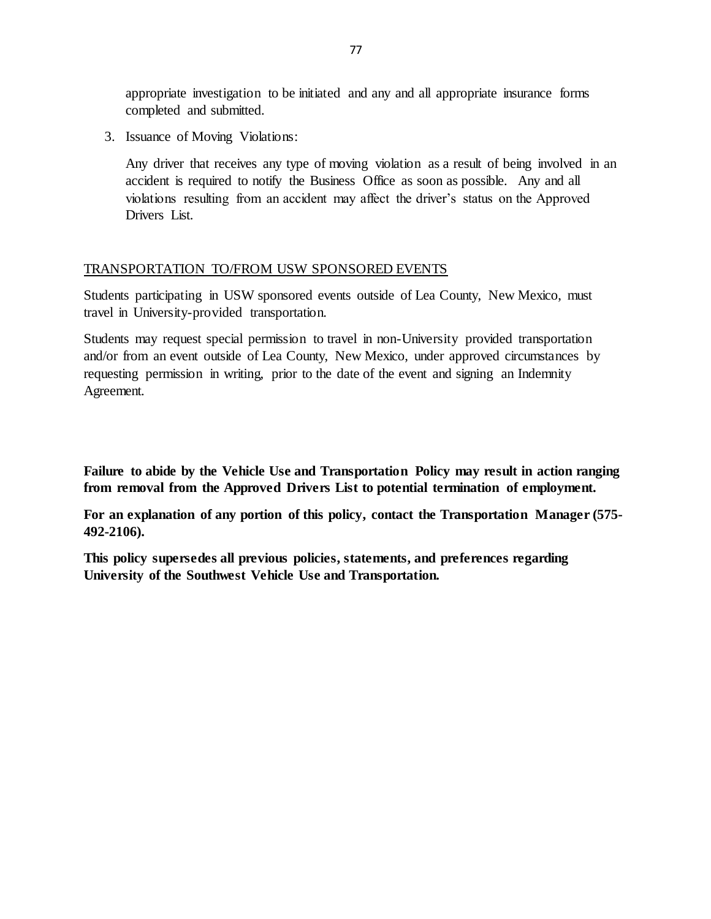appropriate investigation to be initiated and any and all appropriate insurance forms completed and submitted.

3. Issuance of Moving Violations:

   Any driver that receives any type of moving violation as a result of being involved in an accident is required to notify the Business Office as soon as possible. Any and all violations resulting from an accident may affect the driver's status on the Approved Drivers List.

## TRANSPORTATION TO/FROM USW SPONSORED EVENTS

Students participating in USW sponsored events outside of Lea County, New Mexico, must travel in University-provided transportation.

Students may request special permission to travel in non-University provided transportation and/or from an event outside of Lea County, New Mexico, under approved circumstances by requesting permission in writing, prior to the date of the event and signing an Indemnity Agreement.

**Failure to abide by the Vehicle Use and Transportation Policy may result in action ranging from removal from the Approved Drivers List to potential termination of employment.**

**For an explanation of any portion of this policy, contact the Transportation Manager (575-492-2106).**

**This policy supersedes all previous policies, statements, and preferences regarding University of the Southwest Vehicle Use and Transportation.**